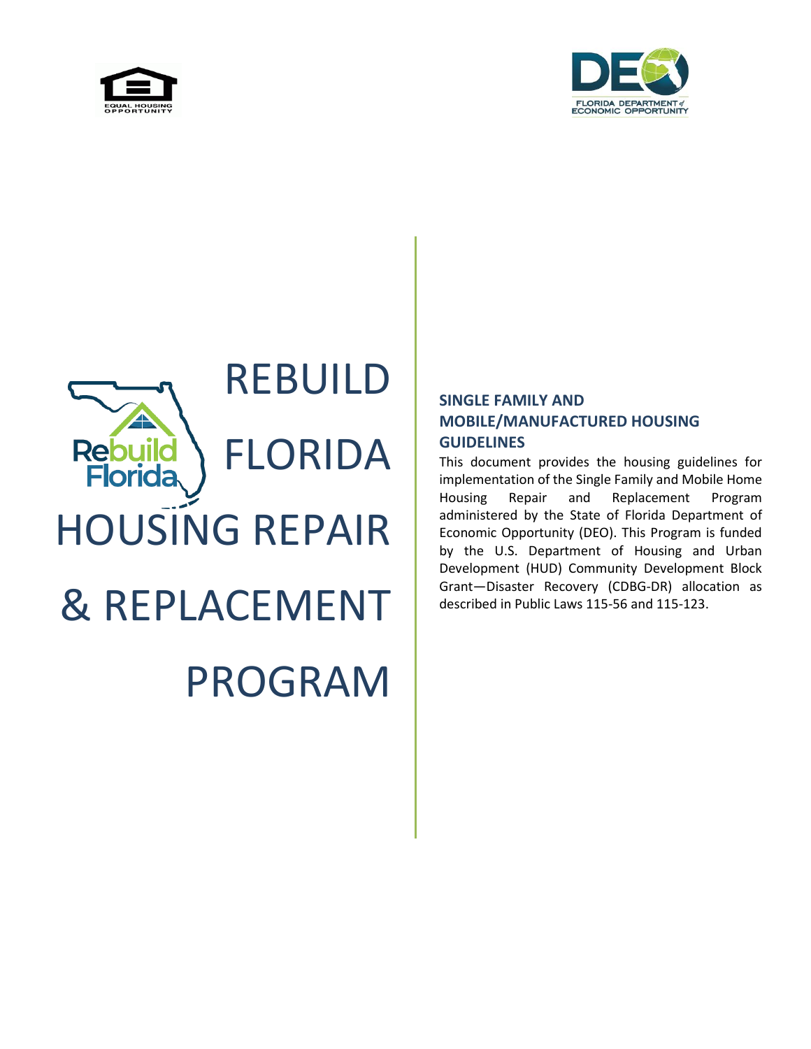# REBUILD FLORIDA HOUSING REPAIR & REPLACEMENT PROGRAM

## SINGLE FAMILY AND MOBILE/MANUFACTURED HOUSING GUIDELINES

This document provides the housing guidelines for implementation of the Single Family and Mobile Home Housing Repair and Replacement Program administered by the State of Florida Department of Economic Opportunity (DEO). This Program is funded by the U.S. Department of Housing and Urban Development (HUD) Community Development Block Grant—Disaster Recovery (CDBG-DR) allocation as described in Public Laws 115-56 and 115-123.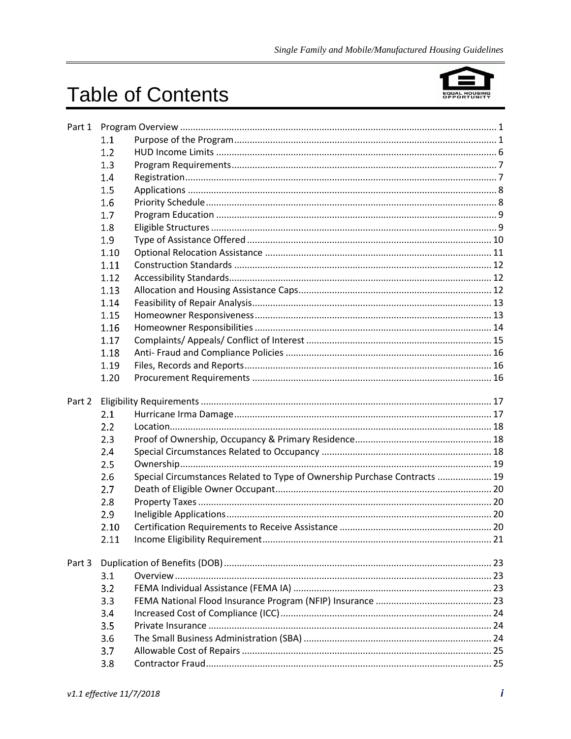# Table of Contents

| | | | |
|---|---|---|---|
| Part 1 | | Program Overview | 1 |
| | 1.1 | Purpose of the Program | 1 |
| | 1.2 | HUD Income Limits | 6 |
| | 1.3 | Program Requirements | 7 |
| | 1.4 | Registration | 7 |
| | 1.5 | Applications | 8 |
| | 1.6 | Priority Schedule | 8 |
| | 1.7 | Program Education | 9 |
| | 1.8 | Eligible Structures | 9 |
| | 1.9 | Type of Assistance Offered | 10 |
| | 1.10 | Optional Relocation Assistance | 11 |
| | 1.11 | Construction Standards | 12 |
| | 1.12 | Accessibility Standards | 12 |
| | 1.13 | Allocation and Housing Assistance Caps | 12 |
| | 1.14 | Feasibility of Repair Analysis | 13 |
| | 1.15 | Homeowner Responsiveness | 13 |
| | 1.16 | Homeowner Responsibilities | 14 |
| | 1.17 | Complaints/ Appeals/ Conflict of Interest | 15 |
| | 1.18 | Anti- Fraud and Compliance Policies | 16 |
| | 1.19 | Files, Records and Reports | 16 |
| | 1.20 | Procurement Requirements | 16 |
| Part 2 | | Eligibility Requirements | 17 |
| | 2.1 | Hurricane Irma Damage | 17 |
| | 2.2 | Location | 18 |
| | 2.3 | Proof of Ownership, Occupancy & Primary Residence | 18 |
| | 2.4 | Special Circumstances Related to Occupancy | 18 |
| | 2.5 | Ownership | 19 |
| | 2.6 | Special Circumstances Related to Type of Ownership Purchase Contracts | 19 |
| | 2.7 | Death of Eligible Owner Occupant | 20 |
| | 2.8 | Property Taxes | 20 |
| | 2.9 | Ineligible Applications | 20 |
| | 2.10 | Certification Requirements to Receive Assistance | 20 |
| | 2.11 | Income Eligibility Requirement | 21 |
| Part 3 | | Duplication of Benefits (DOB) | 23 |
| | 3.1 | Overview | 23 |
| | 3.2 | FEMA Individual Assistance (FEMA IA) | 23 |
| | 3.3 | FEMA National Flood Insurance Program (NFIP) Insurance | 23 |
| | 3.4 | Increased Cost of Compliance (ICC) | 24 |
| | 3.5 | Private Insurance | 24 |
| | 3.6 | The Small Business Administration (SBA) | 24 |
| | 3.7 | Allowable Cost of Repairs | 25 |
| | 3.8 | Contractor Fraud | 25 |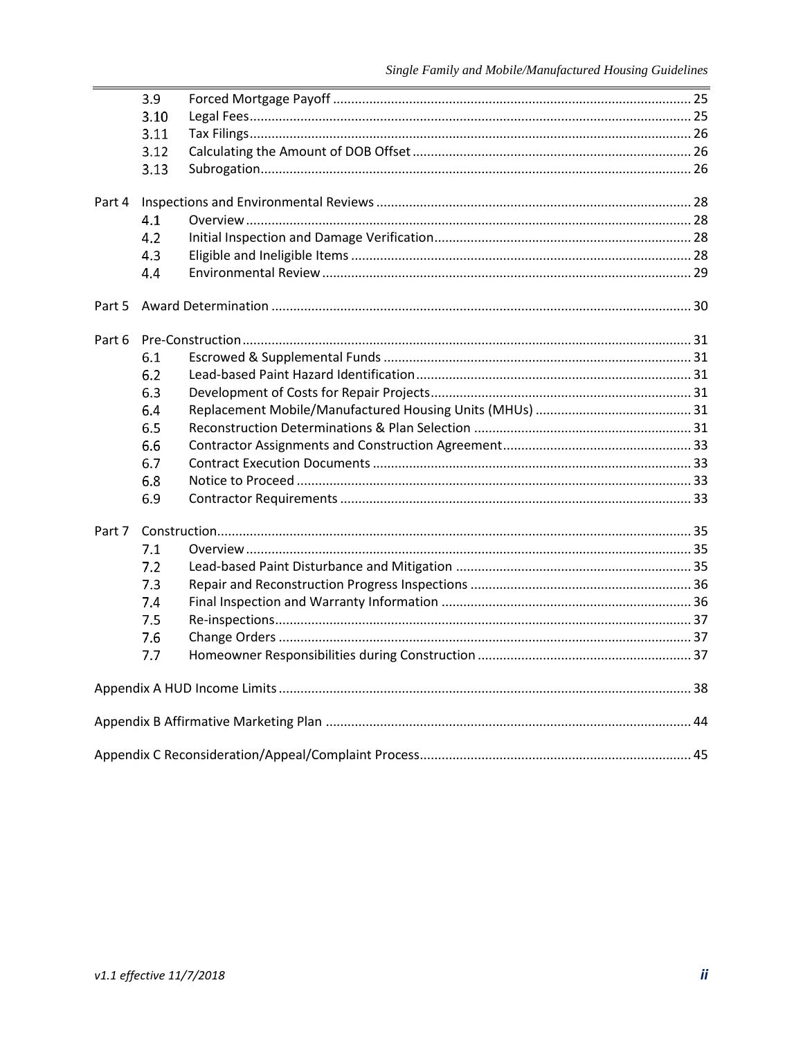| | | | |
|---|---|---|---|
| | 3.9 | Forced Mortgage Payoff | 25 |
| | 3.10 | Legal Fees | 25 |
| | 3.11 | Tax Filings | 26 |
| | 3.12 | Calculating the Amount of DOB Offset | 26 |
| | 3.13 | Subrogation | 26 |
| Part 4 | Inspections and Environmental Reviews | | 28 |
| | 4.1 | Overview | 28 |
| | 4.2 | Initial Inspection and Damage Verification | 28 |
| | 4.3 | Eligible and Ineligible Items | 28 |
| | 4.4 | Environmental Review | 29 |
| Part 5 | Award Determination | | 30 |
| Part 6 | Pre-Construction | | 31 |
| | 6.1 | Escrowed & Supplemental Funds | 31 |
| | 6.2 | Lead-based Paint Hazard Identification | 31 |
| | 6.3 | Development of Costs for Repair Projects | 31 |
| | 6.4 | Replacement Mobile/Manufactured Housing Units (MHUs) | 31 |
| | 6.5 | Reconstruction Determinations & Plan Selection | 31 |
| | 6.6 | Contractor Assignments and Construction Agreement | 33 |
| | 6.7 | Contract Execution Documents | 33 |
| | 6.8 | Notice to Proceed | 33 |
| | 6.9 | Contractor Requirements | 33 |
| Part 7 | Construction | | 35 |
| | 7.1 | Overview | 35 |
| | 7.2 | Lead-based Paint Disturbance and Mitigation | 35 |
| | 7.3 | Repair and Reconstruction Progress Inspections | 36 |
| | 7.4 | Final Inspection and Warranty Information | 36 |
| | 7.5 | Re-inspections | 37 |
| | 7.6 | Change Orders | 37 |
| | 7.7 | Homeowner Responsibilities during Construction | 37 |
| Appendix A HUD Income Limits | | | 38 |
| Appendix B Affirmative Marketing Plan | | | 44 |
| Appendix C Reconsideration/Appeal/Complaint Process | | | 45 |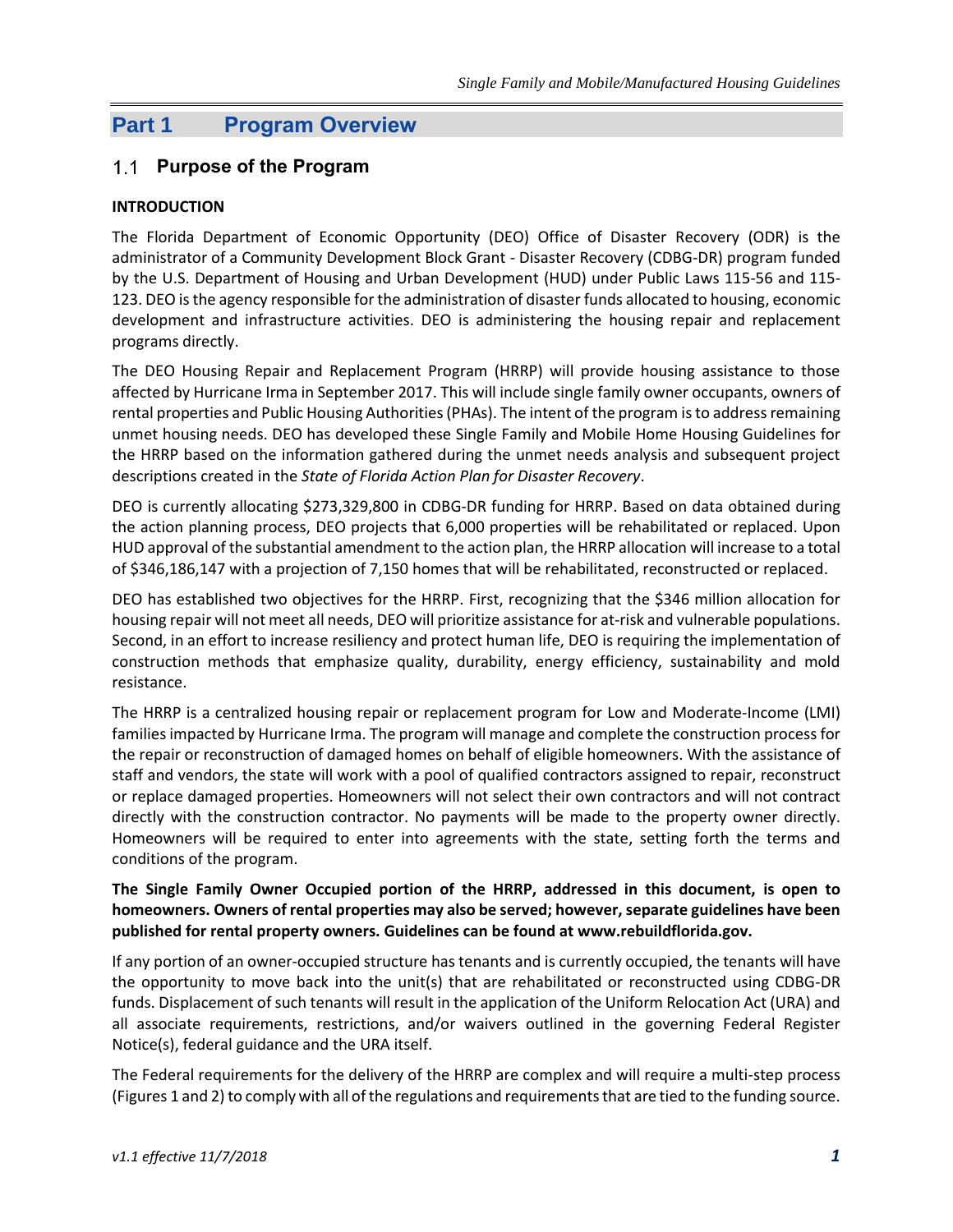# Part 1 Program Overview

## 1.1 Purpose of the Program

**INTRODUCTION**

The Florida Department of Economic Opportunity (DEO) Office of Disaster Recovery (ODR) is the administrator of a Community Development Block Grant - Disaster Recovery (CDBG-DR) program funded by the U.S. Department of Housing and Urban Development (HUD) under Public Laws 115-56 and 115-123. DEO is the agency responsible for the administration of disaster funds allocated to housing, economic development and infrastructure activities. DEO is administering the housing repair and replacement programs directly.

The DEO Housing Repair and Replacement Program (HRRP) will provide housing assistance to those affected by Hurricane Irma in September 2017. This will include single family owner occupants, owners of rental properties and Public Housing Authorities (PHAs). The intent of the program is to address remaining unmet housing needs. DEO has developed these Single Family and Mobile Home Housing Guidelines for the HRRP based on the information gathered during the unmet needs analysis and subsequent project descriptions created in the *State of Florida Action Plan for Disaster Recovery*.

DEO is currently allocating $273,329,800 in CDBG-DR funding for HRRP. Based on data obtained during the action planning process, DEO projects that 6,000 properties will be rehabilitated or replaced. Upon HUD approval of the substantial amendment to the action plan, the HRRP allocation will increase to a total of $346,186,147 with a projection of 7,150 homes that will be rehabilitated, reconstructed or replaced.

DEO has established two objectives for the HRRP. First, recognizing that the $346 million allocation for housing repair will not meet all needs, DEO will prioritize assistance for at-risk and vulnerable populations. Second, in an effort to increase resiliency and protect human life, DEO is requiring the implementation of construction methods that emphasize quality, durability, energy efficiency, sustainability and mold resistance.

The HRRP is a centralized housing repair or replacement program for Low and Moderate-Income (LMI) families impacted by Hurricane Irma. The program will manage and complete the construction process for the repair or reconstruction of damaged homes on behalf of eligible homeowners. With the assistance of staff and vendors, the state will work with a pool of qualified contractors assigned to repair, reconstruct or replace damaged properties. Homeowners will not select their own contractors and will not contract directly with the construction contractor. No payments will be made to the property owner directly. Homeowners will be required to enter into agreements with the state, setting forth the terms and conditions of the program.

**The Single Family Owner Occupied portion of the HRRP, addressed in this document, is open to homeowners. Owners of rental properties may also be served; however, separate guidelines have been published for rental property owners. Guidelines can be found at www.rebuildflorida.gov.**

If any portion of an owner-occupied structure has tenants and is currently occupied, the tenants will have the opportunity to move back into the unit(s) that are rehabilitated or reconstructed using CDBG-DR funds. Displacement of such tenants will result in the application of the Uniform Relocation Act (URA) and all associate requirements, restrictions, and/or waivers outlined in the governing Federal Register Notice(s), federal guidance and the URA itself.

The Federal requirements for the delivery of the HRRP are complex and will require a multi-step process (Figures 1 and 2) to comply with all of the regulations and requirements that are tied to the funding source.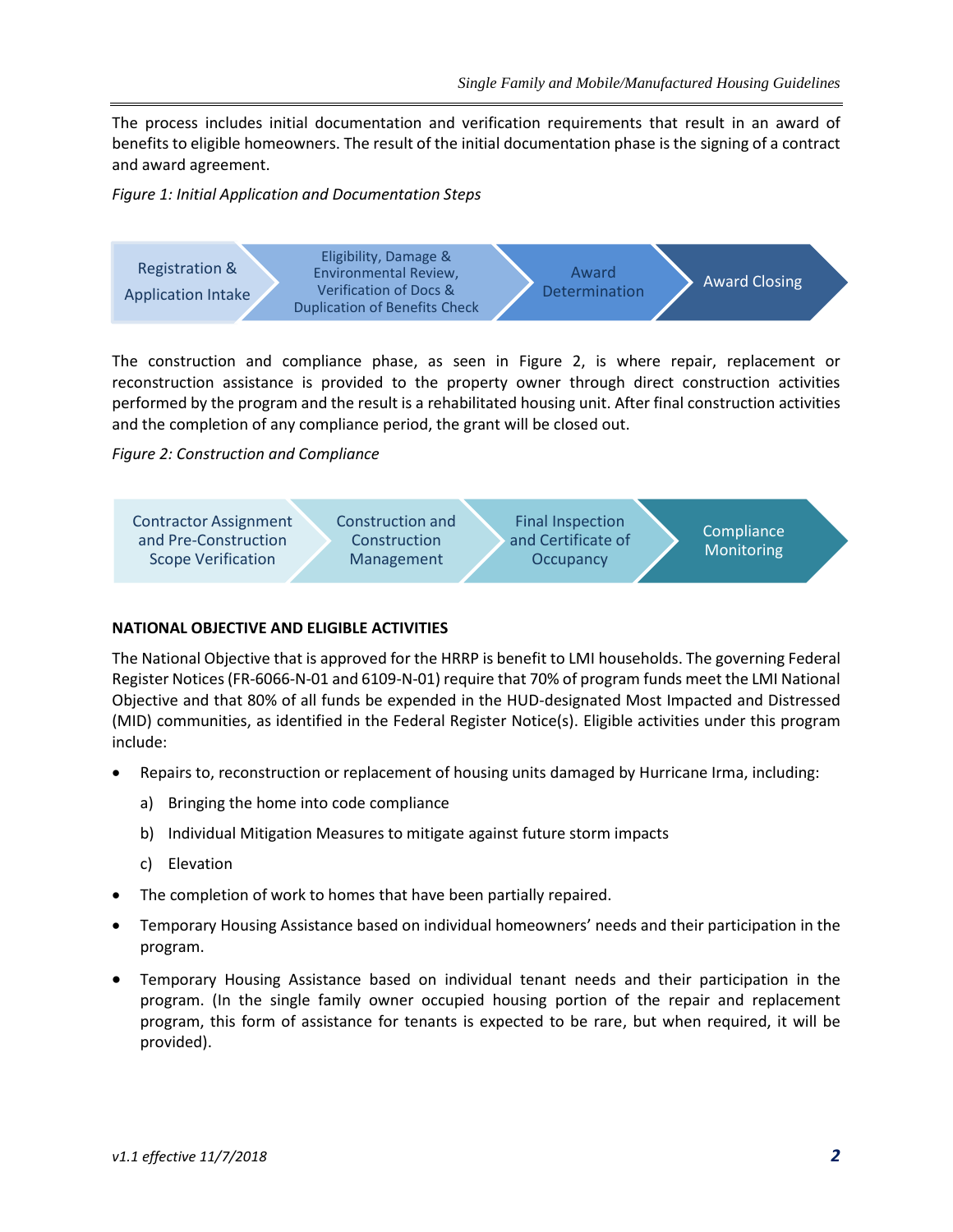The process includes initial documentation and verification requirements that result in an award of benefits to eligible homeowners. The result of the initial documentation phase is the signing of a contract and award agreement.

*Figure 1: Initial Application and Documentation Steps*

Registration & Application Intake → Eligibility, Damage & Environmental Review, Verification of Docs & Duplication of Benefits Check → Award Determination → Award Closing

The construction and compliance phase, as seen in Figure 2, is where repair, replacement or reconstruction assistance is provided to the property owner through direct construction activities performed by the program and the result is a rehabilitated housing unit. After final construction activities and the completion of any compliance period, the grant will be closed out.

*Figure 2: Construction and Compliance*

Contractor Assignment and Pre-Construction Scope Verification → Construction and Construction Management → Final Inspection and Certificate of Occupancy → Compliance Monitoring

## NATIONAL OBJECTIVE AND ELIGIBLE ACTIVITIES

The National Objective that is approved for the HRRP is benefit to LMI households. The governing Federal Register Notices (FR-6066-N-01 and 6109-N-01) require that 70% of program funds meet the LMI National Objective and that 80% of all funds be expended in the HUD-designated Most Impacted and Distressed (MID) communities, as identified in the Federal Register Notice(s). Eligible activities under this program include:

- Repairs to, reconstruction or replacement of housing units damaged by Hurricane Irma, including:
  a) Bringing the home into code compliance
  b) Individual Mitigation Measures to mitigate against future storm impacts
  c) Elevation
- The completion of work to homes that have been partially repaired.
- Temporary Housing Assistance based on individual homeowners' needs and their participation in the program.
- Temporary Housing Assistance based on individual tenant needs and their participation in the program. (In the single family owner occupied housing portion of the repair and replacement program, this form of assistance for tenants is expected to be rare, but when required, it will be provided).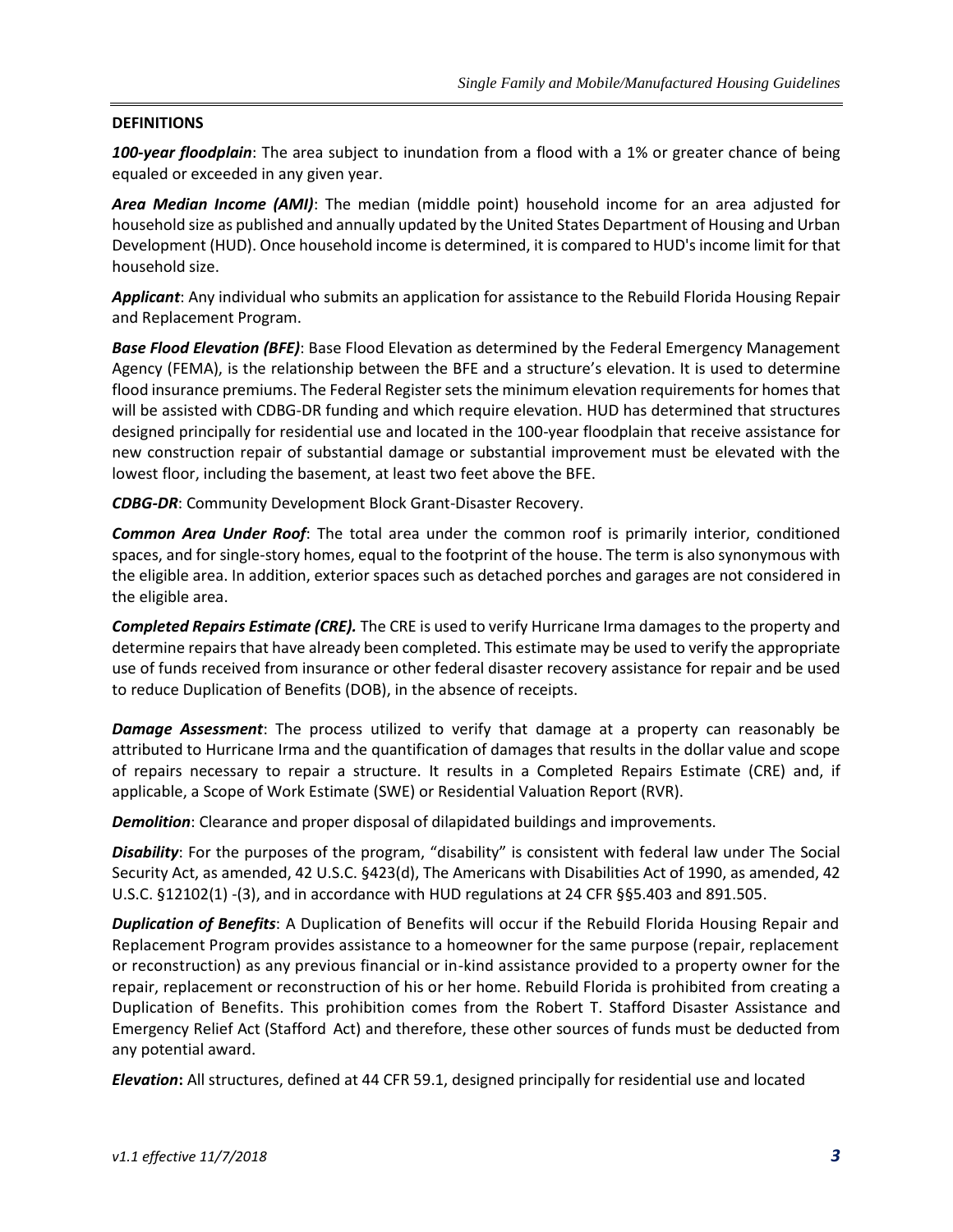## DEFINITIONS

***100-year floodplain***: The area subject to inundation from a flood with a 1% or greater chance of being equaled or exceeded in any given year.

***Area Median Income (AMI)***: The median (middle point) household income for an area adjusted for household size as published and annually updated by the United States Department of Housing and Urban Development (HUD). Once household income is determined, it is compared to HUD's income limit for that household size.

***Applicant***: Any individual who submits an application for assistance to the Rebuild Florida Housing Repair and Replacement Program.

***Base Flood Elevation (BFE)***: Base Flood Elevation as determined by the Federal Emergency Management Agency (FEMA), is the relationship between the BFE and a structure's elevation. It is used to determine flood insurance premiums. The Federal Register sets the minimum elevation requirements for homes that will be assisted with CDBG-DR funding and which require elevation. HUD has determined that structures designed principally for residential use and located in the 100-year floodplain that receive assistance for new construction repair of substantial damage or substantial improvement must be elevated with the lowest floor, including the basement, at least two feet above the BFE.

***CDBG-DR***: Community Development Block Grant-Disaster Recovery.

***Common Area Under Roof***: The total area under the common roof is primarily interior, conditioned spaces, and for single-story homes, equal to the footprint of the house. The term is also synonymous with the eligible area. In addition, exterior spaces such as detached porches and garages are not considered in the eligible area.

***Completed Repairs Estimate (CRE).*** The CRE is used to verify Hurricane Irma damages to the property and determine repairs that have already been completed. This estimate may be used to verify the appropriate use of funds received from insurance or other federal disaster recovery assistance for repair and be used to reduce Duplication of Benefits (DOB), in the absence of receipts.

***Damage Assessment***: The process utilized to verify that damage at a property can reasonably be attributed to Hurricane Irma and the quantification of damages that results in the dollar value and scope of repairs necessary to repair a structure. It results in a Completed Repairs Estimate (CRE) and, if applicable, a Scope of Work Estimate (SWE) or Residential Valuation Report (RVR).

***Demolition***: Clearance and proper disposal of dilapidated buildings and improvements.

***Disability***: For the purposes of the program, "disability" is consistent with federal law under The Social Security Act, as amended, 42 U.S.C. §423(d), The Americans with Disabilities Act of 1990, as amended, 42 U.S.C. §12102(1) -(3), and in accordance with HUD regulations at 24 CFR §§5.403 and 891.505.

***Duplication of Benefits***: A Duplication of Benefits will occur if the Rebuild Florida Housing Repair and Replacement Program provides assistance to a homeowner for the same purpose (repair, replacement or reconstruction) as any previous financial or in-kind assistance provided to a property owner for the repair, replacement or reconstruction of his or her home. Rebuild Florida is prohibited from creating a Duplication of Benefits. This prohibition comes from the Robert T. Stafford Disaster Assistance and Emergency Relief Act (Stafford Act) and therefore, these other sources of funds must be deducted from any potential award.

***Elevation*****:** All structures, defined at 44 CFR 59.1, designed principally for residential use and located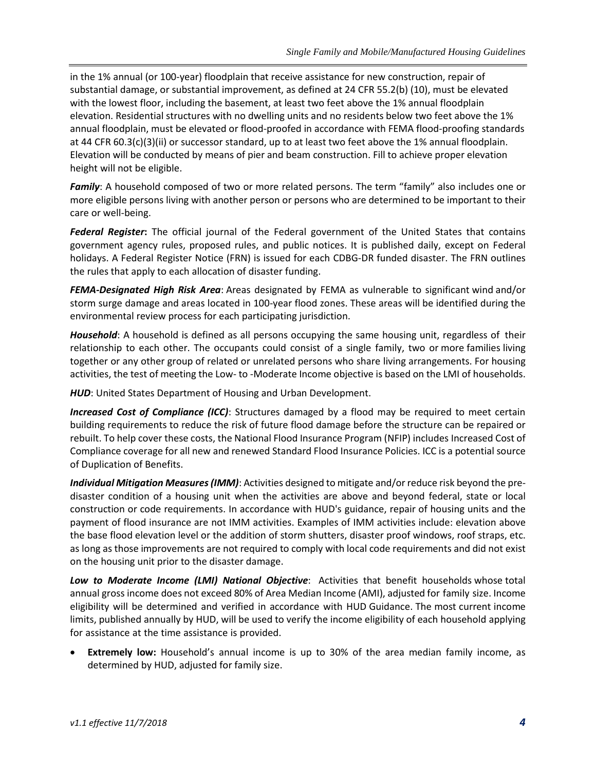in the 1% annual (or 100-year) floodplain that receive assistance for new construction, repair of substantial damage, or substantial improvement, as defined at 24 CFR 55.2(b) (10), must be elevated with the lowest floor, including the basement, at least two feet above the 1% annual floodplain elevation. Residential structures with no dwelling units and no residents below two feet above the 1% annual floodplain, must be elevated or flood-proofed in accordance with FEMA flood-proofing standards at 44 CFR 60.3(c)(3)(ii) or successor standard, up to at least two feet above the 1% annual floodplain. Elevation will be conducted by means of pier and beam construction. Fill to achieve proper elevation height will not be eligible.

***Family***: A household composed of two or more related persons. The term "family" also includes one or more eligible persons living with another person or persons who are determined to be important to their care or well-being.

***Federal Register*:** The official journal of the Federal government of the United States that contains government agency rules, proposed rules, and public notices. It is published daily, except on Federal holidays. A Federal Register Notice (FRN) is issued for each CDBG-DR funded disaster. The FRN outlines the rules that apply to each allocation of disaster funding.

***FEMA-Designated High Risk Area***: Areas designated by FEMA as vulnerable to significant wind and/or storm surge damage and areas located in 100-year flood zones. These areas will be identified during the environmental review process for each participating jurisdiction.

***Household***: A household is defined as all persons occupying the same housing unit, regardless of their relationship to each other. The occupants could consist of a single family, two or more families living together or any other group of related or unrelated persons who share living arrangements. For housing activities, the test of meeting the Low- to -Moderate Income objective is based on the LMI of households.

***HUD***: United States Department of Housing and Urban Development.

***Increased Cost of Compliance (ICC)***: Structures damaged by a flood may be required to meet certain building requirements to reduce the risk of future flood damage before the structure can be repaired or rebuilt. To help cover these costs, the National Flood Insurance Program (NFIP) includes Increased Cost of Compliance coverage for all new and renewed Standard Flood Insurance Policies. ICC is a potential source of Duplication of Benefits.

***Individual Mitigation Measures (IMM)***: Activities designed to mitigate and/or reduce risk beyond the pre-disaster condition of a housing unit when the activities are above and beyond federal, state or local construction or code requirements. In accordance with HUD's guidance, repair of housing units and the payment of flood insurance are not IMM activities. Examples of IMM activities include: elevation above the base flood elevation level or the addition of storm shutters, disaster proof windows, roof straps, etc. as long as those improvements are not required to comply with local code requirements and did not exist on the housing unit prior to the disaster damage.

***Low to Moderate Income (LMI) National Objective***: Activities that benefit households whose total annual gross income does not exceed 80% of Area Median Income (AMI), adjusted for family size. Income eligibility will be determined and verified in accordance with HUD Guidance. The most current income limits, published annually by HUD, will be used to verify the income eligibility of each household applying for assistance at the time assistance is provided.

- **Extremely low:** Household's annual income is up to 30% of the area median family income, as determined by HUD, adjusted for family size.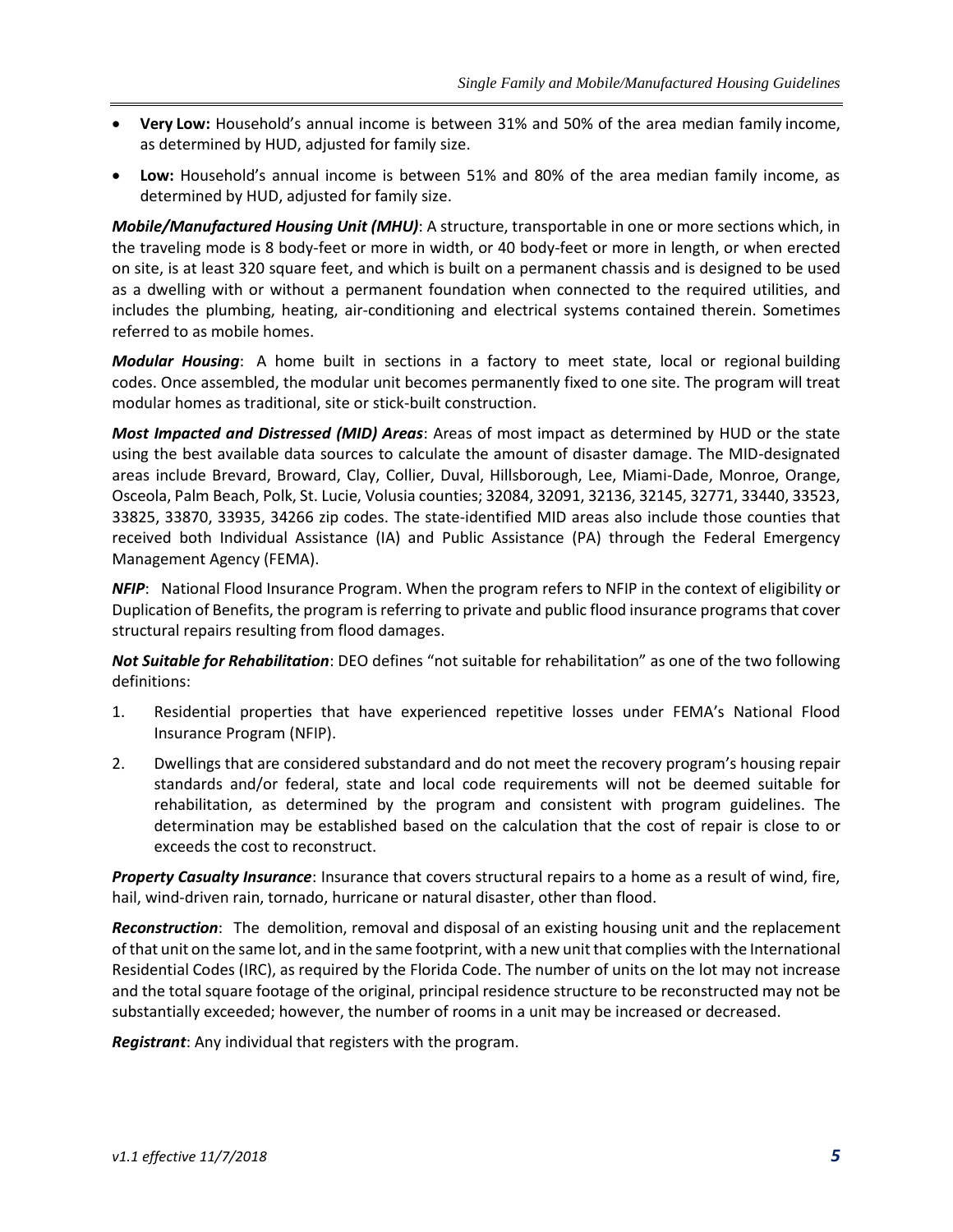- **Very Low:** Household's annual income is between 31% and 50% of the area median family income, as determined by HUD, adjusted for family size.
- **Low:** Household's annual income is between 51% and 80% of the area median family income, as determined by HUD, adjusted for family size.

***Mobile/Manufactured Housing Unit (MHU)***: A structure, transportable in one or more sections which, in the traveling mode is 8 body-feet or more in width, or 40 body-feet or more in length, or when erected on site, is at least 320 square feet, and which is built on a permanent chassis and is designed to be used as a dwelling with or without a permanent foundation when connected to the required utilities, and includes the plumbing, heating, air-conditioning and electrical systems contained therein. Sometimes referred to as mobile homes.

***Modular Housing***: A home built in sections in a factory to meet state, local or regional building codes. Once assembled, the modular unit becomes permanently fixed to one site. The program will treat modular homes as traditional, site or stick-built construction.

***Most Impacted and Distressed (MID) Areas***: Areas of most impact as determined by HUD or the state using the best available data sources to calculate the amount of disaster damage. The MID-designated areas include Brevard, Broward, Clay, Collier, Duval, Hillsborough, Lee, Miami-Dade, Monroe, Orange, Osceola, Palm Beach, Polk, St. Lucie, Volusia counties; 32084, 32091, 32136, 32145, 32771, 33440, 33523, 33825, 33870, 33935, 34266 zip codes. The state-identified MID areas also include those counties that received both Individual Assistance (IA) and Public Assistance (PA) through the Federal Emergency Management Agency (FEMA).

***NFIP***: National Flood Insurance Program. When the program refers to NFIP in the context of eligibility or Duplication of Benefits, the program is referring to private and public flood insurance programs that cover structural repairs resulting from flood damages.

***Not Suitable for Rehabilitation***: DEO defines "not suitable for rehabilitation" as one of the two following definitions:

1. Residential properties that have experienced repetitive losses under FEMA's National Flood Insurance Program (NFIP).
2. Dwellings that are considered substandard and do not meet the recovery program's housing repair standards and/or federal, state and local code requirements will not be deemed suitable for rehabilitation, as determined by the program and consistent with program guidelines. The determination may be established based on the calculation that the cost of repair is close to or exceeds the cost to reconstruct.

***Property Casualty Insurance***: Insurance that covers structural repairs to a home as a result of wind, fire, hail, wind-driven rain, tornado, hurricane or natural disaster, other than flood.

***Reconstruction***: The demolition, removal and disposal of an existing housing unit and the replacement of that unit on the same lot, and in the same footprint, with a new unit that complies with the International Residential Codes (IRC), as required by the Florida Code. The number of units on the lot may not increase and the total square footage of the original, principal residence structure to be reconstructed may not be substantially exceeded; however, the number of rooms in a unit may be increased or decreased.

***Registrant***: Any individual that registers with the program.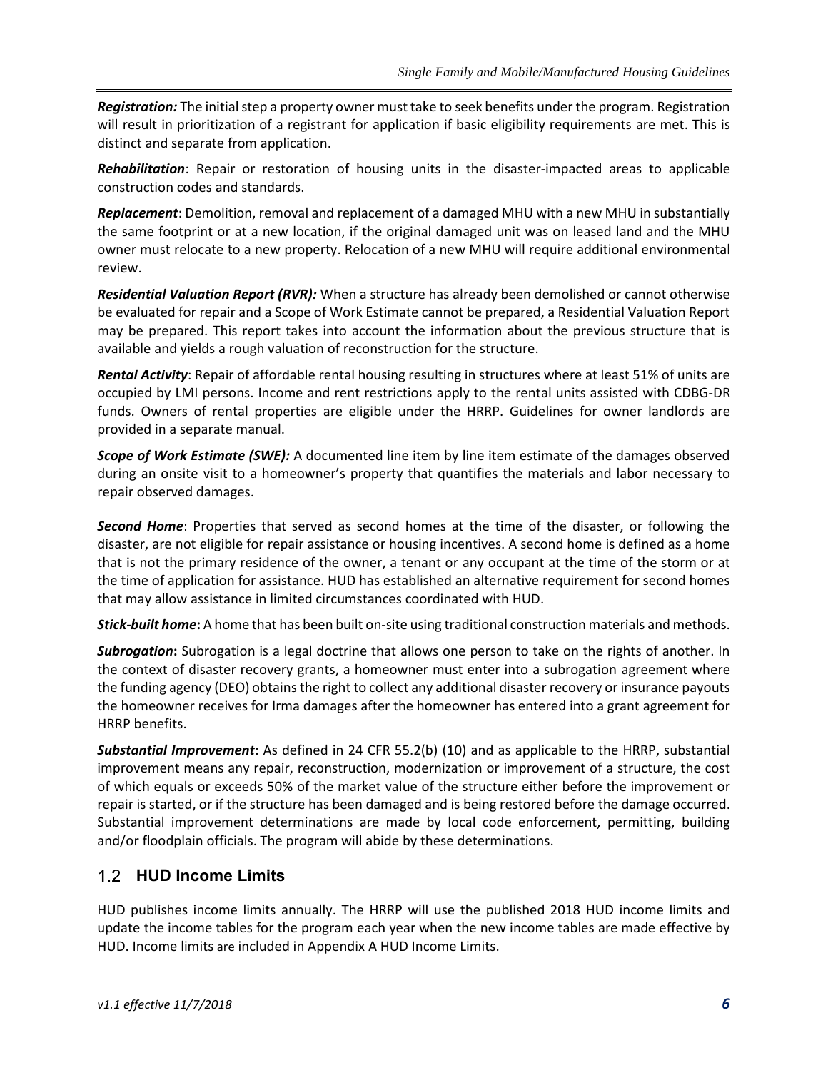***Registration:*** The initial step a property owner must take to seek benefits under the program. Registration will result in prioritization of a registrant for application if basic eligibility requirements are met. This is distinct and separate from application.

***Rehabilitation***: Repair or restoration of housing units in the disaster-impacted areas to applicable construction codes and standards.

***Replacement***: Demolition, removal and replacement of a damaged MHU with a new MHU in substantially the same footprint or at a new location, if the original damaged unit was on leased land and the MHU owner must relocate to a new property. Relocation of a new MHU will require additional environmental review.

***Residential Valuation Report (RVR):*** When a structure has already been demolished or cannot otherwise be evaluated for repair and a Scope of Work Estimate cannot be prepared, a Residential Valuation Report may be prepared. This report takes into account the information about the previous structure that is available and yields a rough valuation of reconstruction for the structure.

***Rental Activity***: Repair of affordable rental housing resulting in structures where at least 51% of units are occupied by LMI persons. Income and rent restrictions apply to the rental units assisted with CDBG-DR funds. Owners of rental properties are eligible under the HRRP. Guidelines for owner landlords are provided in a separate manual.

***Scope of Work Estimate (SWE):*** A documented line item by line item estimate of the damages observed during an onsite visit to a homeowner's property that quantifies the materials and labor necessary to repair observed damages.

***Second Home***: Properties that served as second homes at the time of the disaster, or following the disaster, are not eligible for repair assistance or housing incentives. A second home is defined as a home that is not the primary residence of the owner, a tenant or any occupant at the time of the storm or at the time of application for assistance. HUD has established an alternative requirement for second homes that may allow assistance in limited circumstances coordinated with HUD.

***Stick-built home*****:** A home that has been built on-site using traditional construction materials and methods.

***Subrogation*****:** Subrogation is a legal doctrine that allows one person to take on the rights of another. In the context of disaster recovery grants, a homeowner must enter into a subrogation agreement where the funding agency (DEO) obtains the right to collect any additional disaster recovery or insurance payouts the homeowner receives for Irma damages after the homeowner has entered into a grant agreement for HRRP benefits.

***Substantial Improvement***: As defined in 24 CFR 55.2(b) (10) and as applicable to the HRRP, substantial improvement means any repair, reconstruction, modernization or improvement of a structure, the cost of which equals or exceeds 50% of the market value of the structure either before the improvement or repair is started, or if the structure has been damaged and is being restored before the damage occurred. Substantial improvement determinations are made by local code enforcement, permitting, building and/or floodplain officials. The program will abide by these determinations.

## 1.2 HUD Income Limits

HUD publishes income limits annually. The HRRP will use the published 2018 HUD income limits and update the income tables for the program each year when the new income tables are made effective by HUD. Income limits are included in Appendix A HUD Income Limits.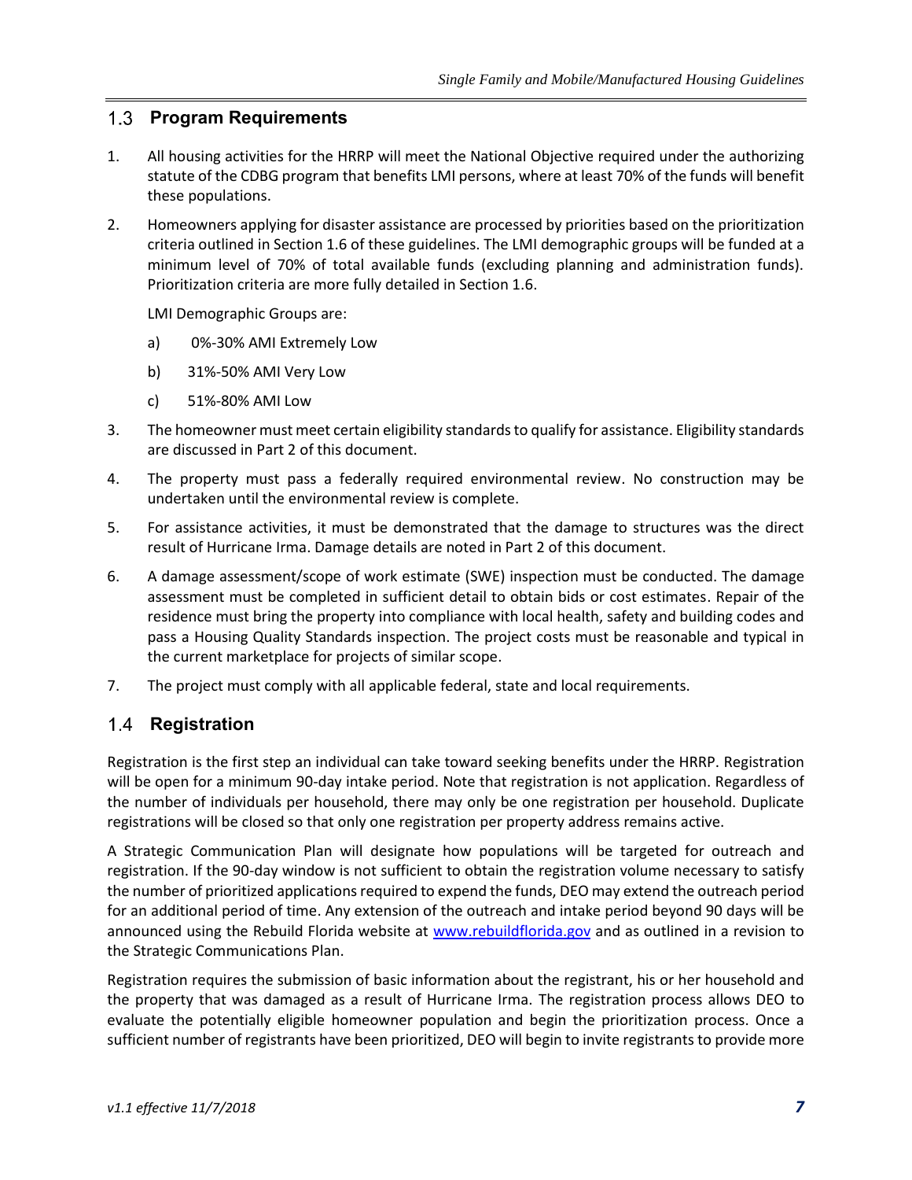## 1.3 Program Requirements

1. All housing activities for the HRRP will meet the National Objective required under the authorizing statute of the CDBG program that benefits LMI persons, where at least 70% of the funds will benefit these populations.

2. Homeowners applying for disaster assistance are processed by priorities based on the prioritization criteria outlined in Section 1.6 of these guidelines. The LMI demographic groups will be funded at a minimum level of 70% of total available funds (excluding planning and administration funds). Prioritization criteria are more fully detailed in Section 1.6.

   LMI Demographic Groups are:

   a) 0%-30% AMI Extremely Low

   b) 31%-50% AMI Very Low

   c) 51%-80% AMI Low

3. The homeowner must meet certain eligibility standards to qualify for assistance. Eligibility standards are discussed in Part 2 of this document.

4. The property must pass a federally required environmental review. No construction may be undertaken until the environmental review is complete.

5. For assistance activities, it must be demonstrated that the damage to structures was the direct result of Hurricane Irma. Damage details are noted in Part 2 of this document.

6. A damage assessment/scope of work estimate (SWE) inspection must be conducted. The damage assessment must be completed in sufficient detail to obtain bids or cost estimates. Repair of the residence must bring the property into compliance with local health, safety and building codes and pass a Housing Quality Standards inspection. The project costs must be reasonable and typical in the current marketplace for projects of similar scope.

7. The project must comply with all applicable federal, state and local requirements.

## 1.4 Registration

Registration is the first step an individual can take toward seeking benefits under the HRRP. Registration will be open for a minimum 90-day intake period. Note that registration is not application. Regardless of the number of individuals per household, there may only be one registration per household. Duplicate registrations will be closed so that only one registration per property address remains active.

A Strategic Communication Plan will designate how populations will be targeted for outreach and registration. If the 90-day window is not sufficient to obtain the registration volume necessary to satisfy the number of prioritized applications required to expend the funds, DEO may extend the outreach period for an additional period of time. Any extension of the outreach and intake period beyond 90 days will be announced using the Rebuild Florida website at [www.rebuildflorida.gov](http://www.rebuildflorida.gov) and as outlined in a revision to the Strategic Communications Plan.

Registration requires the submission of basic information about the registrant, his or her household and the property that was damaged as a result of Hurricane Irma. The registration process allows DEO to evaluate the potentially eligible homeowner population and begin the prioritization process. Once a sufficient number of registrants have been prioritized, DEO will begin to invite registrants to provide more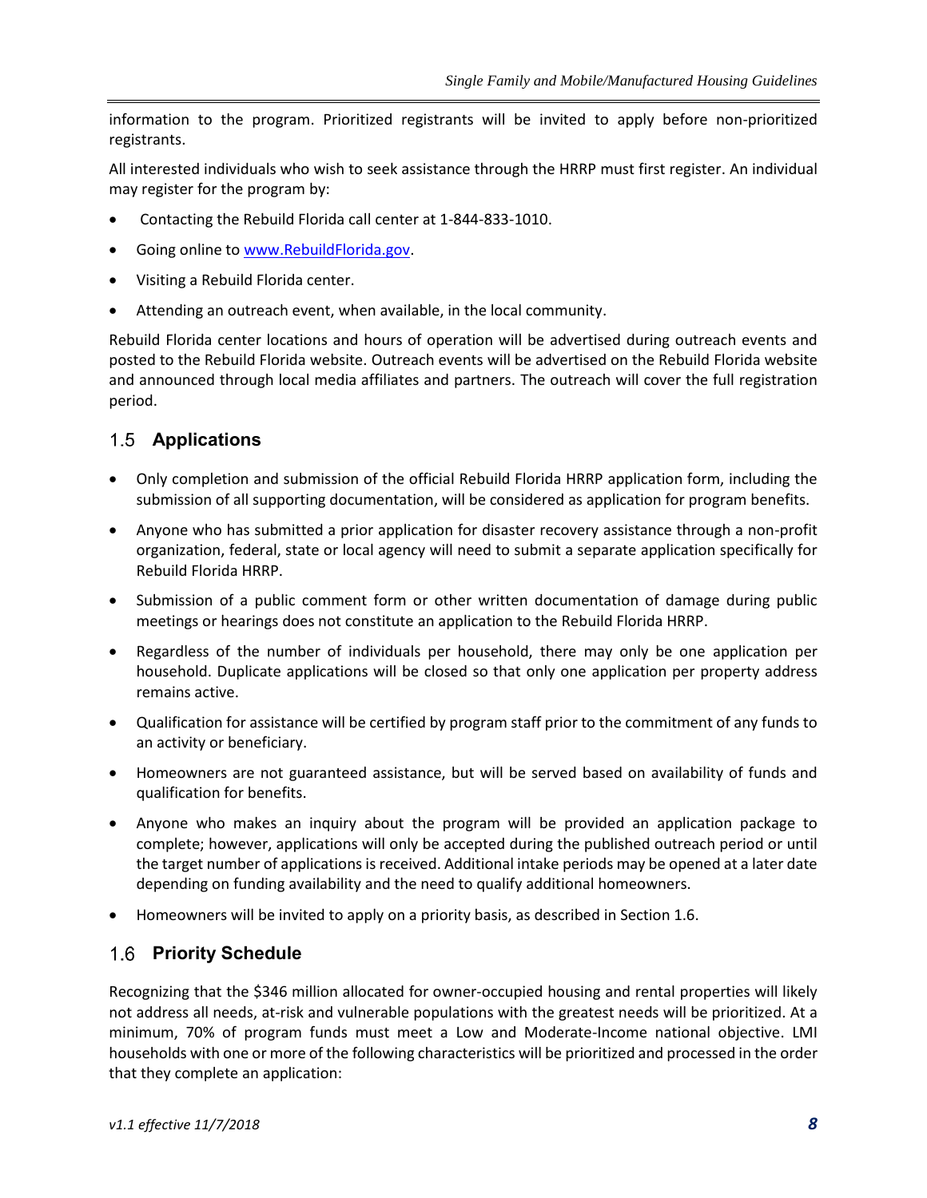information to the program. Prioritized registrants will be invited to apply before non-prioritized registrants.

All interested individuals who wish to seek assistance through the HRRP must first register. An individual may register for the program by:

- Contacting the Rebuild Florida call center at 1-844-833-1010.
- Going online to [www.RebuildFlorida.gov](www.RebuildFlorida.gov).
- Visiting a Rebuild Florida center.
- Attending an outreach event, when available, in the local community.

Rebuild Florida center locations and hours of operation will be advertised during outreach events and posted to the Rebuild Florida website. Outreach events will be advertised on the Rebuild Florida website and announced through local media affiliates and partners. The outreach will cover the full registration period.

## 1.5 Applications

- Only completion and submission of the official Rebuild Florida HRRP application form, including the submission of all supporting documentation, will be considered as application for program benefits.
- Anyone who has submitted a prior application for disaster recovery assistance through a non-profit organization, federal, state or local agency will need to submit a separate application specifically for Rebuild Florida HRRP.
- Submission of a public comment form or other written documentation of damage during public meetings or hearings does not constitute an application to the Rebuild Florida HRRP.
- Regardless of the number of individuals per household, there may only be one application per household. Duplicate applications will be closed so that only one application per property address remains active.
- Qualification for assistance will be certified by program staff prior to the commitment of any funds to an activity or beneficiary.
- Homeowners are not guaranteed assistance, but will be served based on availability of funds and qualification for benefits.
- Anyone who makes an inquiry about the program will be provided an application package to complete; however, applications will only be accepted during the published outreach period or until the target number of applications is received. Additional intake periods may be opened at a later date depending on funding availability and the need to qualify additional homeowners.
- Homeowners will be invited to apply on a priority basis, as described in Section 1.6.

## 1.6 Priority Schedule

Recognizing that the $346 million allocated for owner-occupied housing and rental properties will likely not address all needs, at-risk and vulnerable populations with the greatest needs will be prioritized. At a minimum, 70% of program funds must meet a Low and Moderate-Income national objective. LMI households with one or more of the following characteristics will be prioritized and processed in the order that they complete an application: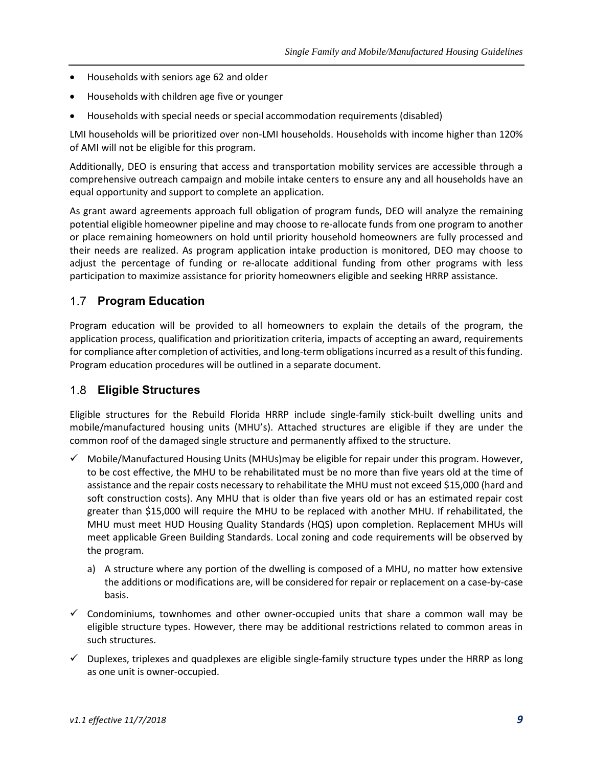- Households with seniors age 62 and older
- Households with children age five or younger
- Households with special needs or special accommodation requirements (disabled)

LMI households will be prioritized over non-LMI households. Households with income higher than 120% of AMI will not be eligible for this program.

Additionally, DEO is ensuring that access and transportation mobility services are accessible through a comprehensive outreach campaign and mobile intake centers to ensure any and all households have an equal opportunity and support to complete an application.

As grant award agreements approach full obligation of program funds, DEO will analyze the remaining potential eligible homeowner pipeline and may choose to re-allocate funds from one program to another or place remaining homeowners on hold until priority household homeowners are fully processed and their needs are realized. As program application intake production is monitored, DEO may choose to adjust the percentage of funding or re-allocate additional funding from other programs with less participation to maximize assistance for priority homeowners eligible and seeking HRRP assistance.

## 1.7 Program Education

Program education will be provided to all homeowners to explain the details of the program, the application process, qualification and prioritization criteria, impacts of accepting an award, requirements for compliance after completion of activities, and long-term obligations incurred as a result of this funding. Program education procedures will be outlined in a separate document.

## 1.8 Eligible Structures

Eligible structures for the Rebuild Florida HRRP include single-family stick-built dwelling units and mobile/manufactured housing units (MHU's). Attached structures are eligible if they are under the common roof of the damaged single structure and permanently affixed to the structure.

- ✓ Mobile/Manufactured Housing Units (MHUs)may be eligible for repair under this program. However, to be cost effective, the MHU to be rehabilitated must be no more than five years old at the time of assistance and the repair costs necessary to rehabilitate the MHU must not exceed $15,000 (hard and soft construction costs). Any MHU that is older than five years old or has an estimated repair cost greater than $15,000 will require the MHU to be replaced with another MHU. If rehabilitated, the MHU must meet HUD Housing Quality Standards (HQS) upon completion. Replacement MHUs will meet applicable Green Building Standards. Local zoning and code requirements will be observed by the program.
  a) A structure where any portion of the dwelling is composed of a MHU, no matter how extensive the additions or modifications are, will be considered for repair or replacement on a case-by-case basis.
- ✓ Condominiums, townhomes and other owner-occupied units that share a common wall may be eligible structure types. However, there may be additional restrictions related to common areas in such structures.
- ✓ Duplexes, triplexes and quadplexes are eligible single-family structure types under the HRRP as long as one unit is owner-occupied.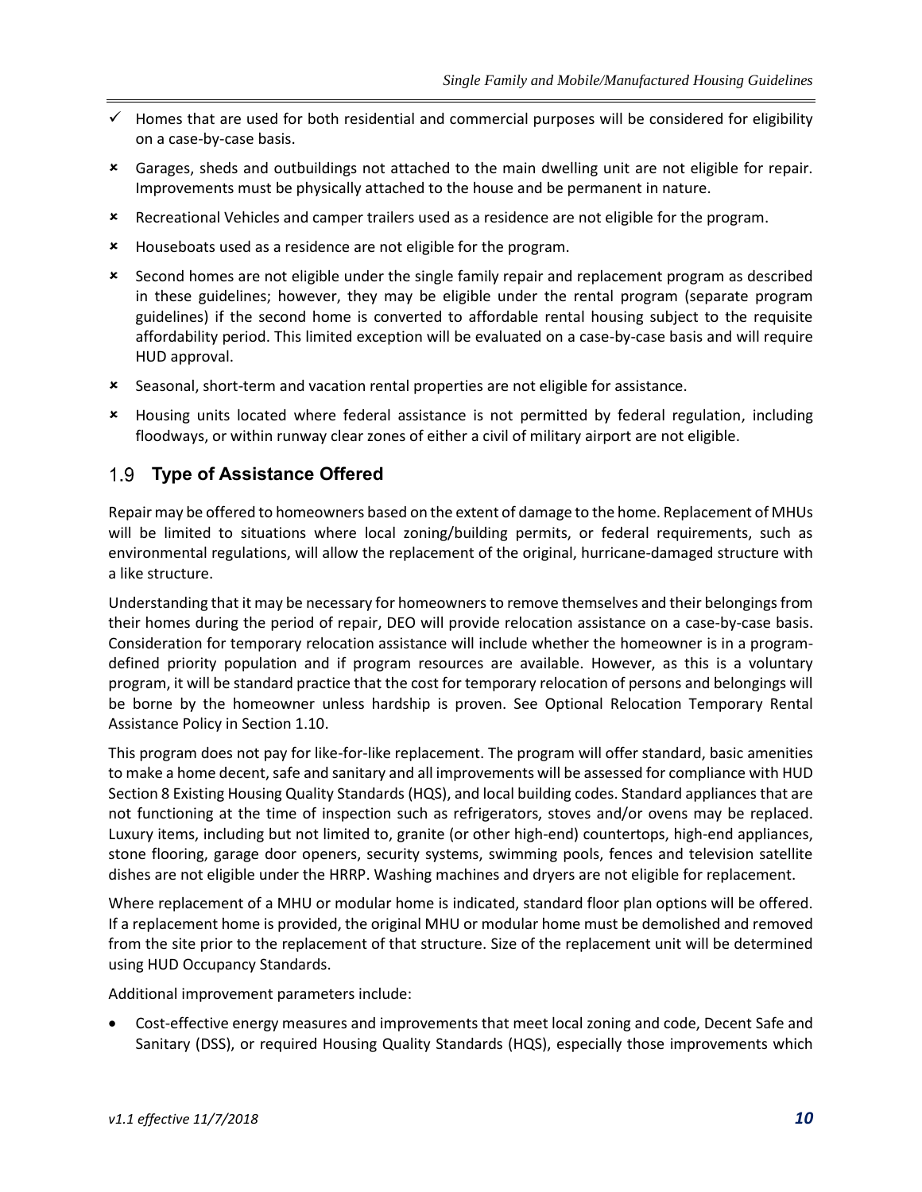- ✓ Homes that are used for both residential and commercial purposes will be considered for eligibility on a case-by-case basis.
- ✗ Garages, sheds and outbuildings not attached to the main dwelling unit are not eligible for repair. Improvements must be physically attached to the house and be permanent in nature.
- ✗ Recreational Vehicles and camper trailers used as a residence are not eligible for the program.
- ✗ Houseboats used as a residence are not eligible for the program.
- ✗ Second homes are not eligible under the single family repair and replacement program as described in these guidelines; however, they may be eligible under the rental program (separate program guidelines) if the second home is converted to affordable rental housing subject to the requisite affordability period. This limited exception will be evaluated on a case-by-case basis and will require HUD approval.
- ✗ Seasonal, short-term and vacation rental properties are not eligible for assistance.
- ✗ Housing units located where federal assistance is not permitted by federal regulation, including floodways, or within runway clear zones of either a civil of military airport are not eligible.

## 1.9 Type of Assistance Offered

Repair may be offered to homeowners based on the extent of damage to the home. Replacement of MHUs will be limited to situations where local zoning/building permits, or federal requirements, such as environmental regulations, will allow the replacement of the original, hurricane-damaged structure with a like structure.

Understanding that it may be necessary for homeowners to remove themselves and their belongings from their homes during the period of repair, DEO will provide relocation assistance on a case-by-case basis. Consideration for temporary relocation assistance will include whether the homeowner is in a program-defined priority population and if program resources are available. However, as this is a voluntary program, it will be standard practice that the cost for temporary relocation of persons and belongings will be borne by the homeowner unless hardship is proven. See Optional Relocation Temporary Rental Assistance Policy in Section 1.10.

This program does not pay for like-for-like replacement. The program will offer standard, basic amenities to make a home decent, safe and sanitary and all improvements will be assessed for compliance with HUD Section 8 Existing Housing Quality Standards (HQS), and local building codes. Standard appliances that are not functioning at the time of inspection such as refrigerators, stoves and/or ovens may be replaced. Luxury items, including but not limited to, granite (or other high-end) countertops, high-end appliances, stone flooring, garage door openers, security systems, swimming pools, fences and television satellite dishes are not eligible under the HRRP. Washing machines and dryers are not eligible for replacement.

Where replacement of a MHU or modular home is indicated, standard floor plan options will be offered. If a replacement home is provided, the original MHU or modular home must be demolished and removed from the site prior to the replacement of that structure. Size of the replacement unit will be determined using HUD Occupancy Standards.

Additional improvement parameters include:

- Cost-effective energy measures and improvements that meet local zoning and code, Decent Safe and Sanitary (DSS), or required Housing Quality Standards (HQS), especially those improvements which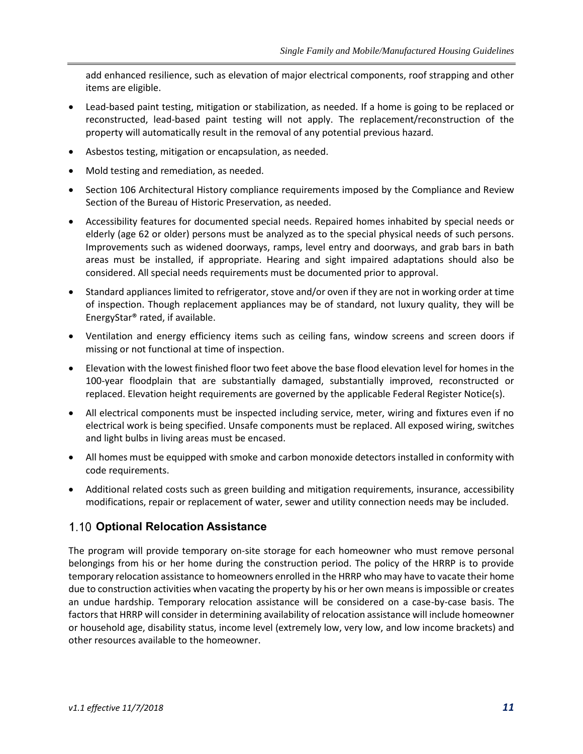add enhanced resilience, such as elevation of major electrical components, roof strapping and other items are eligible.

- Lead-based paint testing, mitigation or stabilization, as needed. If a home is going to be replaced or reconstructed, lead-based paint testing will not apply. The replacement/reconstruction of the property will automatically result in the removal of any potential previous hazard.
- Asbestos testing, mitigation or encapsulation, as needed.
- Mold testing and remediation, as needed.
- Section 106 Architectural History compliance requirements imposed by the Compliance and Review Section of the Bureau of Historic Preservation, as needed.
- Accessibility features for documented special needs. Repaired homes inhabited by special needs or elderly (age 62 or older) persons must be analyzed as to the special physical needs of such persons. Improvements such as widened doorways, ramps, level entry and doorways, and grab bars in bath areas must be installed, if appropriate. Hearing and sight impaired adaptations should also be considered. All special needs requirements must be documented prior to approval.
- Standard appliances limited to refrigerator, stove and/or oven if they are not in working order at time of inspection. Though replacement appliances may be of standard, not luxury quality, they will be EnergyStar® rated, if available.
- Ventilation and energy efficiency items such as ceiling fans, window screens and screen doors if missing or not functional at time of inspection.
- Elevation with the lowest finished floor two feet above the base flood elevation level for homes in the 100-year floodplain that are substantially damaged, substantially improved, reconstructed or replaced. Elevation height requirements are governed by the applicable Federal Register Notice(s).
- All electrical components must be inspected including service, meter, wiring and fixtures even if no electrical work is being specified. Unsafe components must be replaced. All exposed wiring, switches and light bulbs in living areas must be encased.
- All homes must be equipped with smoke and carbon monoxide detectors installed in conformity with code requirements.
- Additional related costs such as green building and mitigation requirements, insurance, accessibility modifications, repair or replacement of water, sewer and utility connection needs may be included.

## 1.10 Optional Relocation Assistance

The program will provide temporary on-site storage for each homeowner who must remove personal belongings from his or her home during the construction period. The policy of the HRRP is to provide temporary relocation assistance to homeowners enrolled in the HRRP who may have to vacate their home due to construction activities when vacating the property by his or her own means is impossible or creates an undue hardship. Temporary relocation assistance will be considered on a case-by-case basis. The factors that HRRP will consider in determining availability of relocation assistance will include homeowner or household age, disability status, income level (extremely low, very low, and low income brackets) and other resources available to the homeowner.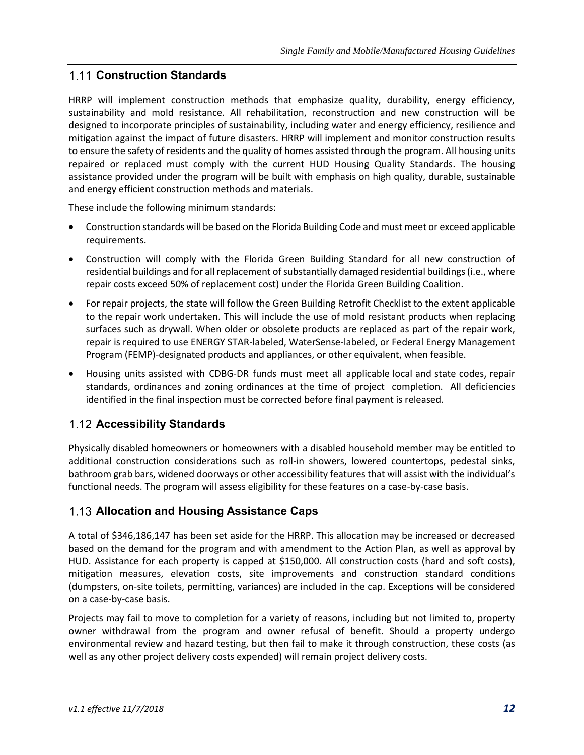## 1.11 Construction Standards

HRRP will implement construction methods that emphasize quality, durability, energy efficiency, sustainability and mold resistance. All rehabilitation, reconstruction and new construction will be designed to incorporate principles of sustainability, including water and energy efficiency, resilience and mitigation against the impact of future disasters. HRRP will implement and monitor construction results to ensure the safety of residents and the quality of homes assisted through the program. All housing units repaired or replaced must comply with the current HUD Housing Quality Standards. The housing assistance provided under the program will be built with emphasis on high quality, durable, sustainable and energy efficient construction methods and materials.

These include the following minimum standards:

- Construction standards will be based on the Florida Building Code and must meet or exceed applicable requirements.
- Construction will comply with the Florida Green Building Standard for all new construction of residential buildings and for all replacement of substantially damaged residential buildings (i.e., where repair costs exceed 50% of replacement cost) under the Florida Green Building Coalition.
- For repair projects, the state will follow the Green Building Retrofit Checklist to the extent applicable to the repair work undertaken. This will include the use of mold resistant products when replacing surfaces such as drywall. When older or obsolete products are replaced as part of the repair work, repair is required to use ENERGY STAR-labeled, WaterSense-labeled, or Federal Energy Management Program (FEMP)-designated products and appliances, or other equivalent, when feasible.
- Housing units assisted with CDBG-DR funds must meet all applicable local and state codes, repair standards, ordinances and zoning ordinances at the time of project completion. All deficiencies identified in the final inspection must be corrected before final payment is released.

## 1.12 Accessibility Standards

Physically disabled homeowners or homeowners with a disabled household member may be entitled to additional construction considerations such as roll-in showers, lowered countertops, pedestal sinks, bathroom grab bars, widened doorways or other accessibility features that will assist with the individual's functional needs. The program will assess eligibility for these features on a case-by-case basis.

## 1.13 Allocation and Housing Assistance Caps

A total of $346,186,147 has been set aside for the HRRP. This allocation may be increased or decreased based on the demand for the program and with amendment to the Action Plan, as well as approval by HUD. Assistance for each property is capped at $150,000. All construction costs (hard and soft costs), mitigation measures, elevation costs, site improvements and construction standard conditions (dumpsters, on-site toilets, permitting, variances) are included in the cap. Exceptions will be considered on a case-by-case basis.

Projects may fail to move to completion for a variety of reasons, including but not limited to, property owner withdrawal from the program and owner refusal of benefit. Should a property undergo environmental review and hazard testing, but then fail to make it through construction, these costs (as well as any other project delivery costs expended) will remain project delivery costs.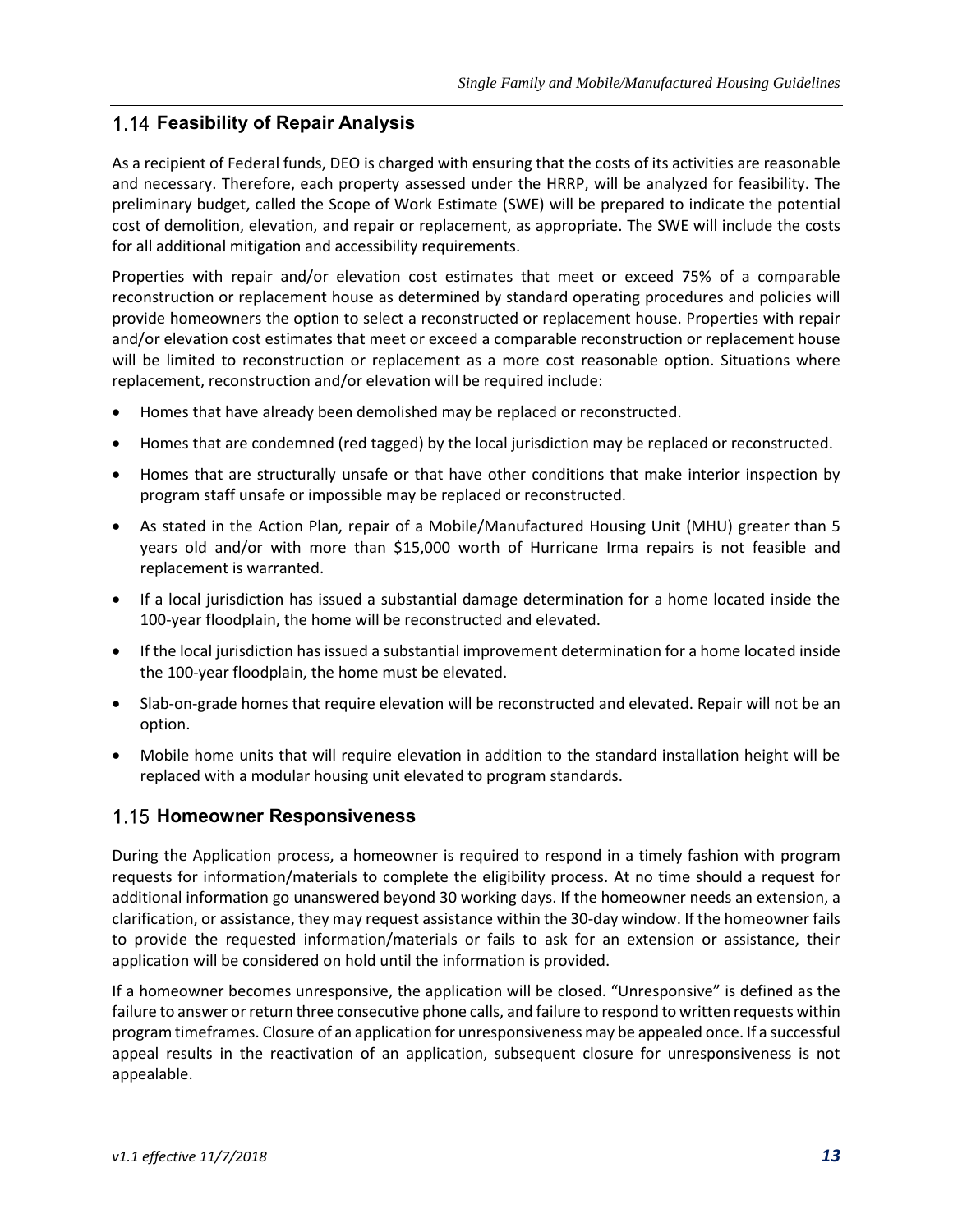## 1.14 Feasibility of Repair Analysis

As a recipient of Federal funds, DEO is charged with ensuring that the costs of its activities are reasonable and necessary. Therefore, each property assessed under the HRRP, will be analyzed for feasibility. The preliminary budget, called the Scope of Work Estimate (SWE) will be prepared to indicate the potential cost of demolition, elevation, and repair or replacement, as appropriate. The SWE will include the costs for all additional mitigation and accessibility requirements.

Properties with repair and/or elevation cost estimates that meet or exceed 75% of a comparable reconstruction or replacement house as determined by standard operating procedures and policies will provide homeowners the option to select a reconstructed or replacement house. Properties with repair and/or elevation cost estimates that meet or exceed a comparable reconstruction or replacement house will be limited to reconstruction or replacement as a more cost reasonable option. Situations where replacement, reconstruction and/or elevation will be required include:

- Homes that have already been demolished may be replaced or reconstructed.
- Homes that are condemned (red tagged) by the local jurisdiction may be replaced or reconstructed.
- Homes that are structurally unsafe or that have other conditions that make interior inspection by program staff unsafe or impossible may be replaced or reconstructed.
- As stated in the Action Plan, repair of a Mobile/Manufactured Housing Unit (MHU) greater than 5 years old and/or with more than $15,000 worth of Hurricane Irma repairs is not feasible and replacement is warranted.
- If a local jurisdiction has issued a substantial damage determination for a home located inside the 100-year floodplain, the home will be reconstructed and elevated.
- If the local jurisdiction has issued a substantial improvement determination for a home located inside the 100-year floodplain, the home must be elevated.
- Slab-on-grade homes that require elevation will be reconstructed and elevated. Repair will not be an option.
- Mobile home units that will require elevation in addition to the standard installation height will be replaced with a modular housing unit elevated to program standards.

## 1.15 Homeowner Responsiveness

During the Application process, a homeowner is required to respond in a timely fashion with program requests for information/materials to complete the eligibility process. At no time should a request for additional information go unanswered beyond 30 working days. If the homeowner needs an extension, a clarification, or assistance, they may request assistance within the 30-day window. If the homeowner fails to provide the requested information/materials or fails to ask for an extension or assistance, their application will be considered on hold until the information is provided.

If a homeowner becomes unresponsive, the application will be closed. "Unresponsive" is defined as the failure to answer or return three consecutive phone calls, and failure to respond to written requests within program timeframes. Closure of an application for unresponsiveness may be appealed once. If a successful appeal results in the reactivation of an application, subsequent closure for unresponsiveness is not appealable.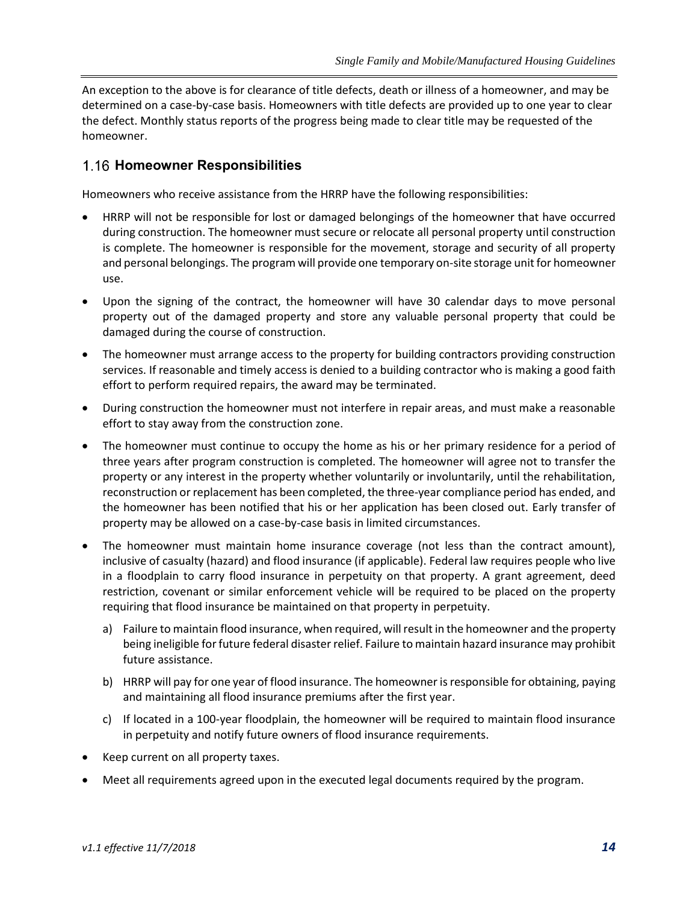An exception to the above is for clearance of title defects, death or illness of a homeowner, and may be determined on a case-by-case basis. Homeowners with title defects are provided up to one year to clear the defect. Monthly status reports of the progress being made to clear title may be requested of the homeowner.

## 1.16 Homeowner Responsibilities

Homeowners who receive assistance from the HRRP have the following responsibilities:

- HRRP will not be responsible for lost or damaged belongings of the homeowner that have occurred during construction. The homeowner must secure or relocate all personal property until construction is complete. The homeowner is responsible for the movement, storage and security of all property and personal belongings. The program will provide one temporary on-site storage unit for homeowner use.
- Upon the signing of the contract, the homeowner will have 30 calendar days to move personal property out of the damaged property and store any valuable personal property that could be damaged during the course of construction.
- The homeowner must arrange access to the property for building contractors providing construction services. If reasonable and timely access is denied to a building contractor who is making a good faith effort to perform required repairs, the award may be terminated.
- During construction the homeowner must not interfere in repair areas, and must make a reasonable effort to stay away from the construction zone.
- The homeowner must continue to occupy the home as his or her primary residence for a period of three years after program construction is completed. The homeowner will agree not to transfer the property or any interest in the property whether voluntarily or involuntarily, until the rehabilitation, reconstruction or replacement has been completed, the three-year compliance period has ended, and the homeowner has been notified that his or her application has been closed out. Early transfer of property may be allowed on a case-by-case basis in limited circumstances.
- The homeowner must maintain home insurance coverage (not less than the contract amount), inclusive of casualty (hazard) and flood insurance (if applicable). Federal law requires people who live in a floodplain to carry flood insurance in perpetuity on that property. A grant agreement, deed restriction, covenant or similar enforcement vehicle will be required to be placed on the property requiring that flood insurance be maintained on that property in perpetuity.
  a) Failure to maintain flood insurance, when required, will result in the homeowner and the property being ineligible for future federal disaster relief. Failure to maintain hazard insurance may prohibit future assistance.
  b) HRRP will pay for one year of flood insurance. The homeowner is responsible for obtaining, paying and maintaining all flood insurance premiums after the first year.
  c) If located in a 100-year floodplain, the homeowner will be required to maintain flood insurance in perpetuity and notify future owners of flood insurance requirements.
- Keep current on all property taxes.
- Meet all requirements agreed upon in the executed legal documents required by the program.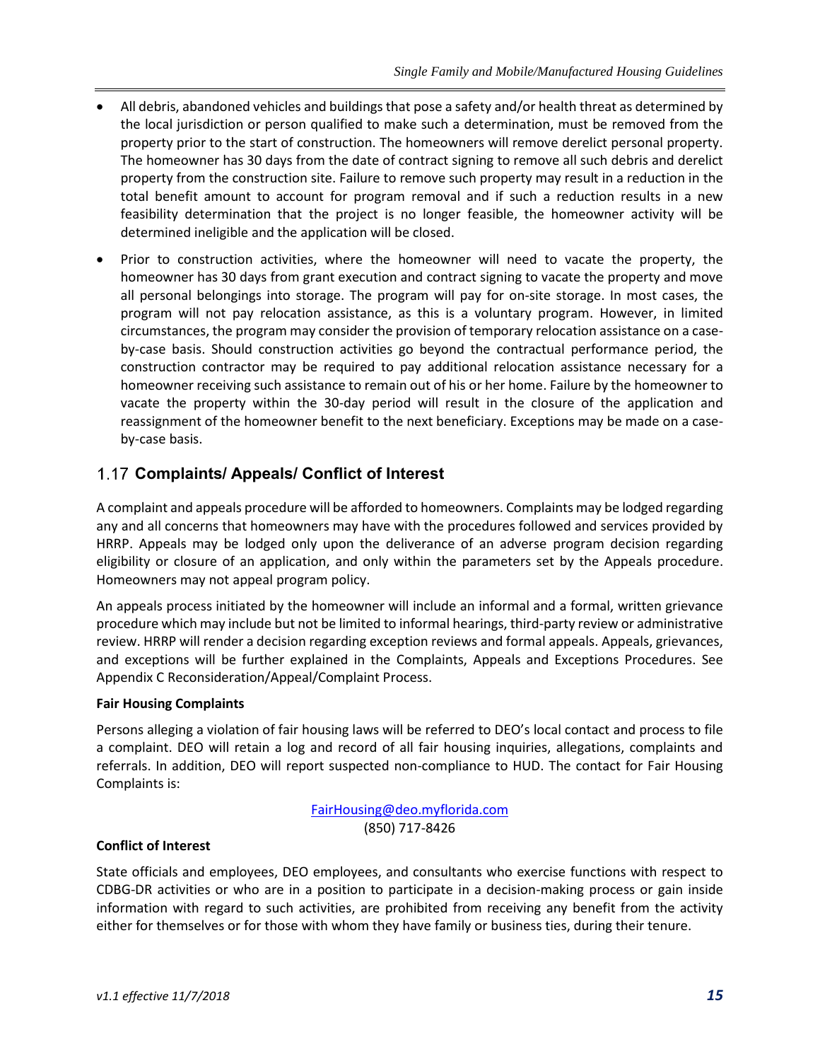- All debris, abandoned vehicles and buildings that pose a safety and/or health threat as determined by the local jurisdiction or person qualified to make such a determination, must be removed from the property prior to the start of construction. The homeowners will remove derelict personal property. The homeowner has 30 days from the date of contract signing to remove all such debris and derelict property from the construction site. Failure to remove such property may result in a reduction in the total benefit amount to account for program removal and if such a reduction results in a new feasibility determination that the project is no longer feasible, the homeowner activity will be determined ineligible and the application will be closed.
- Prior to construction activities, where the homeowner will need to vacate the property, the homeowner has 30 days from grant execution and contract signing to vacate the property and move all personal belongings into storage. The program will pay for on-site storage. In most cases, the program will not pay relocation assistance, as this is a voluntary program. However, in limited circumstances, the program may consider the provision of temporary relocation assistance on a case-by-case basis. Should construction activities go beyond the contractual performance period, the construction contractor may be required to pay additional relocation assistance necessary for a homeowner receiving such assistance to remain out of his or her home. Failure by the homeowner to vacate the property within the 30-day period will result in the closure of the application and reassignment of the homeowner benefit to the next beneficiary. Exceptions may be made on a case-by-case basis.

## 1.17 Complaints/ Appeals/ Conflict of Interest

A complaint and appeals procedure will be afforded to homeowners. Complaints may be lodged regarding any and all concerns that homeowners may have with the procedures followed and services provided by HRRP. Appeals may be lodged only upon the deliverance of an adverse program decision regarding eligibility or closure of an application, and only within the parameters set by the Appeals procedure. Homeowners may not appeal program policy.

An appeals process initiated by the homeowner will include an informal and a formal, written grievance procedure which may include but not be limited to informal hearings, third-party review or administrative review. HRRP will render a decision regarding exception reviews and formal appeals. Appeals, grievances, and exceptions will be further explained in the Complaints, Appeals and Exceptions Procedures. See Appendix C Reconsideration/Appeal/Complaint Process.

**Fair Housing Complaints**

Persons alleging a violation of fair housing laws will be referred to DEO's local contact and process to file a complaint. DEO will retain a log and record of all fair housing inquiries, allegations, complaints and referrals. In addition, DEO will report suspected non-compliance to HUD. The contact for Fair Housing Complaints is:

FairHousing@deo.myflorida.com
(850) 717-8426

**Conflict of Interest**

State officials and employees, DEO employees, and consultants who exercise functions with respect to CDBG-DR activities or who are in a position to participate in a decision-making process or gain inside information with regard to such activities, are prohibited from receiving any benefit from the activity either for themselves or for those with whom they have family or business ties, during their tenure.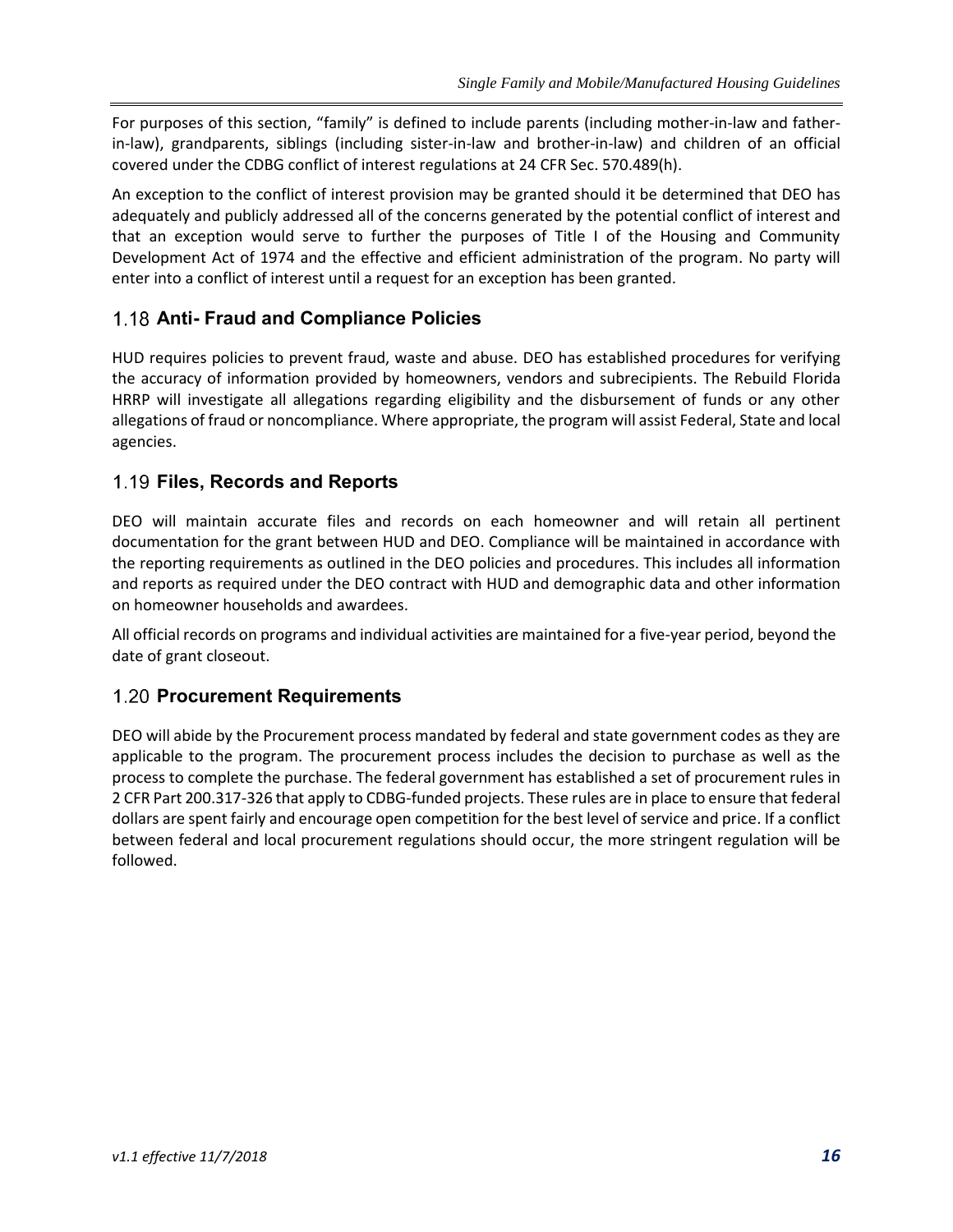For purposes of this section, “family” is defined to include parents (including mother-in-law and father-in-law), grandparents, siblings (including sister-in-law and brother-in-law) and children of an official covered under the CDBG conflict of interest regulations at 24 CFR Sec. 570.489(h).

An exception to the conflict of interest provision may be granted should it be determined that DEO has adequately and publicly addressed all of the concerns generated by the potential conflict of interest and that an exception would serve to further the purposes of Title I of the Housing and Community Development Act of 1974 and the effective and efficient administration of the program. No party will enter into a conflict of interest until a request for an exception has been granted.

## 1.18 Anti- Fraud and Compliance Policies

HUD requires policies to prevent fraud, waste and abuse. DEO has established procedures for verifying the accuracy of information provided by homeowners, vendors and subrecipients. The Rebuild Florida HRRP will investigate all allegations regarding eligibility and the disbursement of funds or any other allegations of fraud or noncompliance. Where appropriate, the program will assist Federal, State and local agencies.

## 1.19 Files, Records and Reports

DEO will maintain accurate files and records on each homeowner and will retain all pertinent documentation for the grant between HUD and DEO. Compliance will be maintained in accordance with the reporting requirements as outlined in the DEO policies and procedures. This includes all information and reports as required under the DEO contract with HUD and demographic data and other information on homeowner households and awardees.

All official records on programs and individual activities are maintained for a five-year period, beyond the date of grant closeout.

## 1.20 Procurement Requirements

DEO will abide by the Procurement process mandated by federal and state government codes as they are applicable to the program. The procurement process includes the decision to purchase as well as the process to complete the purchase. The federal government has established a set of procurement rules in 2 CFR Part 200.317-326 that apply to CDBG-funded projects. These rules are in place to ensure that federal dollars are spent fairly and encourage open competition for the best level of service and price. If a conflict between federal and local procurement regulations should occur, the more stringent regulation will be followed.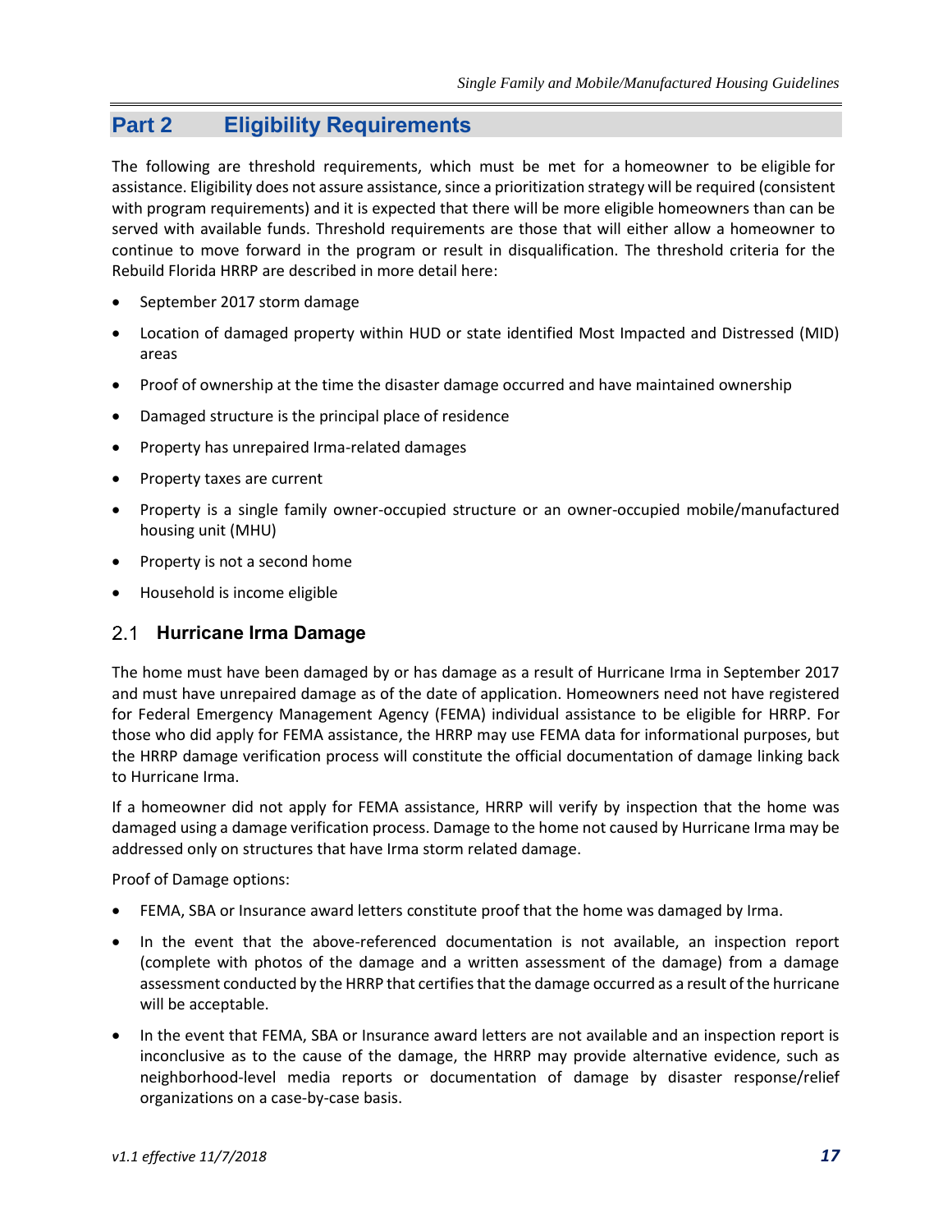# Part 2 Eligibility Requirements

The following are threshold requirements, which must be met for a homeowner to be eligible for assistance. Eligibility does not assure assistance, since a prioritization strategy will be required (consistent with program requirements) and it is expected that there will be more eligible homeowners than can be served with available funds. Threshold requirements are those that will either allow a homeowner to continue to move forward in the program or result in disqualification. The threshold criteria for the Rebuild Florida HRRP are described in more detail here:

- September 2017 storm damage
- Location of damaged property within HUD or state identified Most Impacted and Distressed (MID) areas
- Proof of ownership at the time the disaster damage occurred and have maintained ownership
- Damaged structure is the principal place of residence
- Property has unrepaired Irma-related damages
- Property taxes are current
- Property is a single family owner-occupied structure or an owner-occupied mobile/manufactured housing unit (MHU)
- Property is not a second home
- Household is income eligible

## 2.1 Hurricane Irma Damage

The home must have been damaged by or has damage as a result of Hurricane Irma in September 2017 and must have unrepaired damage as of the date of application. Homeowners need not have registered for Federal Emergency Management Agency (FEMA) individual assistance to be eligible for HRRP. For those who did apply for FEMA assistance, the HRRP may use FEMA data for informational purposes, but the HRRP damage verification process will constitute the official documentation of damage linking back to Hurricane Irma.

If a homeowner did not apply for FEMA assistance, HRRP will verify by inspection that the home was damaged using a damage verification process. Damage to the home not caused by Hurricane Irma may be addressed only on structures that have Irma storm related damage.

Proof of Damage options:

- FEMA, SBA or Insurance award letters constitute proof that the home was damaged by Irma.
- In the event that the above-referenced documentation is not available, an inspection report (complete with photos of the damage and a written assessment of the damage) from a damage assessment conducted by the HRRP that certifies that the damage occurred as a result of the hurricane will be acceptable.
- In the event that FEMA, SBA or Insurance award letters are not available and an inspection report is inconclusive as to the cause of the damage, the HRRP may provide alternative evidence, such as neighborhood-level media reports or documentation of damage by disaster response/relief organizations on a case-by-case basis.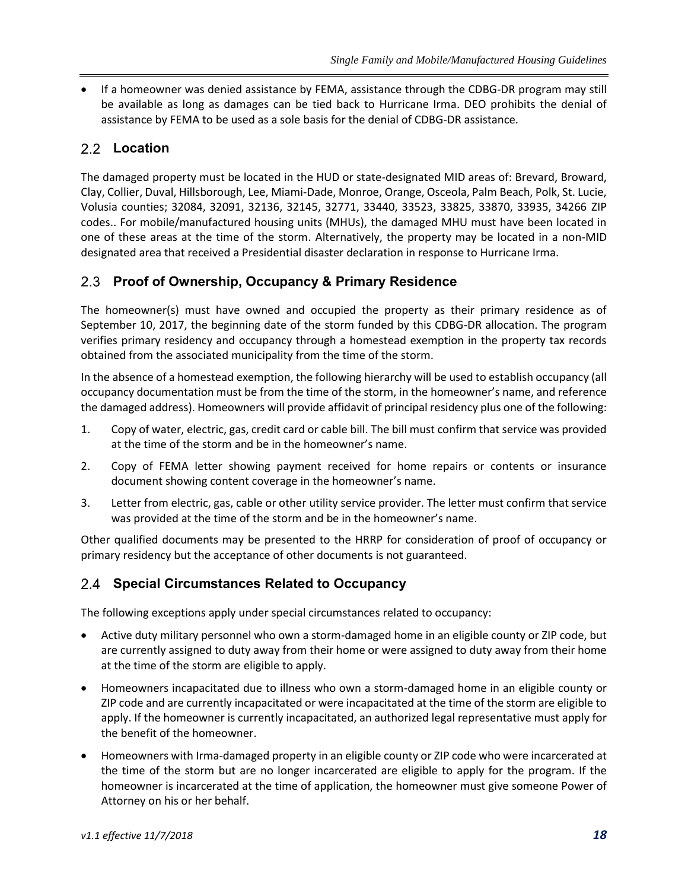- If a homeowner was denied assistance by FEMA, assistance through the CDBG-DR program may still be available as long as damages can be tied back to Hurricane Irma. DEO prohibits the denial of assistance by FEMA to be used as a sole basis for the denial of CDBG-DR assistance.

## 2.2 Location

The damaged property must be located in the HUD or state-designated MID areas of: Brevard, Broward, Clay, Collier, Duval, Hillsborough, Lee, Miami-Dade, Monroe, Orange, Osceola, Palm Beach, Polk, St. Lucie, Volusia counties; 32084, 32091, 32136, 32145, 32771, 33440, 33523, 33825, 33870, 33935, 34266 ZIP codes.. For mobile/manufactured housing units (MHUs), the damaged MHU must have been located in one of these areas at the time of the storm. Alternatively, the property may be located in a non-MID designated area that received a Presidential disaster declaration in response to Hurricane Irma.

## 2.3 Proof of Ownership, Occupancy & Primary Residence

The homeowner(s) must have owned and occupied the property as their primary residence as of September 10, 2017, the beginning date of the storm funded by this CDBG-DR allocation. The program verifies primary residency and occupancy through a homestead exemption in the property tax records obtained from the associated municipality from the time of the storm.

In the absence of a homestead exemption, the following hierarchy will be used to establish occupancy (all occupancy documentation must be from the time of the storm, in the homeowner's name, and reference the damaged address). Homeowners will provide affidavit of principal residency plus one of the following:

1. Copy of water, electric, gas, credit card or cable bill. The bill must confirm that service was provided at the time of the storm and be in the homeowner's name.
2. Copy of FEMA letter showing payment received for home repairs or contents or insurance document showing content coverage in the homeowner's name.
3. Letter from electric, gas, cable or other utility service provider. The letter must confirm that service was provided at the time of the storm and be in the homeowner's name.

Other qualified documents may be presented to the HRRP for consideration of proof of occupancy or primary residency but the acceptance of other documents is not guaranteed.

## 2.4 Special Circumstances Related to Occupancy

The following exceptions apply under special circumstances related to occupancy:

- Active duty military personnel who own a storm-damaged home in an eligible county or ZIP code, but are currently assigned to duty away from their home or were assigned to duty away from their home at the time of the storm are eligible to apply.
- Homeowners incapacitated due to illness who own a storm-damaged home in an eligible county or ZIP code and are currently incapacitated or were incapacitated at the time of the storm are eligible to apply. If the homeowner is currently incapacitated, an authorized legal representative must apply for the benefit of the homeowner.
- Homeowners with Irma-damaged property in an eligible county or ZIP code who were incarcerated at the time of the storm but are no longer incarcerated are eligible to apply for the program. If the homeowner is incarcerated at the time of application, the homeowner must give someone Power of Attorney on his or her behalf.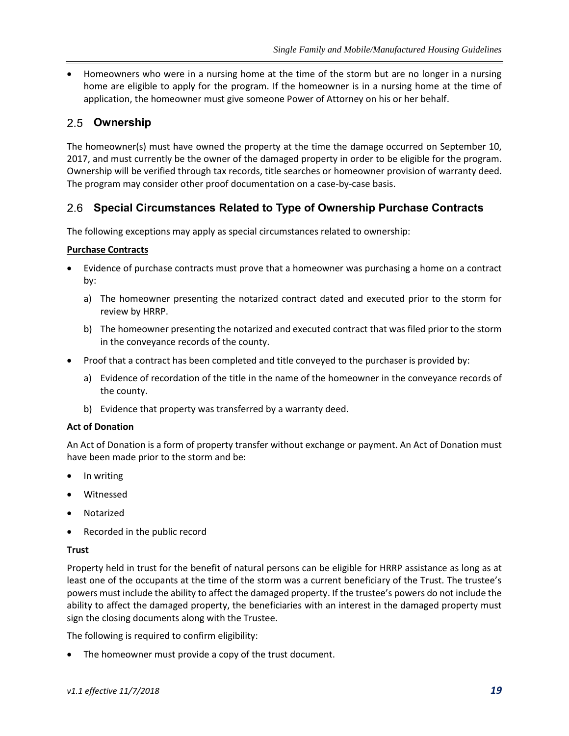- Homeowners who were in a nursing home at the time of the storm but are no longer in a nursing home are eligible to apply for the program. If the homeowner is in a nursing home at the time of application, the homeowner must give someone Power of Attorney on his or her behalf.

## 2.5 Ownership

The homeowner(s) must have owned the property at the time the damage occurred on September 10, 2017, and must currently be the owner of the damaged property in order to be eligible for the program. Ownership will be verified through tax records, title searches or homeowner provision of warranty deed. The program may consider other proof documentation on a case-by-case basis.

## 2.6 Special Circumstances Related to Type of Ownership Purchase Contracts

The following exceptions may apply as special circumstances related to ownership:

**Purchase Contracts**

- Evidence of purchase contracts must prove that a homeowner was purchasing a home on a contract by:
  a) The homeowner presenting the notarized contract dated and executed prior to the storm for review by HRRP.
  b) The homeowner presenting the notarized and executed contract that was filed prior to the storm in the conveyance records of the county.
- Proof that a contract has been completed and title conveyed to the purchaser is provided by:
  a) Evidence of recordation of the title in the name of the homeowner in the conveyance records of the county.
  b) Evidence that property was transferred by a warranty deed.

**Act of Donation**

An Act of Donation is a form of property transfer without exchange or payment. An Act of Donation must have been made prior to the storm and be:

- In writing
- Witnessed
- Notarized
- Recorded in the public record

**Trust**

Property held in trust for the benefit of natural persons can be eligible for HRRP assistance as long as at least one of the occupants at the time of the storm was a current beneficiary of the Trust. The trustee's powers must include the ability to affect the damaged property. If the trustee's powers do not include the ability to affect the damaged property, the beneficiaries with an interest in the damaged property must sign the closing documents along with the Trustee.

The following is required to confirm eligibility:

- The homeowner must provide a copy of the trust document.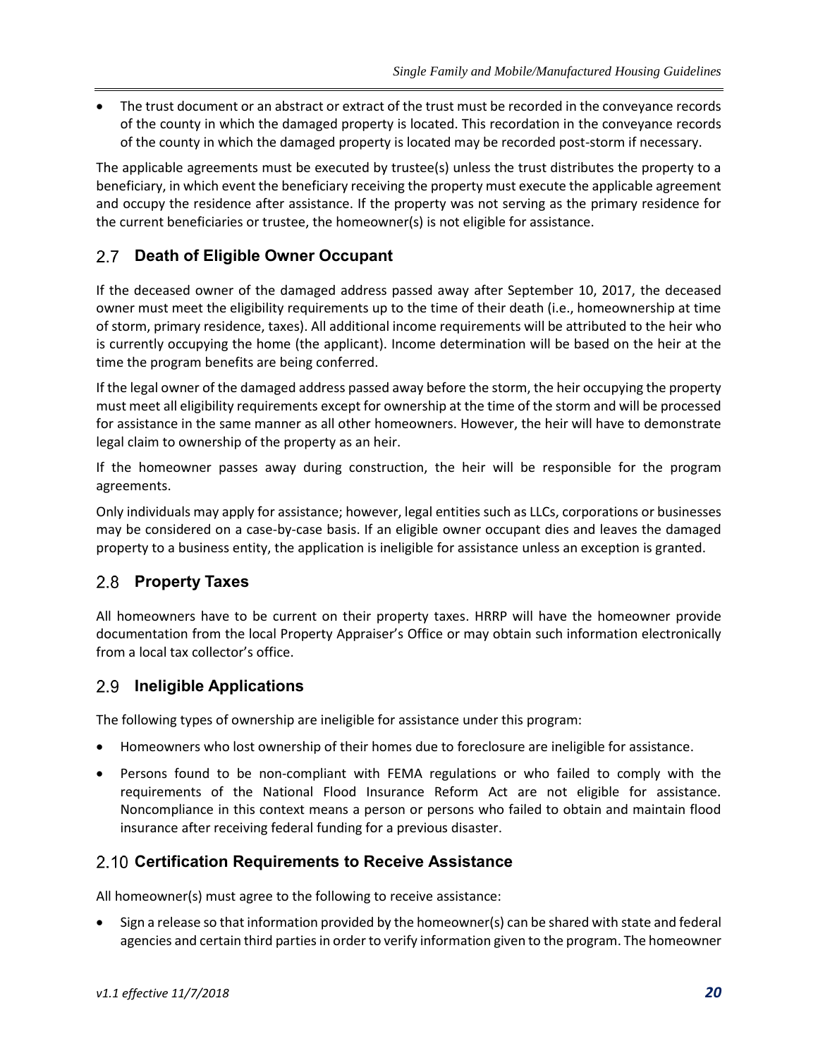- The trust document or an abstract or extract of the trust must be recorded in the conveyance records of the county in which the damaged property is located. This recordation in the conveyance records of the county in which the damaged property is located may be recorded post-storm if necessary.

The applicable agreements must be executed by trustee(s) unless the trust distributes the property to a beneficiary, in which event the beneficiary receiving the property must execute the applicable agreement and occupy the residence after assistance. If the property was not serving as the primary residence for the current beneficiaries or trustee, the homeowner(s) is not eligible for assistance.

## 2.7 Death of Eligible Owner Occupant

If the deceased owner of the damaged address passed away after September 10, 2017, the deceased owner must meet the eligibility requirements up to the time of their death (i.e., homeownership at time of storm, primary residence, taxes). All additional income requirements will be attributed to the heir who is currently occupying the home (the applicant). Income determination will be based on the heir at the time the program benefits are being conferred.

If the legal owner of the damaged address passed away before the storm, the heir occupying the property must meet all eligibility requirements except for ownership at the time of the storm and will be processed for assistance in the same manner as all other homeowners. However, the heir will have to demonstrate legal claim to ownership of the property as an heir.

If the homeowner passes away during construction, the heir will be responsible for the program agreements.

Only individuals may apply for assistance; however, legal entities such as LLCs, corporations or businesses may be considered on a case-by-case basis. If an eligible owner occupant dies and leaves the damaged property to a business entity, the application is ineligible for assistance unless an exception is granted.

## 2.8 Property Taxes

All homeowners have to be current on their property taxes. HRRP will have the homeowner provide documentation from the local Property Appraiser's Office or may obtain such information electronically from a local tax collector's office.

## 2.9 Ineligible Applications

The following types of ownership are ineligible for assistance under this program:

- Homeowners who lost ownership of their homes due to foreclosure are ineligible for assistance.
- Persons found to be non-compliant with FEMA regulations or who failed to comply with the requirements of the National Flood Insurance Reform Act are not eligible for assistance. Noncompliance in this context means a person or persons who failed to obtain and maintain flood insurance after receiving federal funding for a previous disaster.

## 2.10 Certification Requirements to Receive Assistance

All homeowner(s) must agree to the following to receive assistance:

- Sign a release so that information provided by the homeowner(s) can be shared with state and federal agencies and certain third parties in order to verify information given to the program. The homeowner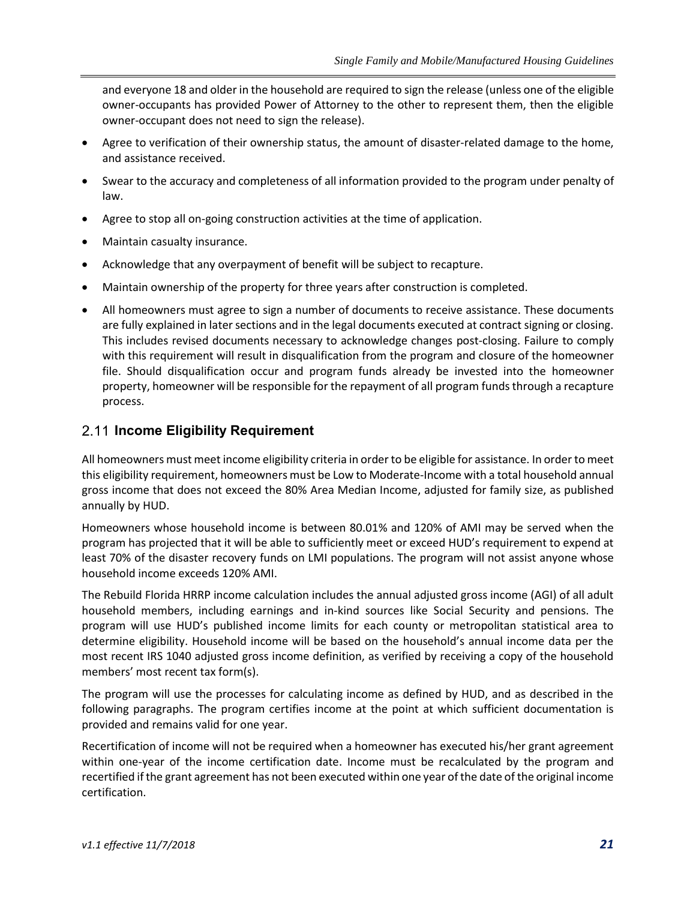and everyone 18 and older in the household are required to sign the release (unless one of the eligible owner-occupants has provided Power of Attorney to the other to represent them, then the eligible owner-occupant does not need to sign the release).

- Agree to verification of their ownership status, the amount of disaster-related damage to the home, and assistance received.
- Swear to the accuracy and completeness of all information provided to the program under penalty of law.
- Agree to stop all on-going construction activities at the time of application.
- Maintain casualty insurance.
- Acknowledge that any overpayment of benefit will be subject to recapture.
- Maintain ownership of the property for three years after construction is completed.
- All homeowners must agree to sign a number of documents to receive assistance. These documents are fully explained in later sections and in the legal documents executed at contract signing or closing. This includes revised documents necessary to acknowledge changes post-closing. Failure to comply with this requirement will result in disqualification from the program and closure of the homeowner file. Should disqualification occur and program funds already be invested into the homeowner property, homeowner will be responsible for the repayment of all program funds through a recapture process.

## 2.11 Income Eligibility Requirement

All homeowners must meet income eligibility criteria in order to be eligible for assistance. In order to meet this eligibility requirement, homeowners must be Low to Moderate-Income with a total household annual gross income that does not exceed the 80% Area Median Income, adjusted for family size, as published annually by HUD.

Homeowners whose household income is between 80.01% and 120% of AMI may be served when the program has projected that it will be able to sufficiently meet or exceed HUD's requirement to expend at least 70% of the disaster recovery funds on LMI populations. The program will not assist anyone whose household income exceeds 120% AMI.

The Rebuild Florida HRRP income calculation includes the annual adjusted gross income (AGI) of all adult household members, including earnings and in-kind sources like Social Security and pensions. The program will use HUD's published income limits for each county or metropolitan statistical area to determine eligibility. Household income will be based on the household's annual income data per the most recent IRS 1040 adjusted gross income definition, as verified by receiving a copy of the household members' most recent tax form(s).

The program will use the processes for calculating income as defined by HUD, and as described in the following paragraphs. The program certifies income at the point at which sufficient documentation is provided and remains valid for one year.

Recertification of income will not be required when a homeowner has executed his/her grant agreement within one-year of the income certification date. Income must be recalculated by the program and recertified if the grant agreement has not been executed within one year of the date of the original income certification.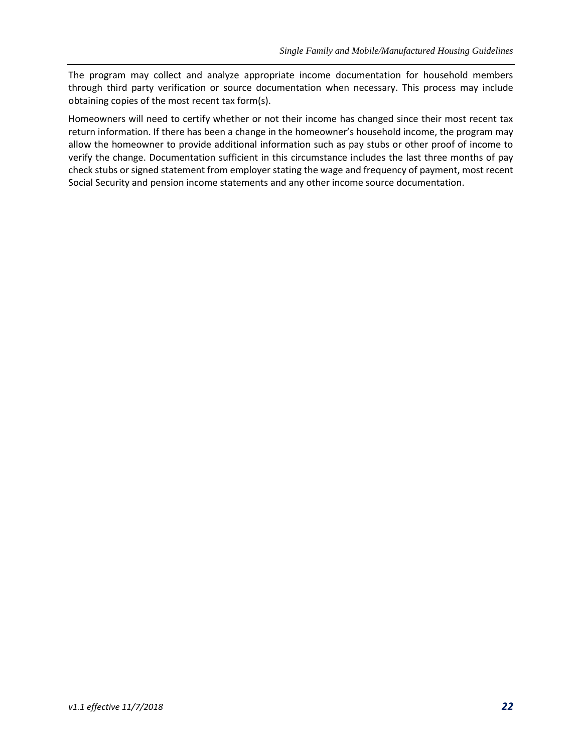The program may collect and analyze appropriate income documentation for household members through third party verification or source documentation when necessary. This process may include obtaining copies of the most recent tax form(s).

Homeowners will need to certify whether or not their income has changed since their most recent tax return information. If there has been a change in the homeowner's household income, the program may allow the homeowner to provide additional information such as pay stubs or other proof of income to verify the change. Documentation sufficient in this circumstance includes the last three months of pay check stubs or signed statement from employer stating the wage and frequency of payment, most recent Social Security and pension income statements and any other income source documentation.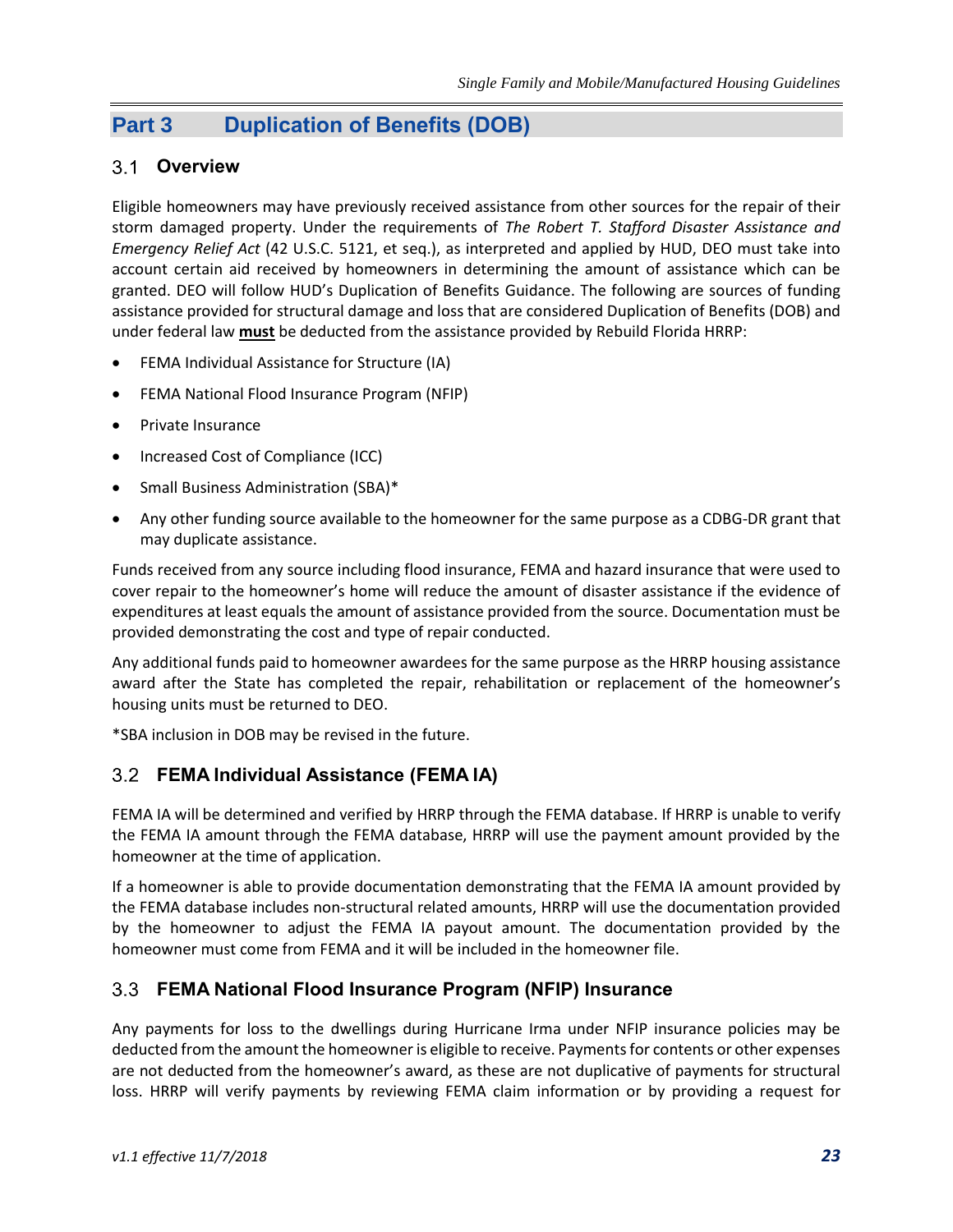# Part 3 Duplication of Benefits (DOB)

## 3.1 Overview

Eligible homeowners may have previously received assistance from other sources for the repair of their storm damaged property. Under the requirements of *The Robert T. Stafford Disaster Assistance and Emergency Relief Act* (42 U.S.C. 5121, et seq.), as interpreted and applied by HUD, DEO must take into account certain aid received by homeowners in determining the amount of assistance which can be granted. DEO will follow HUD's Duplication of Benefits Guidance. The following are sources of funding assistance provided for structural damage and loss that are considered Duplication of Benefits (DOB) and under federal law **must** be deducted from the assistance provided by Rebuild Florida HRRP:

- FEMA Individual Assistance for Structure (IA)
- FEMA National Flood Insurance Program (NFIP)
- Private Insurance
- Increased Cost of Compliance (ICC)
- Small Business Administration (SBA)*
- Any other funding source available to the homeowner for the same purpose as a CDBG-DR grant that may duplicate assistance.

Funds received from any source including flood insurance, FEMA and hazard insurance that were used to cover repair to the homeowner's home will reduce the amount of disaster assistance if the evidence of expenditures at least equals the amount of assistance provided from the source. Documentation must be provided demonstrating the cost and type of repair conducted.

Any additional funds paid to homeowner awardees for the same purpose as the HRRP housing assistance award after the State has completed the repair, rehabilitation or replacement of the homeowner's housing units must be returned to DEO.

*SBA inclusion in DOB may be revised in the future.

## 3.2 FEMA Individual Assistance (FEMA IA)

FEMA IA will be determined and verified by HRRP through the FEMA database. If HRRP is unable to verify the FEMA IA amount through the FEMA database, HRRP will use the payment amount provided by the homeowner at the time of application.

If a homeowner is able to provide documentation demonstrating that the FEMA IA amount provided by the FEMA database includes non-structural related amounts, HRRP will use the documentation provided by the homeowner to adjust the FEMA IA payout amount. The documentation provided by the homeowner must come from FEMA and it will be included in the homeowner file.

## 3.3 FEMA National Flood Insurance Program (NFIP) Insurance

Any payments for loss to the dwellings during Hurricane Irma under NFIP insurance policies may be deducted from the amount the homeowner is eligible to receive. Payments for contents or other expenses are not deducted from the homeowner's award, as these are not duplicative of payments for structural loss. HRRP will verify payments by reviewing FEMA claim information or by providing a request for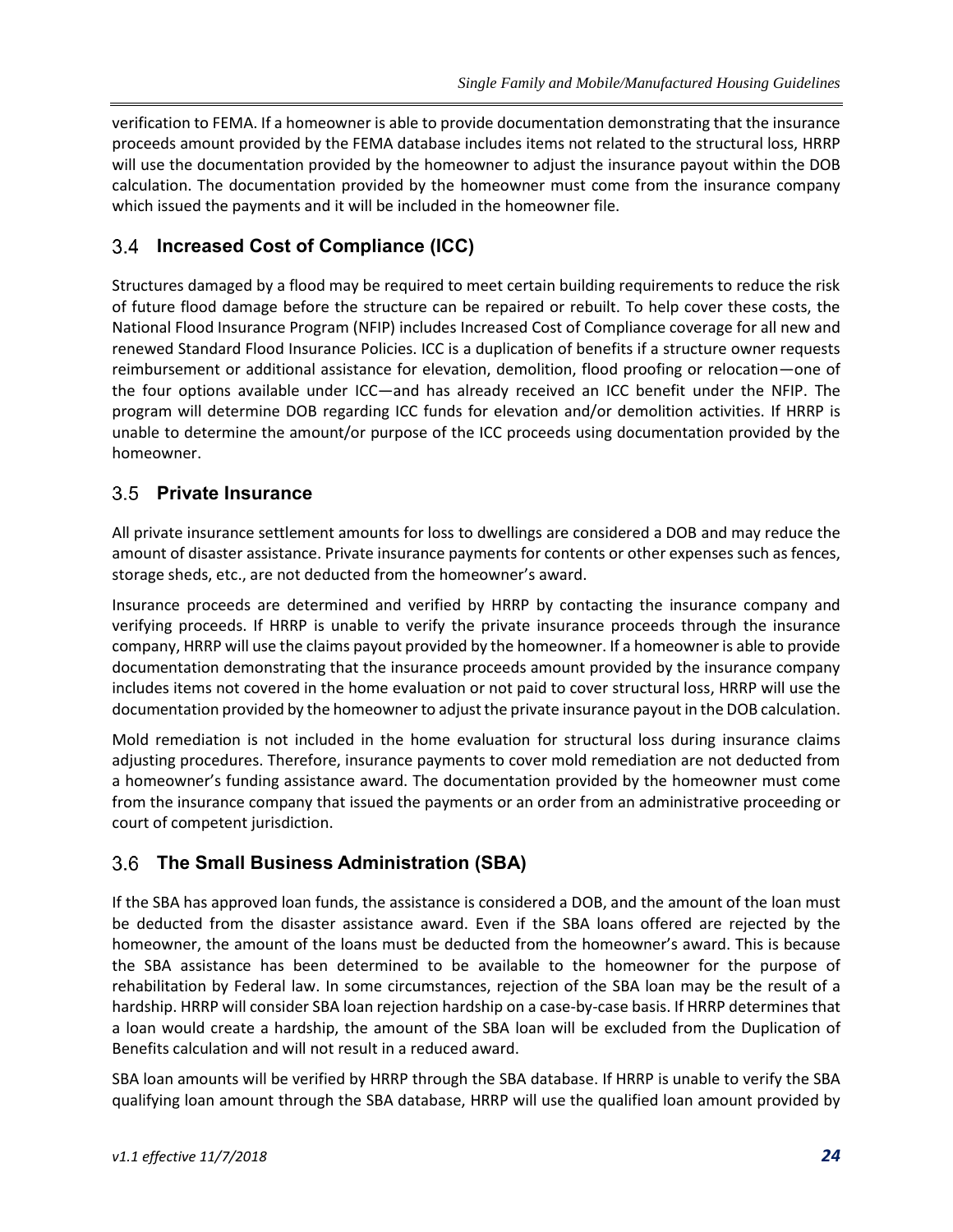verification to FEMA. If a homeowner is able to provide documentation demonstrating that the insurance proceeds amount provided by the FEMA database includes items not related to the structural loss, HRRP will use the documentation provided by the homeowner to adjust the insurance payout within the DOB calculation. The documentation provided by the homeowner must come from the insurance company which issued the payments and it will be included in the homeowner file.

## 3.4 Increased Cost of Compliance (ICC)

Structures damaged by a flood may be required to meet certain building requirements to reduce the risk of future flood damage before the structure can be repaired or rebuilt. To help cover these costs, the National Flood Insurance Program (NFIP) includes Increased Cost of Compliance coverage for all new and renewed Standard Flood Insurance Policies. ICC is a duplication of benefits if a structure owner requests reimbursement or additional assistance for elevation, demolition, flood proofing or relocation—one of the four options available under ICC—and has already received an ICC benefit under the NFIP. The program will determine DOB regarding ICC funds for elevation and/or demolition activities. If HRRP is unable to determine the amount/or purpose of the ICC proceeds using documentation provided by the homeowner.

## 3.5 Private Insurance

All private insurance settlement amounts for loss to dwellings are considered a DOB and may reduce the amount of disaster assistance. Private insurance payments for contents or other expenses such as fences, storage sheds, etc., are not deducted from the homeowner's award.

Insurance proceeds are determined and verified by HRRP by contacting the insurance company and verifying proceeds. If HRRP is unable to verify the private insurance proceeds through the insurance company, HRRP will use the claims payout provided by the homeowner. If a homeowner is able to provide documentation demonstrating that the insurance proceeds amount provided by the insurance company includes items not covered in the home evaluation or not paid to cover structural loss, HRRP will use the documentation provided by the homeowner to adjust the private insurance payout in the DOB calculation.

Mold remediation is not included in the home evaluation for structural loss during insurance claims adjusting procedures. Therefore, insurance payments to cover mold remediation are not deducted from a homeowner's funding assistance award. The documentation provided by the homeowner must come from the insurance company that issued the payments or an order from an administrative proceeding or court of competent jurisdiction.

## 3.6 The Small Business Administration (SBA)

If the SBA has approved loan funds, the assistance is considered a DOB, and the amount of the loan must be deducted from the disaster assistance award. Even if the SBA loans offered are rejected by the homeowner, the amount of the loans must be deducted from the homeowner's award. This is because the SBA assistance has been determined to be available to the homeowner for the purpose of rehabilitation by Federal law. In some circumstances, rejection of the SBA loan may be the result of a hardship. HRRP will consider SBA loan rejection hardship on a case-by-case basis. If HRRP determines that a loan would create a hardship, the amount of the SBA loan will be excluded from the Duplication of Benefits calculation and will not result in a reduced award.

SBA loan amounts will be verified by HRRP through the SBA database. If HRRP is unable to verify the SBA qualifying loan amount through the SBA database, HRRP will use the qualified loan amount provided by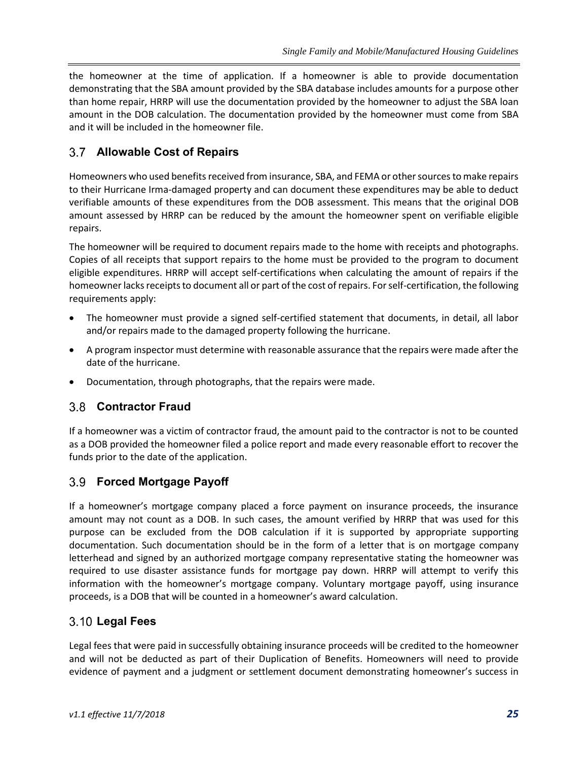the homeowner at the time of application. If a homeowner is able to provide documentation demonstrating that the SBA amount provided by the SBA database includes amounts for a purpose other than home repair, HRRP will use the documentation provided by the homeowner to adjust the SBA loan amount in the DOB calculation. The documentation provided by the homeowner must come from SBA and it will be included in the homeowner file.

## 3.7 Allowable Cost of Repairs

Homeowners who used benefits received from insurance, SBA, and FEMA or other sources to make repairs to their Hurricane Irma-damaged property and can document these expenditures may be able to deduct verifiable amounts of these expenditures from the DOB assessment. This means that the original DOB amount assessed by HRRP can be reduced by the amount the homeowner spent on verifiable eligible repairs.

The homeowner will be required to document repairs made to the home with receipts and photographs. Copies of all receipts that support repairs to the home must be provided to the program to document eligible expenditures. HRRP will accept self-certifications when calculating the amount of repairs if the homeowner lacks receipts to document all or part of the cost of repairs. For self-certification, the following requirements apply:

- The homeowner must provide a signed self-certified statement that documents, in detail, all labor and/or repairs made to the damaged property following the hurricane.
- A program inspector must determine with reasonable assurance that the repairs were made after the date of the hurricane.
- Documentation, through photographs, that the repairs were made.

## 3.8 Contractor Fraud

If a homeowner was a victim of contractor fraud, the amount paid to the contractor is not to be counted as a DOB provided the homeowner filed a police report and made every reasonable effort to recover the funds prior to the date of the application.

## 3.9 Forced Mortgage Payoff

If a homeowner's mortgage company placed a force payment on insurance proceeds, the insurance amount may not count as a DOB. In such cases, the amount verified by HRRP that was used for this purpose can be excluded from the DOB calculation if it is supported by appropriate supporting documentation. Such documentation should be in the form of a letter that is on mortgage company letterhead and signed by an authorized mortgage company representative stating the homeowner was required to use disaster assistance funds for mortgage pay down. HRRP will attempt to verify this information with the homeowner's mortgage company. Voluntary mortgage payoff, using insurance proceeds, is a DOB that will be counted in a homeowner's award calculation.

## 3.10 Legal Fees

Legal fees that were paid in successfully obtaining insurance proceeds will be credited to the homeowner and will not be deducted as part of their Duplication of Benefits. Homeowners will need to provide evidence of payment and a judgment or settlement document demonstrating homeowner's success in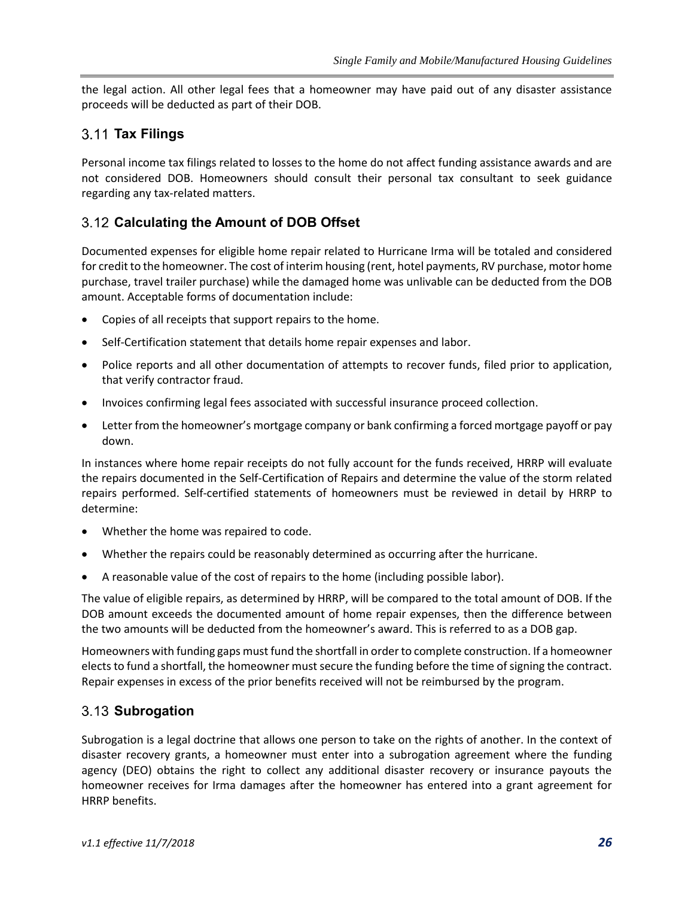the legal action. All other legal fees that a homeowner may have paid out of any disaster assistance proceeds will be deducted as part of their DOB.

## 3.11 Tax Filings

Personal income tax filings related to losses to the home do not affect funding assistance awards and are not considered DOB. Homeowners should consult their personal tax consultant to seek guidance regarding any tax-related matters.

## 3.12 Calculating the Amount of DOB Offset

Documented expenses for eligible home repair related to Hurricane Irma will be totaled and considered for credit to the homeowner. The cost of interim housing (rent, hotel payments, RV purchase, motor home purchase, travel trailer purchase) while the damaged home was unlivable can be deducted from the DOB amount. Acceptable forms of documentation include:

- Copies of all receipts that support repairs to the home.
- Self-Certification statement that details home repair expenses and labor.
- Police reports and all other documentation of attempts to recover funds, filed prior to application, that verify contractor fraud.
- Invoices confirming legal fees associated with successful insurance proceed collection.
- Letter from the homeowner's mortgage company or bank confirming a forced mortgage payoff or pay down.

In instances where home repair receipts do not fully account for the funds received, HRRP will evaluate the repairs documented in the Self-Certification of Repairs and determine the value of the storm related repairs performed. Self-certified statements of homeowners must be reviewed in detail by HRRP to determine:

- Whether the home was repaired to code.
- Whether the repairs could be reasonably determined as occurring after the hurricane.
- A reasonable value of the cost of repairs to the home (including possible labor).

The value of eligible repairs, as determined by HRRP, will be compared to the total amount of DOB. If the DOB amount exceeds the documented amount of home repair expenses, then the difference between the two amounts will be deducted from the homeowner's award. This is referred to as a DOB gap.

Homeowners with funding gaps must fund the shortfall in order to complete construction. If a homeowner elects to fund a shortfall, the homeowner must secure the funding before the time of signing the contract. Repair expenses in excess of the prior benefits received will not be reimbursed by the program.

## 3.13 Subrogation

Subrogation is a legal doctrine that allows one person to take on the rights of another. In the context of disaster recovery grants, a homeowner must enter into a subrogation agreement where the funding agency (DEO) obtains the right to collect any additional disaster recovery or insurance payouts the homeowner receives for Irma damages after the homeowner has entered into a grant agreement for HRRP benefits.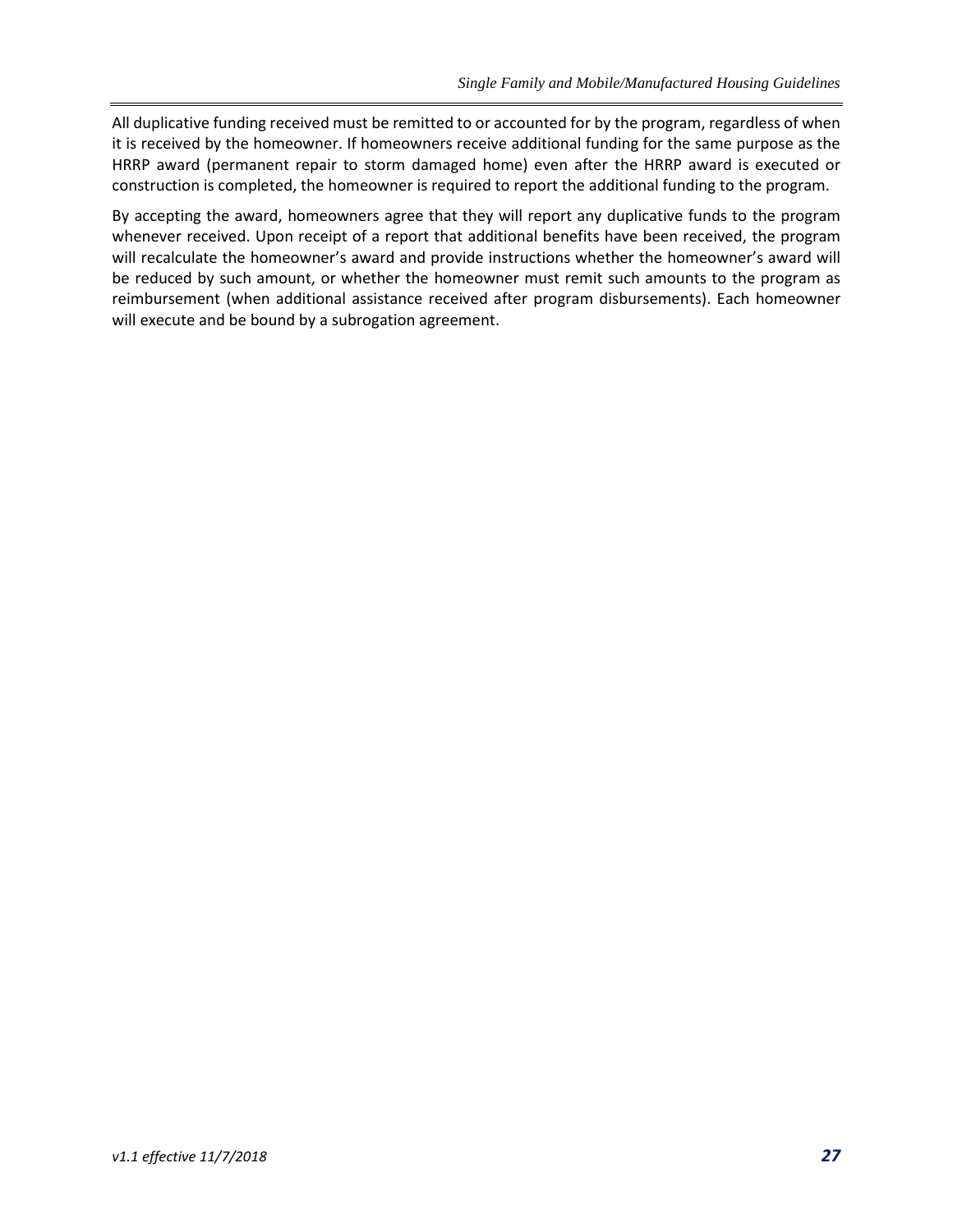All duplicative funding received must be remitted to or accounted for by the program, regardless of when it is received by the homeowner. If homeowners receive additional funding for the same purpose as the HRRP award (permanent repair to storm damaged home) even after the HRRP award is executed or construction is completed, the homeowner is required to report the additional funding to the program.

By accepting the award, homeowners agree that they will report any duplicative funds to the program whenever received. Upon receipt of a report that additional benefits have been received, the program will recalculate the homeowner's award and provide instructions whether the homeowner's award will be reduced by such amount, or whether the homeowner must remit such amounts to the program as reimbursement (when additional assistance received after program disbursements). Each homeowner will execute and be bound by a subrogation agreement.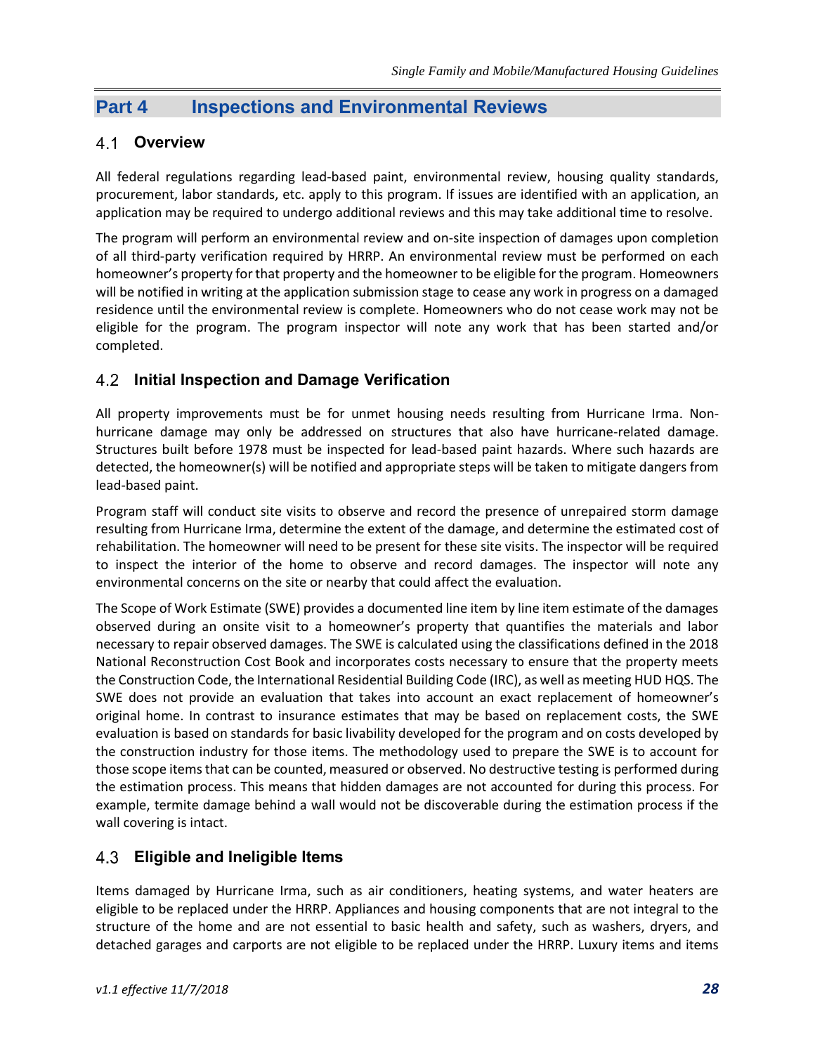# Part 4 Inspections and Environmental Reviews

## 4.1 Overview

All federal regulations regarding lead-based paint, environmental review, housing quality standards, procurement, labor standards, etc. apply to this program. If issues are identified with an application, an application may be required to undergo additional reviews and this may take additional time to resolve.

The program will perform an environmental review and on-site inspection of damages upon completion of all third-party verification required by HRRP. An environmental review must be performed on each homeowner's property for that property and the homeowner to be eligible for the program. Homeowners will be notified in writing at the application submission stage to cease any work in progress on a damaged residence until the environmental review is complete. Homeowners who do not cease work may not be eligible for the program. The program inspector will note any work that has been started and/or completed.

## 4.2 Initial Inspection and Damage Verification

All property improvements must be for unmet housing needs resulting from Hurricane Irma. Non-hurricane damage may only be addressed on structures that also have hurricane-related damage. Structures built before 1978 must be inspected for lead-based paint hazards. Where such hazards are detected, the homeowner(s) will be notified and appropriate steps will be taken to mitigate dangers from lead-based paint.

Program staff will conduct site visits to observe and record the presence of unrepaired storm damage resulting from Hurricane Irma, determine the extent of the damage, and determine the estimated cost of rehabilitation. The homeowner will need to be present for these site visits. The inspector will be required to inspect the interior of the home to observe and record damages. The inspector will note any environmental concerns on the site or nearby that could affect the evaluation.

The Scope of Work Estimate (SWE) provides a documented line item by line item estimate of the damages observed during an onsite visit to a homeowner's property that quantifies the materials and labor necessary to repair observed damages. The SWE is calculated using the classifications defined in the 2018 National Reconstruction Cost Book and incorporates costs necessary to ensure that the property meets the Construction Code, the International Residential Building Code (IRC), as well as meeting HUD HQS. The SWE does not provide an evaluation that takes into account an exact replacement of homeowner's original home. In contrast to insurance estimates that may be based on replacement costs, the SWE evaluation is based on standards for basic livability developed for the program and on costs developed by the construction industry for those items. The methodology used to prepare the SWE is to account for those scope items that can be counted, measured or observed. No destructive testing is performed during the estimation process. This means that hidden damages are not accounted for during this process. For example, termite damage behind a wall would not be discoverable during the estimation process if the wall covering is intact.

## 4.3 Eligible and Ineligible Items

Items damaged by Hurricane Irma, such as air conditioners, heating systems, and water heaters are eligible to be replaced under the HRRP. Appliances and housing components that are not integral to the structure of the home and are not essential to basic health and safety, such as washers, dryers, and detached garages and carports are not eligible to be replaced under the HRRP. Luxury items and items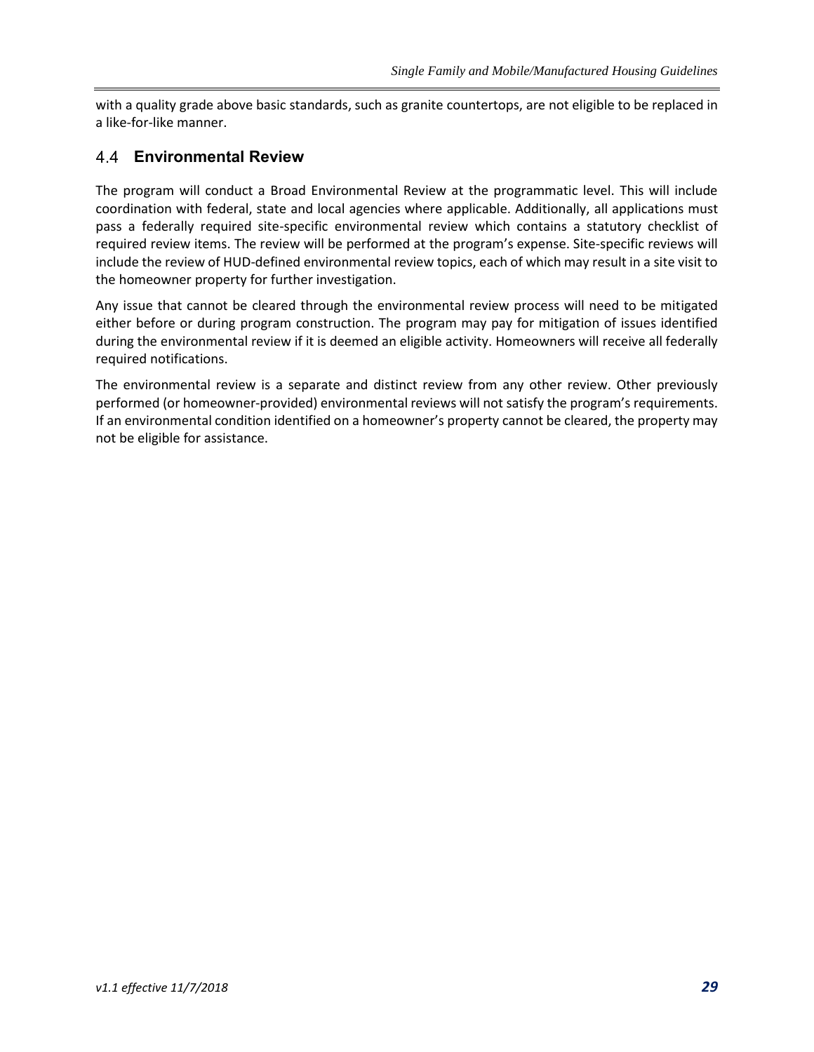with a quality grade above basic standards, such as granite countertops, are not eligible to be replaced in a like-for-like manner.

## 4.4 Environmental Review

The program will conduct a Broad Environmental Review at the programmatic level. This will include coordination with federal, state and local agencies where applicable. Additionally, all applications must pass a federally required site-specific environmental review which contains a statutory checklist of required review items. The review will be performed at the program's expense. Site-specific reviews will include the review of HUD-defined environmental review topics, each of which may result in a site visit to the homeowner property for further investigation.

Any issue that cannot be cleared through the environmental review process will need to be mitigated either before or during program construction. The program may pay for mitigation of issues identified during the environmental review if it is deemed an eligible activity. Homeowners will receive all federally required notifications.

The environmental review is a separate and distinct review from any other review. Other previously performed (or homeowner-provided) environmental reviews will not satisfy the program's requirements. If an environmental condition identified on a homeowner's property cannot be cleared, the property may not be eligible for assistance.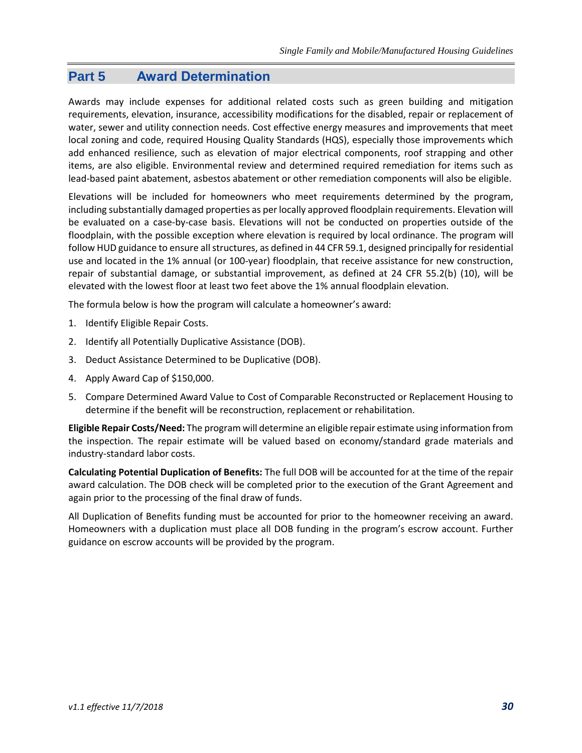## Part 5 Award Determination

Awards may include expenses for additional related costs such as green building and mitigation requirements, elevation, insurance, accessibility modifications for the disabled, repair or replacement of water, sewer and utility connection needs. Cost effective energy measures and improvements that meet local zoning and code, required Housing Quality Standards (HQS), especially those improvements which add enhanced resilience, such as elevation of major electrical components, roof strapping and other items, are also eligible. Environmental review and determined required remediation for items such as lead-based paint abatement, asbestos abatement or other remediation components will also be eligible.

Elevations will be included for homeowners who meet requirements determined by the program, including substantially damaged properties as per locally approved floodplain requirements. Elevation will be evaluated on a case-by-case basis. Elevations will not be conducted on properties outside of the floodplain, with the possible exception where elevation is required by local ordinance. The program will follow HUD guidance to ensure all structures, as defined in 44 CFR 59.1, designed principally for residential use and located in the 1% annual (or 100-year) floodplain, that receive assistance for new construction, repair of substantial damage, or substantial improvement, as defined at 24 CFR 55.2(b) (10), will be elevated with the lowest floor at least two feet above the 1% annual floodplain elevation.

The formula below is how the program will calculate a homeowner's award:

1. Identify Eligible Repair Costs.
2. Identify all Potentially Duplicative Assistance (DOB).
3. Deduct Assistance Determined to be Duplicative (DOB).
4. Apply Award Cap of $150,000.
5. Compare Determined Award Value to Cost of Comparable Reconstructed or Replacement Housing to determine if the benefit will be reconstruction, replacement or rehabilitation.

**Eligible Repair Costs/Need:** The program will determine an eligible repair estimate using information from the inspection. The repair estimate will be valued based on economy/standard grade materials and industry-standard labor costs.

**Calculating Potential Duplication of Benefits:** The full DOB will be accounted for at the time of the repair award calculation. The DOB check will be completed prior to the execution of the Grant Agreement and again prior to the processing of the final draw of funds.

All Duplication of Benefits funding must be accounted for prior to the homeowner receiving an award. Homeowners with a duplication must place all DOB funding in the program's escrow account. Further guidance on escrow accounts will be provided by the program.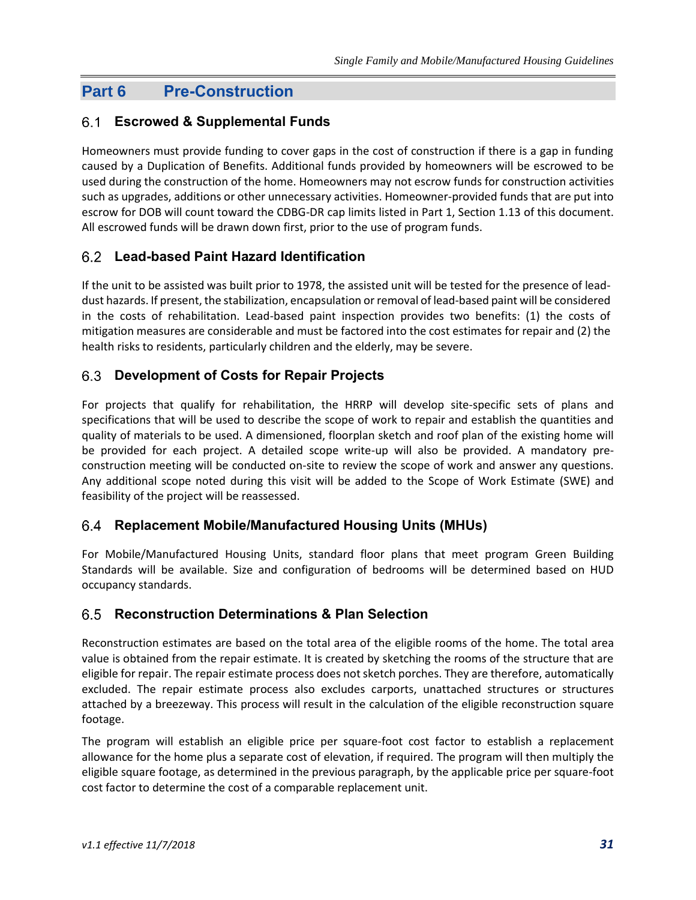# Part 6 Pre-Construction

## 6.1 Escrowed & Supplemental Funds

Homeowners must provide funding to cover gaps in the cost of construction if there is a gap in funding caused by a Duplication of Benefits. Additional funds provided by homeowners will be escrowed to be used during the construction of the home. Homeowners may not escrow funds for construction activities such as upgrades, additions or other unnecessary activities. Homeowner-provided funds that are put into escrow for DOB will count toward the CDBG-DR cap limits listed in Part 1, Section 1.13 of this document. All escrowed funds will be drawn down first, prior to the use of program funds.

## 6.2 Lead-based Paint Hazard Identification

If the unit to be assisted was built prior to 1978, the assisted unit will be tested for the presence of lead-dust hazards. If present, the stabilization, encapsulation or removal of lead-based paint will be considered in the costs of rehabilitation. Lead-based paint inspection provides two benefits: (1) the costs of mitigation measures are considerable and must be factored into the cost estimates for repair and (2) the health risks to residents, particularly children and the elderly, may be severe.

## 6.3 Development of Costs for Repair Projects

For projects that qualify for rehabilitation, the HRRP will develop site-specific sets of plans and specifications that will be used to describe the scope of work to repair and establish the quantities and quality of materials to be used. A dimensioned, floorplan sketch and roof plan of the existing home will be provided for each project. A detailed scope write-up will also be provided. A mandatory pre-construction meeting will be conducted on-site to review the scope of work and answer any questions. Any additional scope noted during this visit will be added to the Scope of Work Estimate (SWE) and feasibility of the project will be reassessed.

## 6.4 Replacement Mobile/Manufactured Housing Units (MHUs)

For Mobile/Manufactured Housing Units, standard floor plans that meet program Green Building Standards will be available. Size and configuration of bedrooms will be determined based on HUD occupancy standards.

## 6.5 Reconstruction Determinations & Plan Selection

Reconstruction estimates are based on the total area of the eligible rooms of the home. The total area value is obtained from the repair estimate. It is created by sketching the rooms of the structure that are eligible for repair. The repair estimate process does not sketch porches. They are therefore, automatically excluded. The repair estimate process also excludes carports, unattached structures or structures attached by a breezeway. This process will result in the calculation of the eligible reconstruction square footage.

The program will establish an eligible price per square-foot cost factor to establish a replacement allowance for the home plus a separate cost of elevation, if required. The program will then multiply the eligible square footage, as determined in the previous paragraph, by the applicable price per square-foot cost factor to determine the cost of a comparable replacement unit.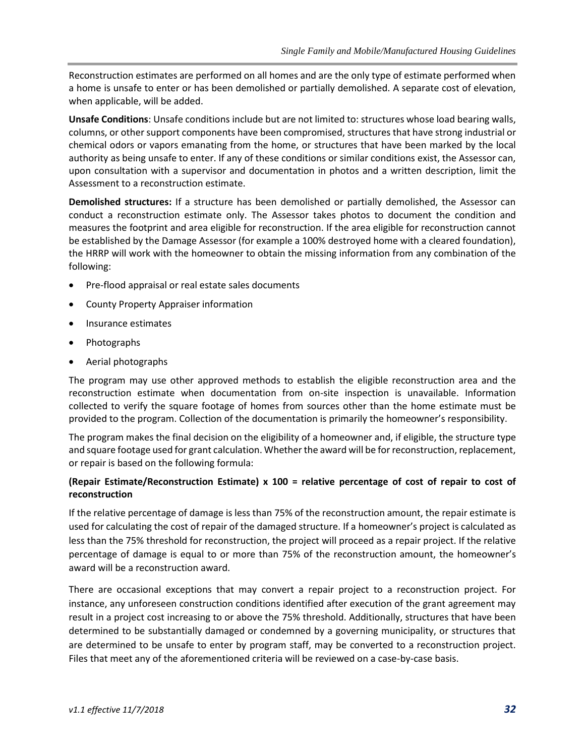Reconstruction estimates are performed on all homes and are the only type of estimate performed when a home is unsafe to enter or has been demolished or partially demolished. A separate cost of elevation, when applicable, will be added.

**Unsafe Conditions**: Unsafe conditions include but are not limited to: structures whose load bearing walls, columns, or other support components have been compromised, structures that have strong industrial or chemical odors or vapors emanating from the home, or structures that have been marked by the local authority as being unsafe to enter. If any of these conditions or similar conditions exist, the Assessor can, upon consultation with a supervisor and documentation in photos and a written description, limit the Assessment to a reconstruction estimate.

**Demolished structures:** If a structure has been demolished or partially demolished, the Assessor can conduct a reconstruction estimate only. The Assessor takes photos to document the condition and measures the footprint and area eligible for reconstruction. If the area eligible for reconstruction cannot be established by the Damage Assessor (for example a 100% destroyed home with a cleared foundation), the HRRP will work with the homeowner to obtain the missing information from any combination of the following:

- Pre-flood appraisal or real estate sales documents
- County Property Appraiser information
- Insurance estimates
- Photographs
- Aerial photographs

The program may use other approved methods to establish the eligible reconstruction area and the reconstruction estimate when documentation from on-site inspection is unavailable. Information collected to verify the square footage of homes from sources other than the home estimate must be provided to the program. Collection of the documentation is primarily the homeowner's responsibility.

The program makes the final decision on the eligibility of a homeowner and, if eligible, the structure type and square footage used for grant calculation. Whether the award will be for reconstruction, replacement, or repair is based on the following formula:

**(Repair Estimate/Reconstruction Estimate) x 100 = relative percentage of cost of repair to cost of reconstruction**

If the relative percentage of damage is less than 75% of the reconstruction amount, the repair estimate is used for calculating the cost of repair of the damaged structure. If a homeowner's project is calculated as less than the 75% threshold for reconstruction, the project will proceed as a repair project. If the relative percentage of damage is equal to or more than 75% of the reconstruction amount, the homeowner's award will be a reconstruction award.

There are occasional exceptions that may convert a repair project to a reconstruction project. For instance, any unforeseen construction conditions identified after execution of the grant agreement may result in a project cost increasing to or above the 75% threshold. Additionally, structures that have been determined to be substantially damaged or condemned by a governing municipality, or structures that are determined to be unsafe to enter by program staff, may be converted to a reconstruction project. Files that meet any of the aforementioned criteria will be reviewed on a case-by-case basis.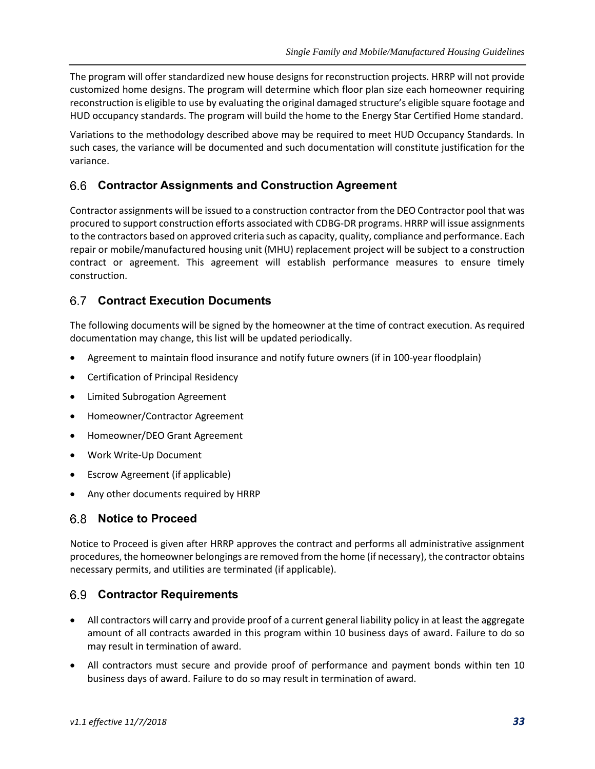The program will offer standardized new house designs for reconstruction projects. HRRP will not provide customized home designs. The program will determine which floor plan size each homeowner requiring reconstruction is eligible to use by evaluating the original damaged structure's eligible square footage and HUD occupancy standards. The program will build the home to the Energy Star Certified Home standard.

Variations to the methodology described above may be required to meet HUD Occupancy Standards. In such cases, the variance will be documented and such documentation will constitute justification for the variance.

## 6.6 Contractor Assignments and Construction Agreement

Contractor assignments will be issued to a construction contractor from the DEO Contractor pool that was procured to support construction efforts associated with CDBG-DR programs. HRRP will issue assignments to the contractors based on approved criteria such as capacity, quality, compliance and performance. Each repair or mobile/manufactured housing unit (MHU) replacement project will be subject to a construction contract or agreement. This agreement will establish performance measures to ensure timely construction.

## 6.7 Contract Execution Documents

The following documents will be signed by the homeowner at the time of contract execution. As required documentation may change, this list will be updated periodically.

- Agreement to maintain flood insurance and notify future owners (if in 100-year floodplain)
- Certification of Principal Residency
- Limited Subrogation Agreement
- Homeowner/Contractor Agreement
- Homeowner/DEO Grant Agreement
- Work Write-Up Document
- Escrow Agreement (if applicable)
- Any other documents required by HRRP

## 6.8 Notice to Proceed

Notice to Proceed is given after HRRP approves the contract and performs all administrative assignment procedures, the homeowner belongings are removed from the home (if necessary), the contractor obtains necessary permits, and utilities are terminated (if applicable).

## 6.9 Contractor Requirements

- All contractors will carry and provide proof of a current general liability policy in at least the aggregate amount of all contracts awarded in this program within 10 business days of award. Failure to do so may result in termination of award.
- All contractors must secure and provide proof of performance and payment bonds within ten 10 business days of award. Failure to do so may result in termination of award.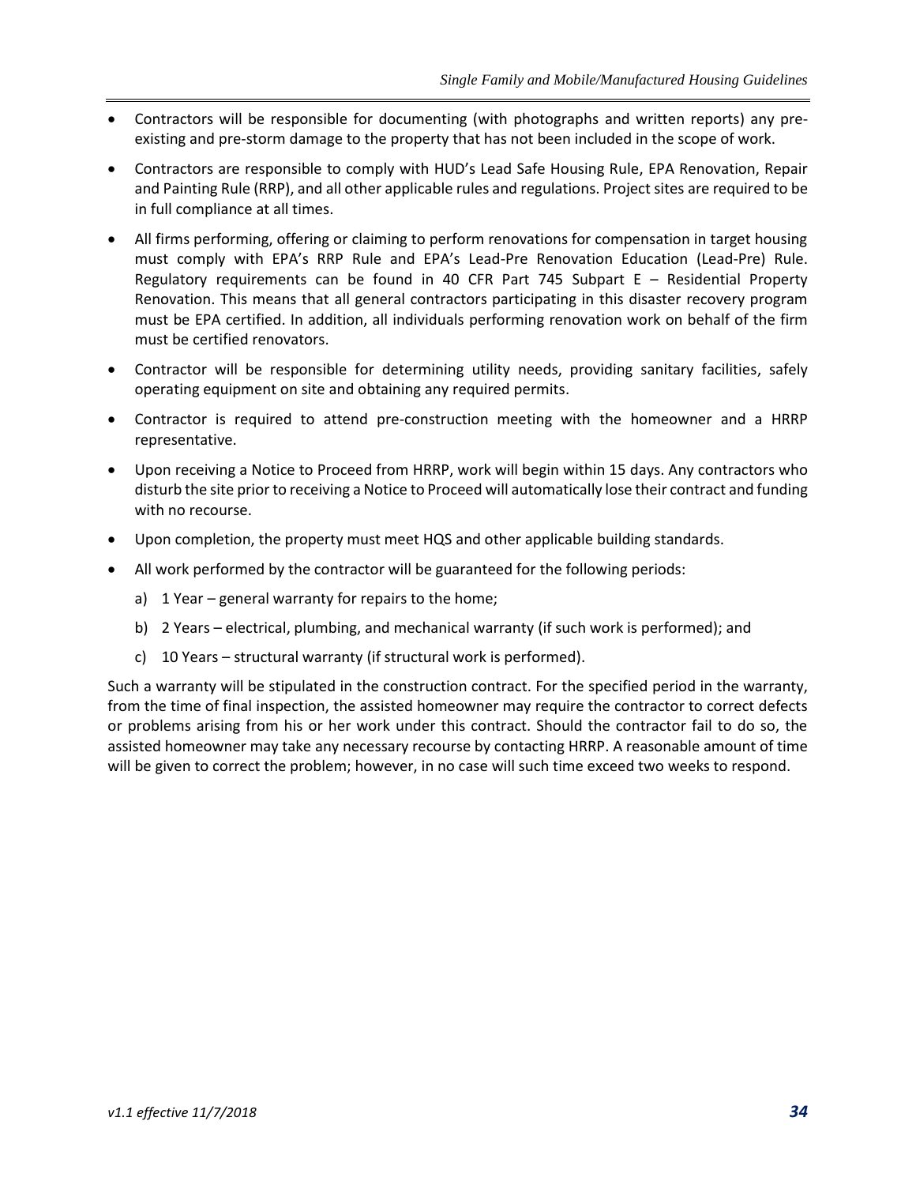- Contractors will be responsible for documenting (with photographs and written reports) any pre-existing and pre-storm damage to the property that has not been included in the scope of work.
- Contractors are responsible to comply with HUD's Lead Safe Housing Rule, EPA Renovation, Repair and Painting Rule (RRP), and all other applicable rules and regulations. Project sites are required to be in full compliance at all times.
- All firms performing, offering or claiming to perform renovations for compensation in target housing must comply with EPA's RRP Rule and EPA's Lead-Pre Renovation Education (Lead-Pre) Rule. Regulatory requirements can be found in 40 CFR Part 745 Subpart E – Residential Property Renovation. This means that all general contractors participating in this disaster recovery program must be EPA certified. In addition, all individuals performing renovation work on behalf of the firm must be certified renovators.
- Contractor will be responsible for determining utility needs, providing sanitary facilities, safely operating equipment on site and obtaining any required permits.
- Contractor is required to attend pre-construction meeting with the homeowner and a HRRP representative.
- Upon receiving a Notice to Proceed from HRRP, work will begin within 15 days. Any contractors who disturb the site prior to receiving a Notice to Proceed will automatically lose their contract and funding with no recourse.
- Upon completion, the property must meet HQS and other applicable building standards.
- All work performed by the contractor will be guaranteed for the following periods:
  a) 1 Year – general warranty for repairs to the home;
  b) 2 Years – electrical, plumbing, and mechanical warranty (if such work is performed); and
  c) 10 Years – structural warranty (if structural work is performed).

Such a warranty will be stipulated in the construction contract. For the specified period in the warranty, from the time of final inspection, the assisted homeowner may require the contractor to correct defects or problems arising from his or her work under this contract. Should the contractor fail to do so, the assisted homeowner may take any necessary recourse by contacting HRRP. A reasonable amount of time will be given to correct the problem; however, in no case will such time exceed two weeks to respond.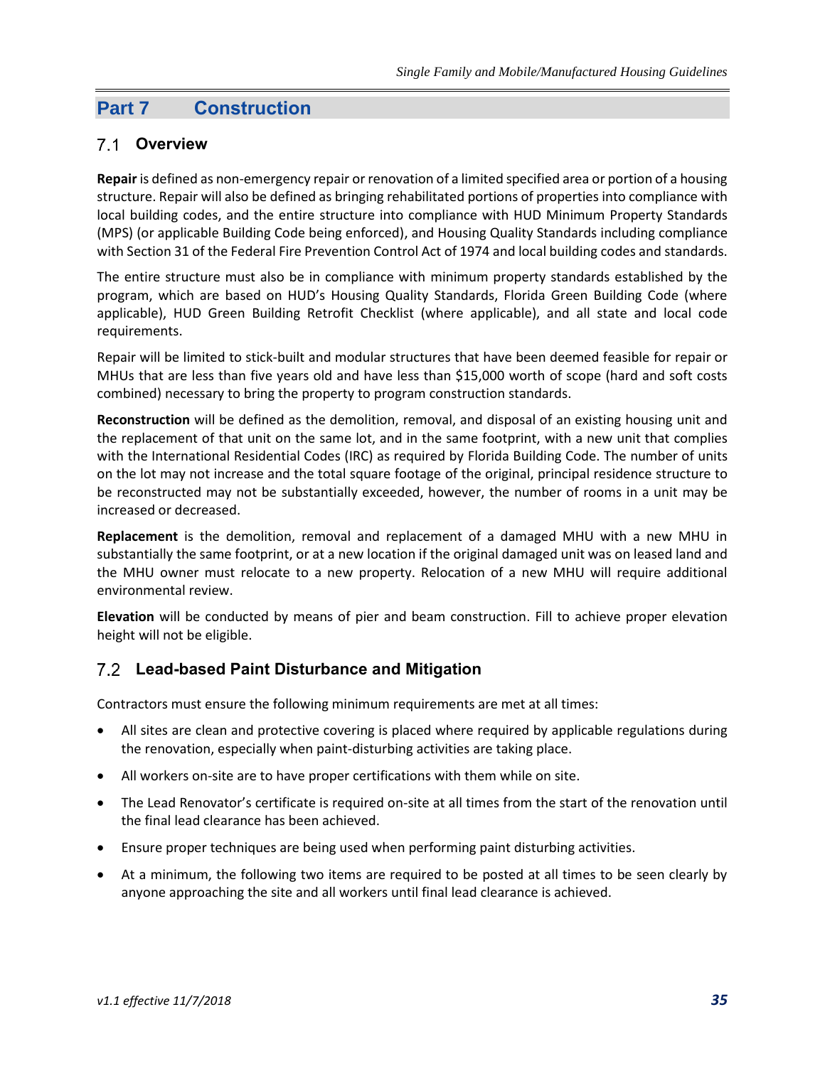# Part 7 Construction

## 7.1 Overview

**Repair** is defined as non-emergency repair or renovation of a limited specified area or portion of a housing structure. Repair will also be defined as bringing rehabilitated portions of properties into compliance with local building codes, and the entire structure into compliance with HUD Minimum Property Standards (MPS) (or applicable Building Code being enforced), and Housing Quality Standards including compliance with Section 31 of the Federal Fire Prevention Control Act of 1974 and local building codes and standards.

The entire structure must also be in compliance with minimum property standards established by the program, which are based on HUD's Housing Quality Standards, Florida Green Building Code (where applicable), HUD Green Building Retrofit Checklist (where applicable), and all state and local code requirements.

Repair will be limited to stick-built and modular structures that have been deemed feasible for repair or MHUs that are less than five years old and have less than $15,000 worth of scope (hard and soft costs combined) necessary to bring the property to program construction standards.

**Reconstruction** will be defined as the demolition, removal, and disposal of an existing housing unit and the replacement of that unit on the same lot, and in the same footprint, with a new unit that complies with the International Residential Codes (IRC) as required by Florida Building Code. The number of units on the lot may not increase and the total square footage of the original, principal residence structure to be reconstructed may not be substantially exceeded, however, the number of rooms in a unit may be increased or decreased.

**Replacement** is the demolition, removal and replacement of a damaged MHU with a new MHU in substantially the same footprint, or at a new location if the original damaged unit was on leased land and the MHU owner must relocate to a new property. Relocation of a new MHU will require additional environmental review.

**Elevation** will be conducted by means of pier and beam construction. Fill to achieve proper elevation height will not be eligible.

## 7.2 Lead-based Paint Disturbance and Mitigation

Contractors must ensure the following minimum requirements are met at all times:

- All sites are clean and protective covering is placed where required by applicable regulations during the renovation, especially when paint-disturbing activities are taking place.
- All workers on-site are to have proper certifications with them while on site.
- The Lead Renovator's certificate is required on-site at all times from the start of the renovation until the final lead clearance has been achieved.
- Ensure proper techniques are being used when performing paint disturbing activities.
- At a minimum, the following two items are required to be posted at all times to be seen clearly by anyone approaching the site and all workers until final lead clearance is achieved.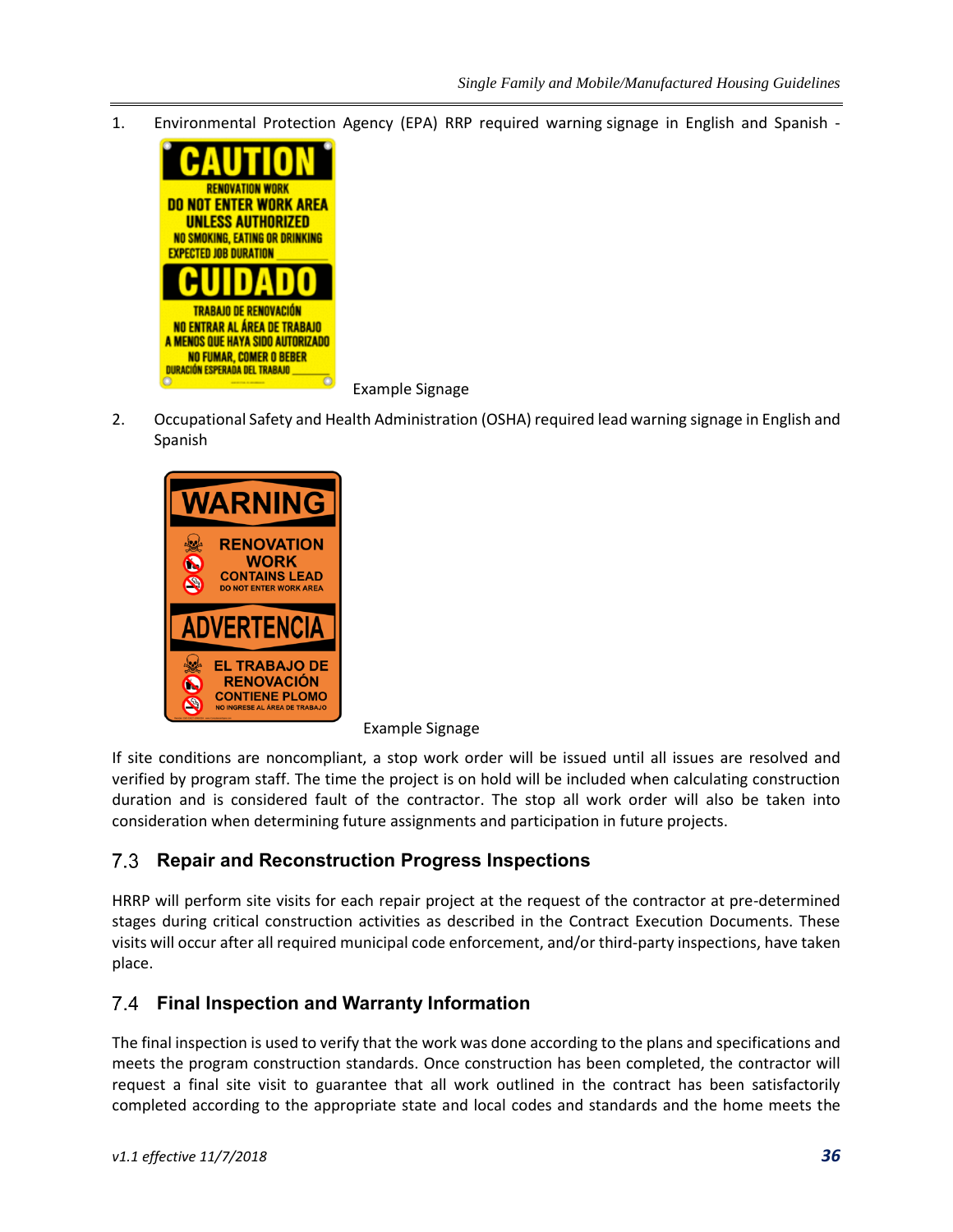1. Environmental Protection Agency (EPA) RRP required warning signage in English and Spanish -

   Example Signage

2. Occupational Safety and Health Administration (OSHA) required lead warning signage in English and Spanish

   Example Signage

If site conditions are noncompliant, a stop work order will be issued until all issues are resolved and verified by program staff. The time the project is on hold will be included when calculating construction duration and is considered fault of the contractor. The stop all work order will also be taken into consideration when determining future assignments and participation in future projects.

## 7.3 Repair and Reconstruction Progress Inspections

HRRP will perform site visits for each repair project at the request of the contractor at pre-determined stages during critical construction activities as described in the Contract Execution Documents. These visits will occur after all required municipal code enforcement, and/or third-party inspections, have taken place.

## 7.4 Final Inspection and Warranty Information

The final inspection is used to verify that the work was done according to the plans and specifications and meets the program construction standards. Once construction has been completed, the contractor will request a final site visit to guarantee that all work outlined in the contract has been satisfactorily completed according to the appropriate state and local codes and standards and the home meets the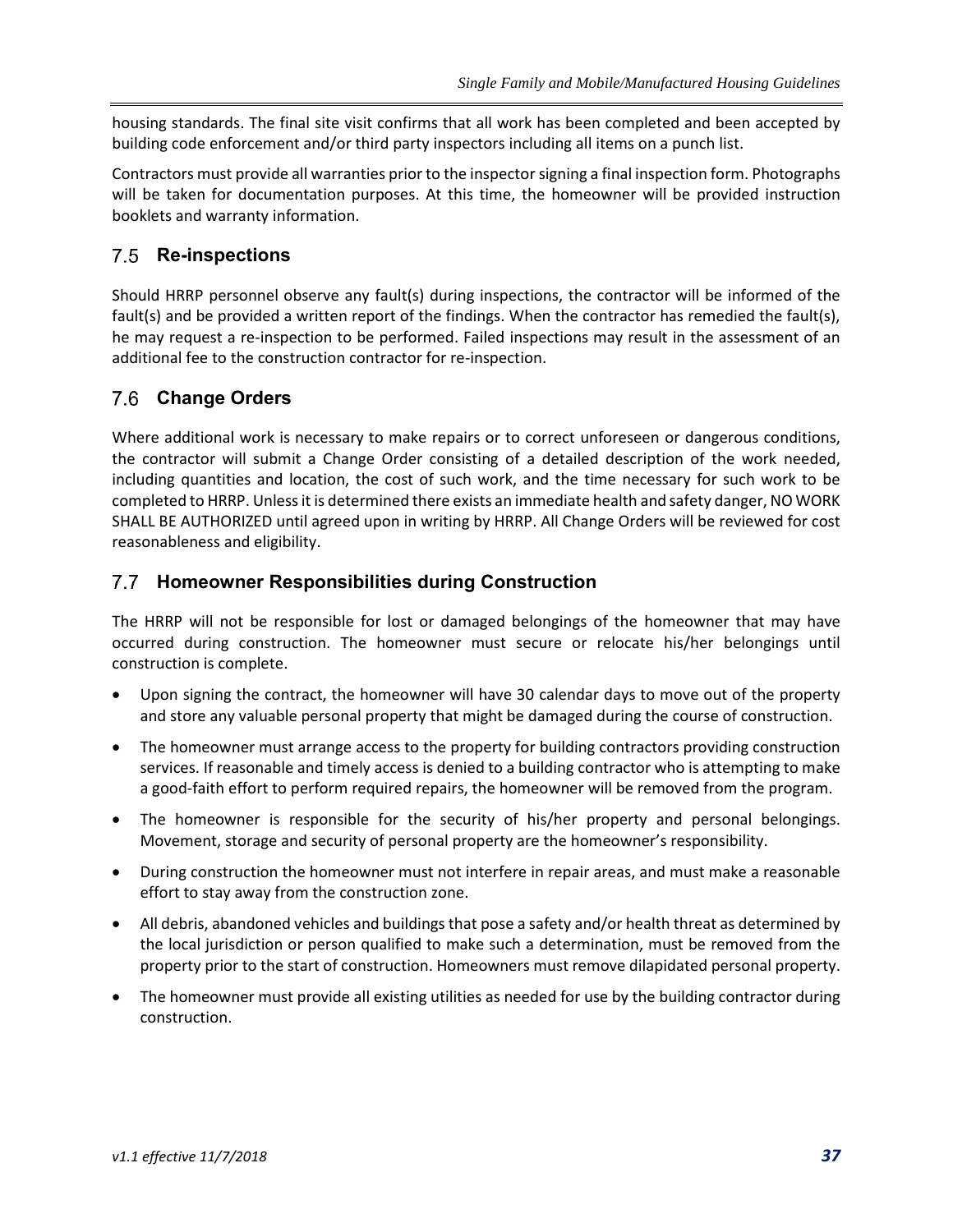housing standards. The final site visit confirms that all work has been completed and been accepted by building code enforcement and/or third party inspectors including all items on a punch list.

Contractors must provide all warranties prior to the inspector signing a final inspection form. Photographs will be taken for documentation purposes. At this time, the homeowner will be provided instruction booklets and warranty information.

## 7.5 Re-inspections

Should HRRP personnel observe any fault(s) during inspections, the contractor will be informed of the fault(s) and be provided a written report of the findings. When the contractor has remedied the fault(s), he may request a re-inspection to be performed. Failed inspections may result in the assessment of an additional fee to the construction contractor for re-inspection.

## 7.6 Change Orders

Where additional work is necessary to make repairs or to correct unforeseen or dangerous conditions, the contractor will submit a Change Order consisting of a detailed description of the work needed, including quantities and location, the cost of such work, and the time necessary for such work to be completed to HRRP. Unless it is determined there exists an immediate health and safety danger, NO WORK SHALL BE AUTHORIZED until agreed upon in writing by HRRP. All Change Orders will be reviewed for cost reasonableness and eligibility.

## 7.7 Homeowner Responsibilities during Construction

The HRRP will not be responsible for lost or damaged belongings of the homeowner that may have occurred during construction. The homeowner must secure or relocate his/her belongings until construction is complete.

- Upon signing the contract, the homeowner will have 30 calendar days to move out of the property and store any valuable personal property that might be damaged during the course of construction.
- The homeowner must arrange access to the property for building contractors providing construction services. If reasonable and timely access is denied to a building contractor who is attempting to make a good-faith effort to perform required repairs, the homeowner will be removed from the program.
- The homeowner is responsible for the security of his/her property and personal belongings. Movement, storage and security of personal property are the homeowner's responsibility.
- During construction the homeowner must not interfere in repair areas, and must make a reasonable effort to stay away from the construction zone.
- All debris, abandoned vehicles and buildings that pose a safety and/or health threat as determined by the local jurisdiction or person qualified to make such a determination, must be removed from the property prior to the start of construction. Homeowners must remove dilapidated personal property.
- The homeowner must provide all existing utilities as needed for use by the building contractor during construction.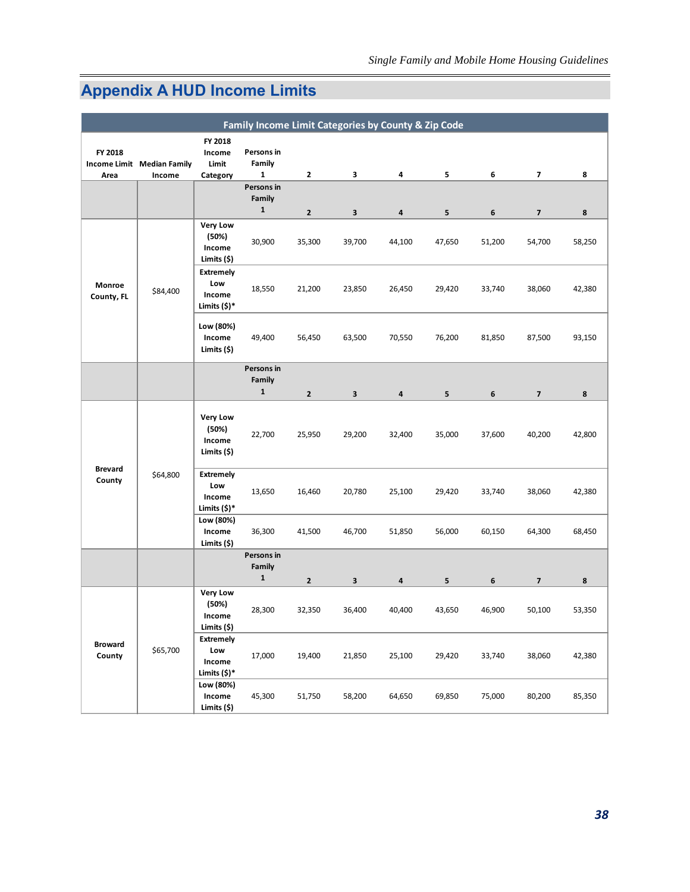## Appendix A HUD Income Limits

| Family Income Limit Categories by County & Zip Code | | | | | | | | | | |
|---|---|---|---|---|---|---|---|---|---|---|
| **FY 2018 Income Limit Area** | **Median Family Income** | **FY 2018 Income Limit Category** | **Persons in Family 1** | **2** | **3** | **4** | **5** | **6** | **7** | **8** |
| | | | **Persons in Family 1** | **2** | **3** | **4** | **5** | **6** | **7** | **8** |
| **Monroe County, FL** | $84,400 | **Very Low (50%) Income Limits ($)** | 30,900 | 35,300 | 39,700 | 44,100 | 47,650 | 51,200 | 54,700 | 58,250 |
| | | **Extremely Low Income Limits ($)*** | 18,550 | 21,200 | 23,850 | 26,450 | 29,420 | 33,740 | 38,060 | 42,380 |
| | | **Low (80%) Income Limits ($)** | 49,400 | 56,450 | 63,500 | 70,550 | 76,200 | 81,850 | 87,500 | 93,150 |
| | | | **Persons in Family 1** | **2** | **3** | **4** | **5** | **6** | **7** | **8** |
| **Brevard County** | $64,800 | **Very Low (50%) Income Limits ($)** | 22,700 | 25,950 | 29,200 | 32,400 | 35,000 | 37,600 | 40,200 | 42,800 |
| | | **Extremely Low Income Limits ($)*** | 13,650 | 16,460 | 20,780 | 25,100 | 29,420 | 33,740 | 38,060 | 42,380 |
| | | **Low (80%) Income Limits ($)** | 36,300 | 41,500 | 46,700 | 51,850 | 56,000 | 60,150 | 64,300 | 68,450 |
| | | | **Persons in Family 1** | **2** | **3** | **4** | **5** | **6** | **7** | **8** |
| **Broward County** | $65,700 | **Very Low (50%) Income Limits ($)** | 28,300 | 32,350 | 36,400 | 40,400 | 43,650 | 46,900 | 50,100 | 53,350 |
| | | **Extremely Low Income Limits ($)*** | 17,000 | 19,400 | 21,850 | 25,100 | 29,420 | 33,740 | 38,060 | 42,380 |
| | | **Low (80%) Income Limits ($)** | 45,300 | 51,750 | 58,200 | 64,650 | 69,850 | 75,000 | 80,200 | 85,350 |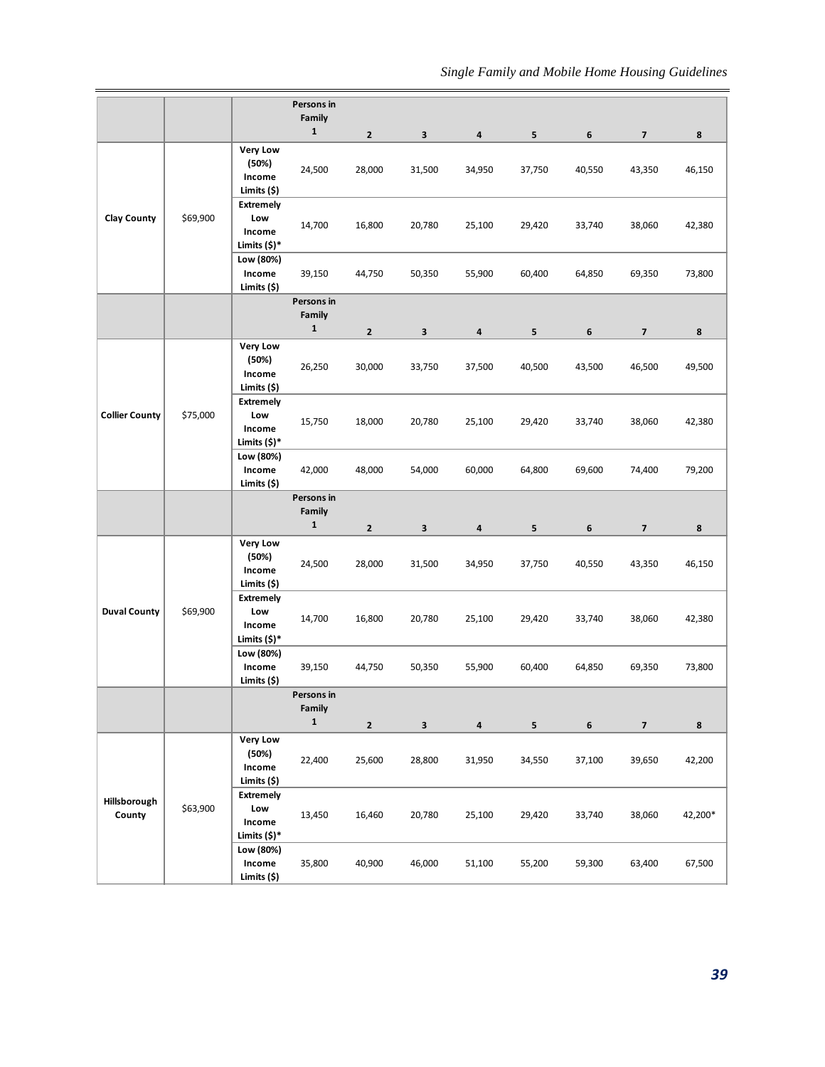| | | Persons in Family 1 | 2 | 3 | 4 | 5 | 6 | 7 | 8 |
|---|---|---|---|---|---|---|---|---|---|
| Clay County | $69,900 | Very Low (50%) Income Limits ($) | 24,500 | 28,000 | 31,500 | 34,950 | 37,750 | 40,550 | 43,350 | 46,150 |
| | | Extremely Low Income Limits ($)* | 14,700 | 16,800 | 20,780 | 25,100 | 29,420 | 33,740 | 38,060 | 42,380 |
| | | Low (80%) Income Limits ($) | 39,150 | 44,750 | 50,350 | 55,900 | 60,400 | 64,850 | 69,350 | 73,800 |
| | | Persons in Family 1 | 2 | 3 | 4 | 5 | 6 | 7 | 8 |
| Collier County | $75,000 | Very Low (50%) Income Limits ($) | 26,250 | 30,000 | 33,750 | 37,500 | 40,500 | 43,500 | 46,500 | 49,500 |
| | | Extremely Low Income Limits ($)* | 15,750 | 18,000 | 20,780 | 25,100 | 29,420 | 33,740 | 38,060 | 42,380 |
| | | Low (80%) Income Limits ($) | 42,000 | 48,000 | 54,000 | 60,000 | 64,800 | 69,600 | 74,400 | 79,200 |
| | | Persons in Family 1 | 2 | 3 | 4 | 5 | 6 | 7 | 8 |
| Duval County | $69,900 | Very Low (50%) Income Limits ($) | 24,500 | 28,000 | 31,500 | 34,950 | 37,750 | 40,550 | 43,350 | 46,150 |
| | | Extremely Low Income Limits ($)* | 14,700 | 16,800 | 20,780 | 25,100 | 29,420 | 33,740 | 38,060 | 42,380 |
| | | Low (80%) Income Limits ($) | 39,150 | 44,750 | 50,350 | 55,900 | 60,400 | 64,850 | 69,350 | 73,800 |
| | | Persons in Family 1 | 2 | 3 | 4 | 5 | 6 | 7 | 8 |
| Hillsborough County | $63,900 | Very Low (50%) Income Limits ($) | 22,400 | 25,600 | 28,800 | 31,950 | 34,550 | 37,100 | 39,650 | 42,200 |
| | | Extremely Low Income Limits ($)* | 13,450 | 16,460 | 20,780 | 25,100 | 29,420 | 33,740 | 38,060 | 42,200* |
| | | Low (80%) Income Limits ($) | 35,800 | 40,900 | 46,000 | 51,100 | 55,200 | 59,300 | 63,400 | 67,500 |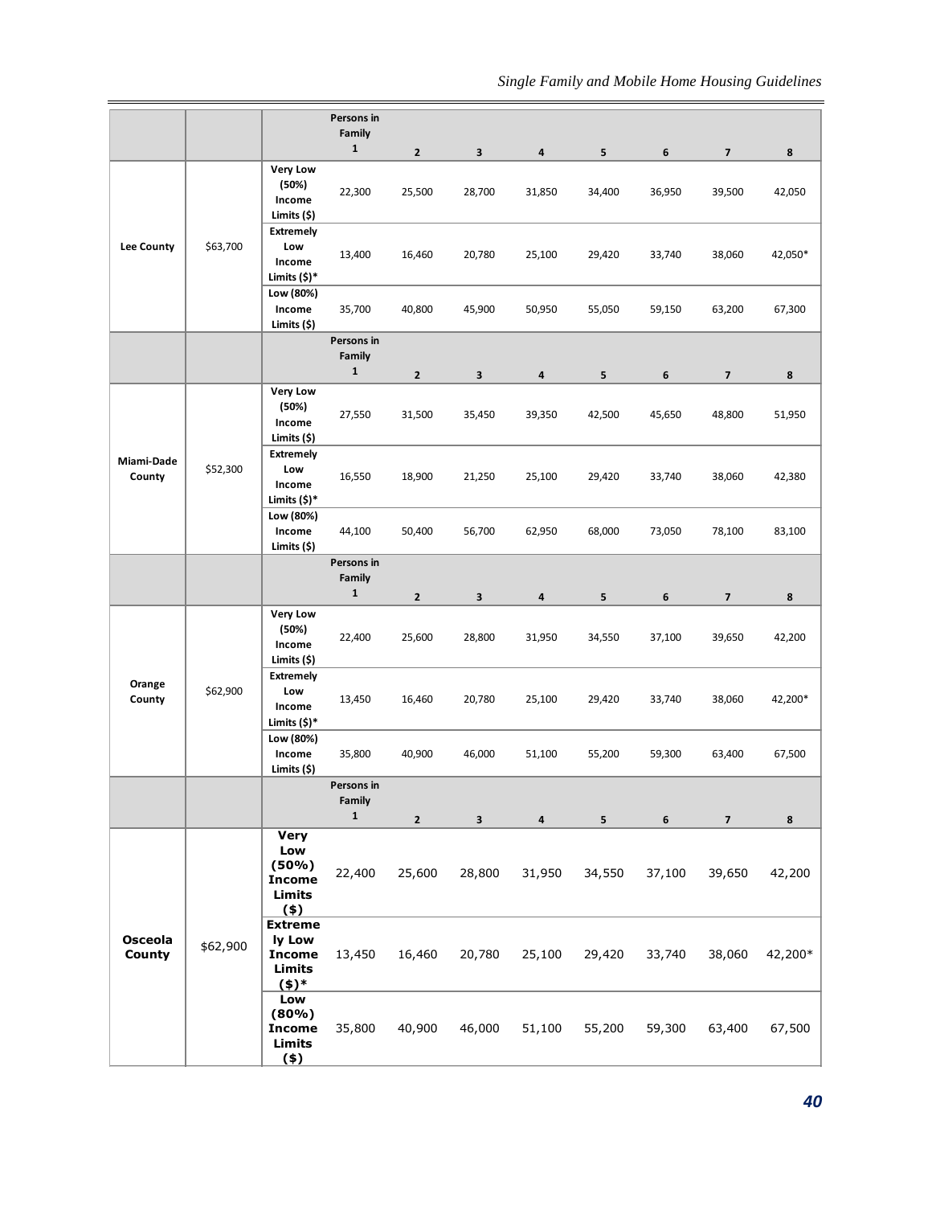| | | Persons in Family 1 | 2 | 3 | 4 | 5 | 6 | 7 | 8 |
|---|---|---|---|---|---|---|---|---|---|
| Lee County | $63,700 | Very Low (50%) Income Limits ($) | 22,300 | 25,500 | 28,700 | 31,850 | 34,400 | 36,950 | 39,500 | 42,050 |
| | | Extremely Low Income Limits ($)* | 13,400 | 16,460 | 20,780 | 25,100 | 29,420 | 33,740 | 38,060 | 42,050* |
| | | Low (80%) Income Limits ($) | 35,700 | 40,800 | 45,900 | 50,950 | 55,050 | 59,150 | 63,200 | 67,300 |

| | | Persons in Family 1 | 2 | 3 | 4 | 5 | 6 | 7 | 8 |
|---|---|---|---|---|---|---|---|---|---|
| Miami-Dade County | $52,300 | Very Low (50%) Income Limits ($) | 27,550 | 31,500 | 35,450 | 39,350 | 42,500 | 45,650 | 48,800 | 51,950 |
| | | Extremely Low Income Limits ($)* | 16,550 | 18,900 | 21,250 | 25,100 | 29,420 | 33,740 | 38,060 | 42,380 |
| | | Low (80%) Income Limits ($) | 44,100 | 50,400 | 56,700 | 62,950 | 68,000 | 73,050 | 78,100 | 83,100 |

| | | Persons in Family 1 | 2 | 3 | 4 | 5 | 6 | 7 | 8 |
|---|---|---|---|---|---|---|---|---|---|
| Orange County | $62,900 | Very Low (50%) Income Limits ($) | 22,400 | 25,600 | 28,800 | 31,950 | 34,550 | 37,100 | 39,650 | 42,200 |
| | | Extremely Low Income Limits ($)* | 13,450 | 16,460 | 20,780 | 25,100 | 29,420 | 33,740 | 38,060 | 42,200* |
| | | Low (80%) Income Limits ($) | 35,800 | 40,900 | 46,000 | 51,100 | 55,200 | 59,300 | 63,400 | 67,500 |

| | | Persons in Family 1 | 2 | 3 | 4 | 5 | 6 | 7 | 8 |
|---|---|---|---|---|---|---|---|---|---|
| Osceola County | $62,900 | Very Low (50%) Income Limits ($) | 22,400 | 25,600 | 28,800 | 31,950 | 34,550 | 37,100 | 39,650 | 42,200 |
| | | Extremely Low Income Limits ($)* | 13,450 | 16,460 | 20,780 | 25,100 | 29,420 | 33,740 | 38,060 | 42,200* |
| | | Low (80%) Income Limits ($) | 35,800 | 40,900 | 46,000 | 51,100 | 55,200 | 59,300 | 63,400 | 67,500 |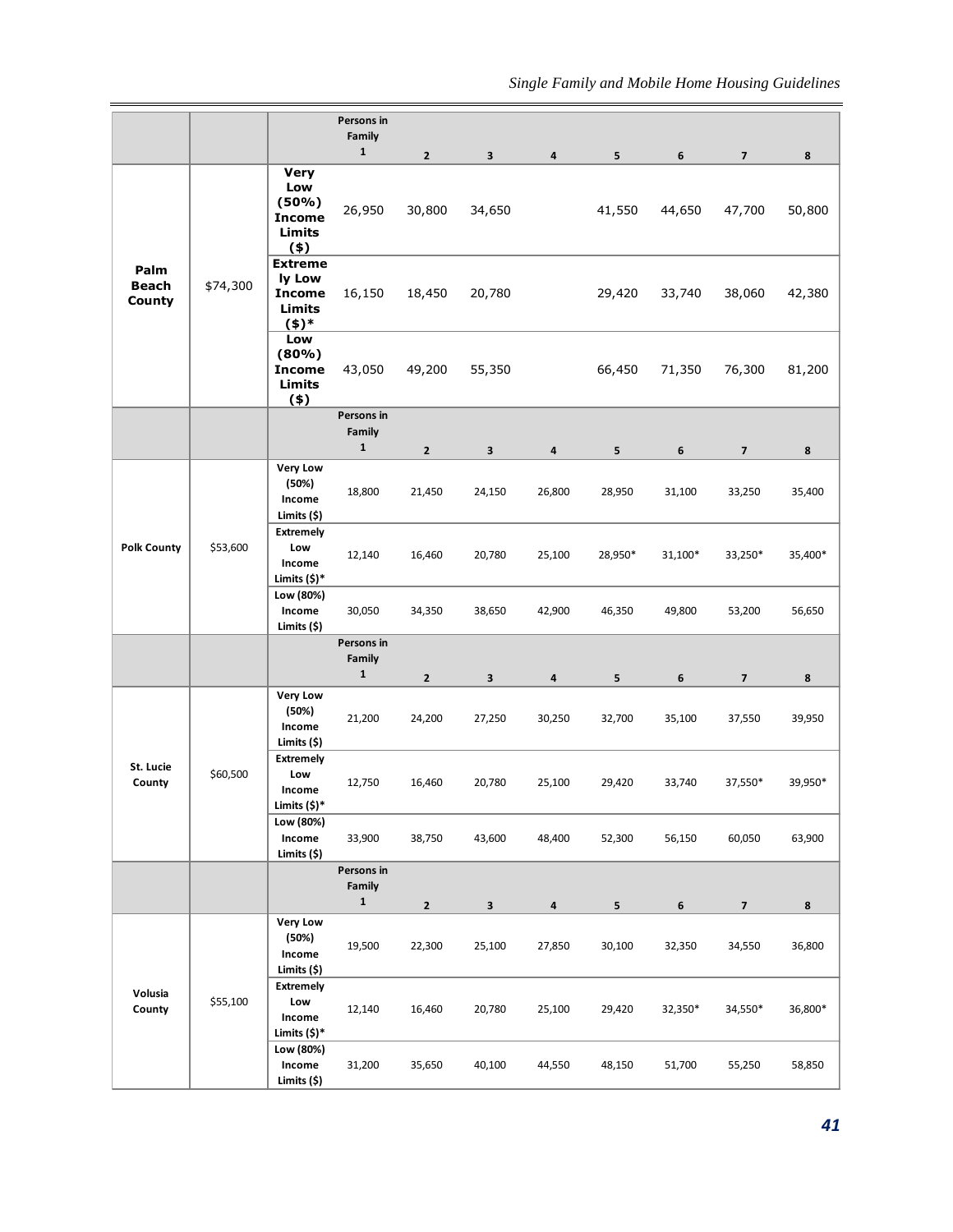| | | | Persons in Family 1 | 2 | 3 | 4 | 5 | 6 | 7 | 8 |
|---|---|---|---|---|---|---|---|---|---|---|
| **Palm Beach County** | $74,300 | **Very Low (50%) Income Limits ($)** | 26,950 | 30,800 | 34,650 | | 41,550 | 44,650 | 47,700 | 50,800 |
| | | **Extremely Low Income Limits ($)*** | 16,150 | 18,450 | 20,780 | | 29,420 | 33,740 | 38,060 | 42,380 |
| | | **Low (80%) Income Limits ($)** | 43,050 | 49,200 | 55,350 | | 66,450 | 71,350 | 76,300 | 81,200 |
| | | | **Persons in Family 1** | **2** | **3** | **4** | **5** | **6** | **7** | **8** |
| **Polk County** | $53,600 | **Very Low (50%) Income Limits ($)** | 18,800 | 21,450 | 24,150 | 26,800 | 28,950 | 31,100 | 33,250 | 35,400 |
| | | **Extremely Low Income Limits ($)*** | 12,140 | 16,460 | 20,780 | 25,100 | 28,950* | 31,100* | 33,250* | 35,400* |
| | | **Low (80%) Income Limits ($)** | 30,050 | 34,350 | 38,650 | 42,900 | 46,350 | 49,800 | 53,200 | 56,650 |
| | | | **Persons in Family 1** | **2** | **3** | **4** | **5** | **6** | **7** | **8** |
| **St. Lucie County** | $60,500 | **Very Low (50%) Income Limits ($)** | 21,200 | 24,200 | 27,250 | 30,250 | 32,700 | 35,100 | 37,550 | 39,950 |
| | | **Extremely Low Income Limits ($)*** | 12,750 | 16,460 | 20,780 | 25,100 | 29,420 | 33,740 | 37,550* | 39,950* |
| | | **Low (80%) Income Limits ($)** | 33,900 | 38,750 | 43,600 | 48,400 | 52,300 | 56,150 | 60,050 | 63,900 |
| | | | **Persons in Family 1** | **2** | **3** | **4** | **5** | **6** | **7** | **8** |
| **Volusia County** | $55,100 | **Very Low (50%) Income Limits ($)** | 19,500 | 22,300 | 25,100 | 27,850 | 30,100 | 32,350 | 34,550 | 36,800 |
| | | **Extremely Low Income Limits ($)*** | 12,140 | 16,460 | 20,780 | 25,100 | 29,420 | 32,350* | 34,550* | 36,800* |
| | | **Low (80%) Income Limits ($)** | 31,200 | 35,650 | 40,100 | 44,550 | 48,150 | 51,700 | 55,250 | 58,850 |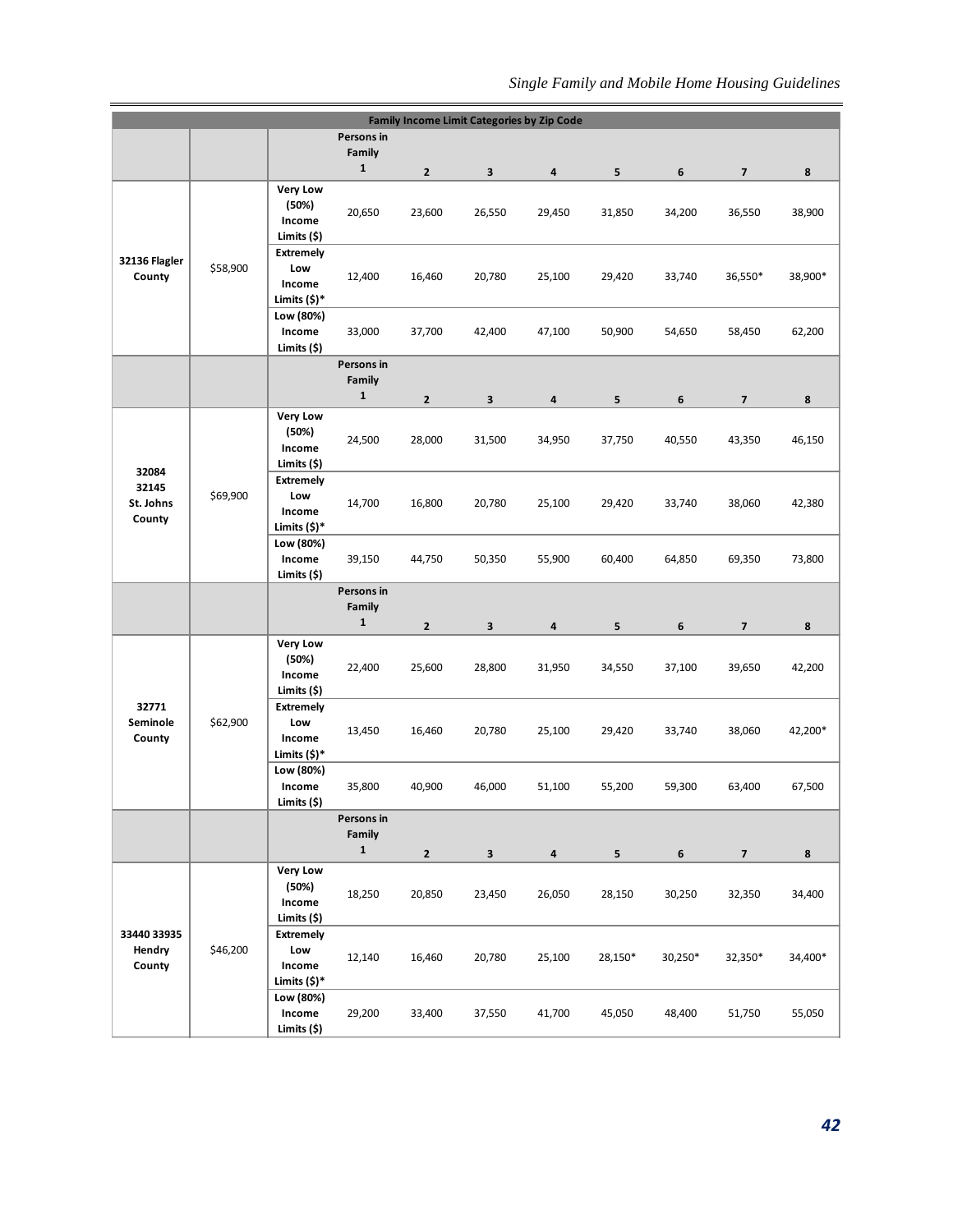| Family Income Limit Categories by Zip Code | | | | | | | | | | |
|---|---|---|---|---|---|---|---|---|---|---|
| | | | Persons in Family 1 | 2 | 3 | 4 | 5 | 6 | 7 | 8 |
| 32136 Flagler County | $58,900 | Very Low (50%) Income Limits ($) | 20,650 | 23,600 | 26,550 | 29,450 | 31,850 | 34,200 | 36,550 | 38,900 |
| | | Extremely Low Income Limits ($)* | 12,400 | 16,460 | 20,780 | 25,100 | 29,420 | 33,740 | 36,550* | 38,900* |
| | | Low (80%) Income Limits ($) | 33,000 | 37,700 | 42,400 | 47,100 | 50,900 | 54,650 | 58,450 | 62,200 |
| | | | Persons in Family 1 | 2 | 3 | 4 | 5 | 6 | 7 | 8 |
| 32084 32145 St. Johns County | $69,900 | Very Low (50%) Income Limits ($) | 24,500 | 28,000 | 31,500 | 34,950 | 37,750 | 40,550 | 43,350 | 46,150 |
| | | Extremely Low Income Limits ($)* | 14,700 | 16,800 | 20,780 | 25,100 | 29,420 | 33,740 | 38,060 | 42,380 |
| | | Low (80%) Income Limits ($) | 39,150 | 44,750 | 50,350 | 55,900 | 60,400 | 64,850 | 69,350 | 73,800 |
| | | | Persons in Family 1 | 2 | 3 | 4 | 5 | 6 | 7 | 8 |
| 32771 Seminole County | $62,900 | Very Low (50%) Income Limits ($) | 22,400 | 25,600 | 28,800 | 31,950 | 34,550 | 37,100 | 39,650 | 42,200 |
| | | Extremely Low Income Limits ($)* | 13,450 | 16,460 | 20,780 | 25,100 | 29,420 | 33,740 | 38,060 | 42,200* |
| | | Low (80%) Income Limits ($) | 35,800 | 40,900 | 46,000 | 51,100 | 55,200 | 59,300 | 63,400 | 67,500 |
| | | | Persons in Family 1 | 2 | 3 | 4 | 5 | 6 | 7 | 8 |
| 33440 33935 Hendry County | $46,200 | Very Low (50%) Income Limits ($) | 18,250 | 20,850 | 23,450 | 26,050 | 28,150 | 30,250 | 32,350 | 34,400 |
| | | Extremely Low Income Limits ($)* | 12,140 | 16,460 | 20,780 | 25,100 | 28,150* | 30,250* | 32,350* | 34,400* |
| | | Low (80%) Income Limits ($) | 29,200 | 33,400 | 37,550 | 41,700 | 45,050 | 48,400 | 51,750 | 55,050 |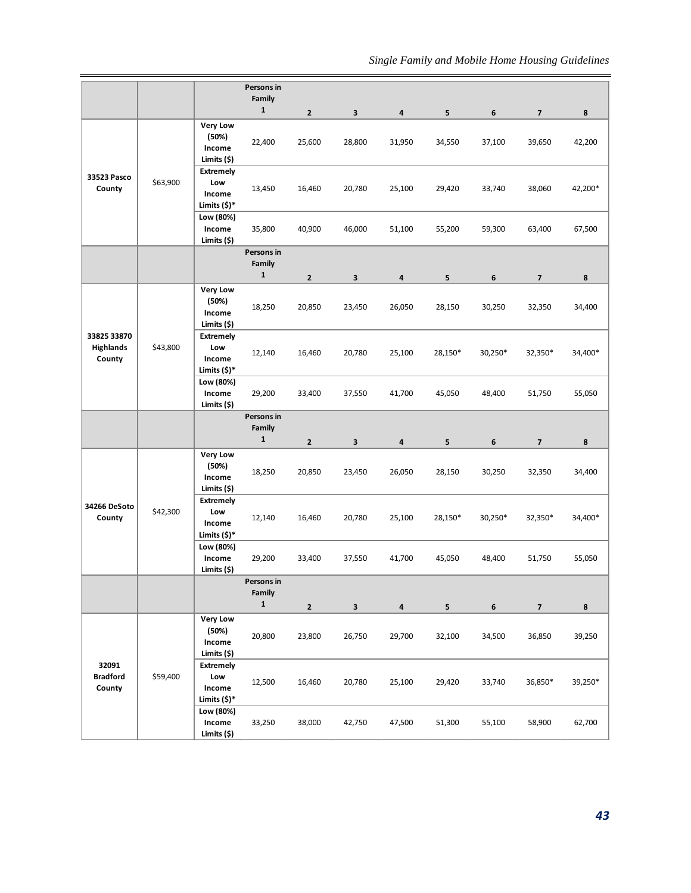| | | | Persons in Family 1 | 2 | 3 | 4 | 5 | 6 | 7 | 8 |
|---|---|---|---|---|---|---|---|---|---|---|
| **33523 Pasco County** | $63,900 | **Very Low (50%) Income Limits ($)** | 22,400 | 25,600 | 28,800 | 31,950 | 34,550 | 37,100 | 39,650 | 42,200 |
| | | **Extremely Low Income Limits ($)*** | 13,450 | 16,460 | 20,780 | 25,100 | 29,420 | 33,740 | 38,060 | 42,200* |
| | | **Low (80%) Income Limits ($)** | 35,800 | 40,900 | 46,000 | 51,100 | 55,200 | 59,300 | 63,400 | 67,500 |
| | | | **Persons in Family 1** | **2** | **3** | **4** | **5** | **6** | **7** | **8** |
| **33825 33870 Highlands County** | $43,800 | **Very Low (50%) Income Limits ($)** | 18,250 | 20,850 | 23,450 | 26,050 | 28,150 | 30,250 | 32,350 | 34,400 |
| | | **Extremely Low Income Limits ($)*** | 12,140 | 16,460 | 20,780 | 25,100 | 28,150* | 30,250* | 32,350* | 34,400* |
| | | **Low (80%) Income Limits ($)** | 29,200 | 33,400 | 37,550 | 41,700 | 45,050 | 48,400 | 51,750 | 55,050 |
| | | | **Persons in Family 1** | **2** | **3** | **4** | **5** | **6** | **7** | **8** |
| **34266 DeSoto County** | $42,300 | **Very Low (50%) Income Limits ($)** | 18,250 | 20,850 | 23,450 | 26,050 | 28,150 | 30,250 | 32,350 | 34,400 |
| | | **Extremely Low Income Limits ($)*** | 12,140 | 16,460 | 20,780 | 25,100 | 28,150* | 30,250* | 32,350* | 34,400* |
| | | **Low (80%) Income Limits ($)** | 29,200 | 33,400 | 37,550 | 41,700 | 45,050 | 48,400 | 51,750 | 55,050 |
| | | | **Persons in Family 1** | **2** | **3** | **4** | **5** | **6** | **7** | **8** |
| **32091 Bradford County** | $59,400 | **Very Low (50%) Income Limits ($)** | 20,800 | 23,800 | 26,750 | 29,700 | 32,100 | 34,500 | 36,850 | 39,250 |
| | | **Extremely Low Income Limits ($)*** | 12,500 | 16,460 | 20,780 | 25,100 | 29,420 | 33,740 | 36,850* | 39,250* |
| | | **Low (80%) Income Limits ($)** | 33,250 | 38,000 | 42,750 | 47,500 | 51,300 | 55,100 | 58,900 | 62,700 |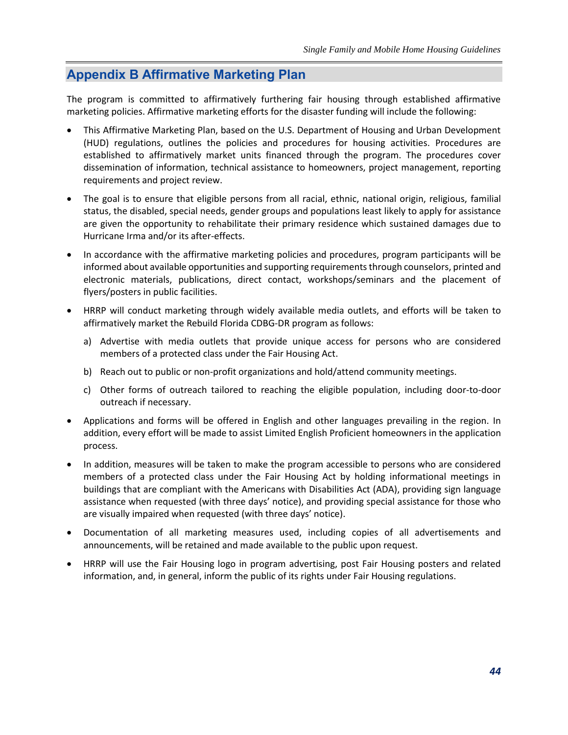## Appendix B Affirmative Marketing Plan

The program is committed to affirmatively furthering fair housing through established affirmative marketing policies. Affirmative marketing efforts for the disaster funding will include the following:

- This Affirmative Marketing Plan, based on the U.S. Department of Housing and Urban Development (HUD) regulations, outlines the policies and procedures for housing activities. Procedures are established to affirmatively market units financed through the program. The procedures cover dissemination of information, technical assistance to homeowners, project management, reporting requirements and project review.
- The goal is to ensure that eligible persons from all racial, ethnic, national origin, religious, familial status, the disabled, special needs, gender groups and populations least likely to apply for assistance are given the opportunity to rehabilitate their primary residence which sustained damages due to Hurricane Irma and/or its after-effects.
- In accordance with the affirmative marketing policies and procedures, program participants will be informed about available opportunities and supporting requirements through counselors, printed and electronic materials, publications, direct contact, workshops/seminars and the placement of flyers/posters in public facilities.
- HRRP will conduct marketing through widely available media outlets, and efforts will be taken to affirmatively market the Rebuild Florida CDBG-DR program as follows:
  a) Advertise with media outlets that provide unique access for persons who are considered members of a protected class under the Fair Housing Act.
  b) Reach out to public or non-profit organizations and hold/attend community meetings.
  c) Other forms of outreach tailored to reaching the eligible population, including door-to-door outreach if necessary.
- Applications and forms will be offered in English and other languages prevailing in the region. In addition, every effort will be made to assist Limited English Proficient homeowners in the application process.
- In addition, measures will be taken to make the program accessible to persons who are considered members of a protected class under the Fair Housing Act by holding informational meetings in buildings that are compliant with the Americans with Disabilities Act (ADA), providing sign language assistance when requested (with three days' notice), and providing special assistance for those who are visually impaired when requested (with three days' notice).
- Documentation of all marketing measures used, including copies of all advertisements and announcements, will be retained and made available to the public upon request.
- HRRP will use the Fair Housing logo in program advertising, post Fair Housing posters and related information, and, in general, inform the public of its rights under Fair Housing regulations.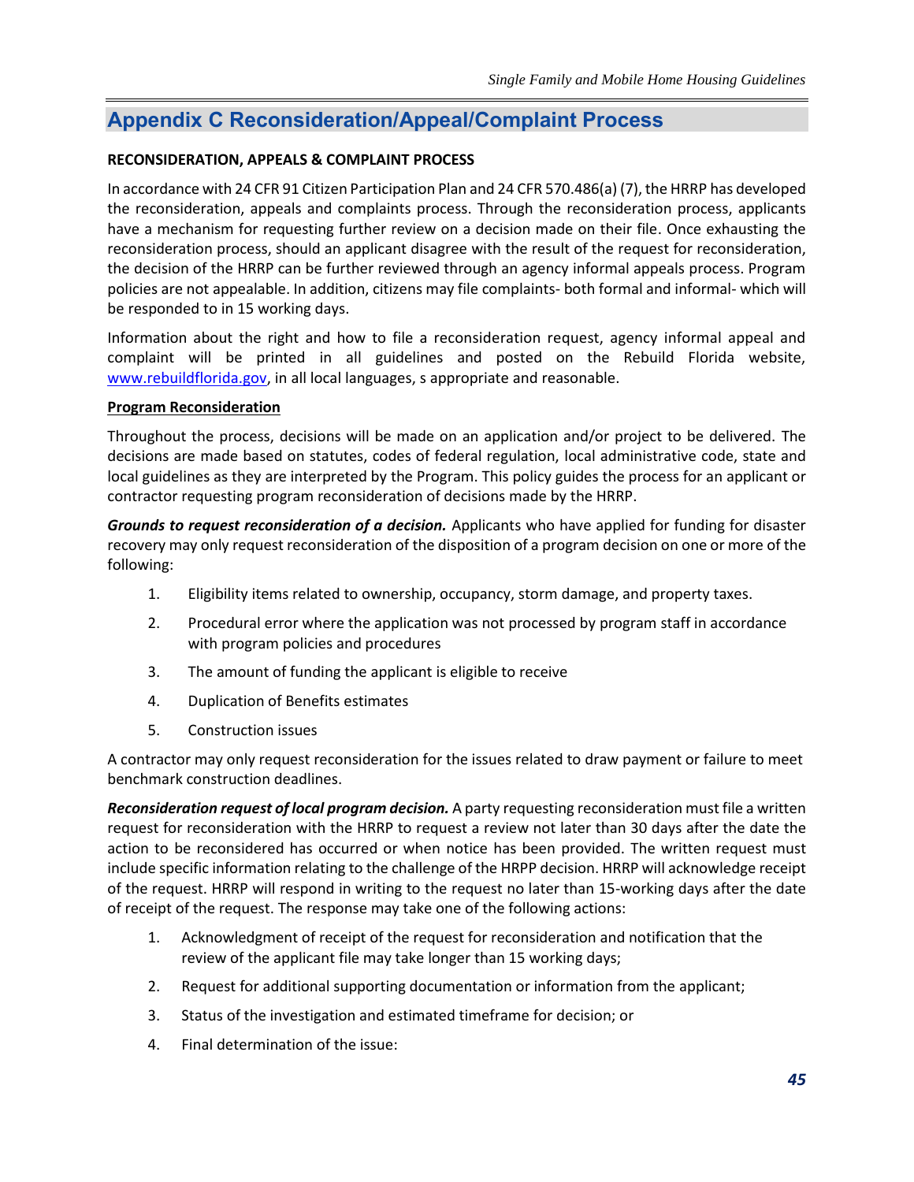## Appendix C Reconsideration/Appeal/Complaint Process

**RECONSIDERATION, APPEALS & COMPLAINT PROCESS**

In accordance with 24 CFR 91 Citizen Participation Plan and 24 CFR 570.486(a) (7), the HRRP has developed the reconsideration, appeals and complaints process. Through the reconsideration process, applicants have a mechanism for requesting further review on a decision made on their file. Once exhausting the reconsideration process, should an applicant disagree with the result of the request for reconsideration, the decision of the HRRP can be further reviewed through an agency informal appeals process. Program policies are not appealable. In addition, citizens may file complaints- both formal and informal- which will be responded to in 15 working days.

Information about the right and how to file a reconsideration request, agency informal appeal and complaint will be printed in all guidelines and posted on the Rebuild Florida website, www.rebuildflorida.gov, in all local languages, s appropriate and reasonable.

**Program Reconsideration**

Throughout the process, decisions will be made on an application and/or project to be delivered. The decisions are made based on statutes, codes of federal regulation, local administrative code, state and local guidelines as they are interpreted by the Program. This policy guides the process for an applicant or contractor requesting program reconsideration of decisions made by the HRRP.

***Grounds to request reconsideration of a decision.*** Applicants who have applied for funding for disaster recovery may only request reconsideration of the disposition of a program decision on one or more of the following:

1. Eligibility items related to ownership, occupancy, storm damage, and property taxes.
2. Procedural error where the application was not processed by program staff in accordance with program policies and procedures
3. The amount of funding the applicant is eligible to receive
4. Duplication of Benefits estimates
5. Construction issues

A contractor may only request reconsideration for the issues related to draw payment or failure to meet benchmark construction deadlines.

***Reconsideration request of local program decision.*** A party requesting reconsideration must file a written request for reconsideration with the HRRP to request a review not later than 30 days after the date the action to be reconsidered has occurred or when notice has been provided. The written request must include specific information relating to the challenge of the HRPP decision. HRRP will acknowledge receipt of the request. HRRP will respond in writing to the request no later than 15-working days after the date of receipt of the request. The response may take one of the following actions:

1. Acknowledgment of receipt of the request for reconsideration and notification that the review of the applicant file may take longer than 15 working days;
2. Request for additional supporting documentation or information from the applicant;
3. Status of the investigation and estimated timeframe for decision; or
4. Final determination of the issue: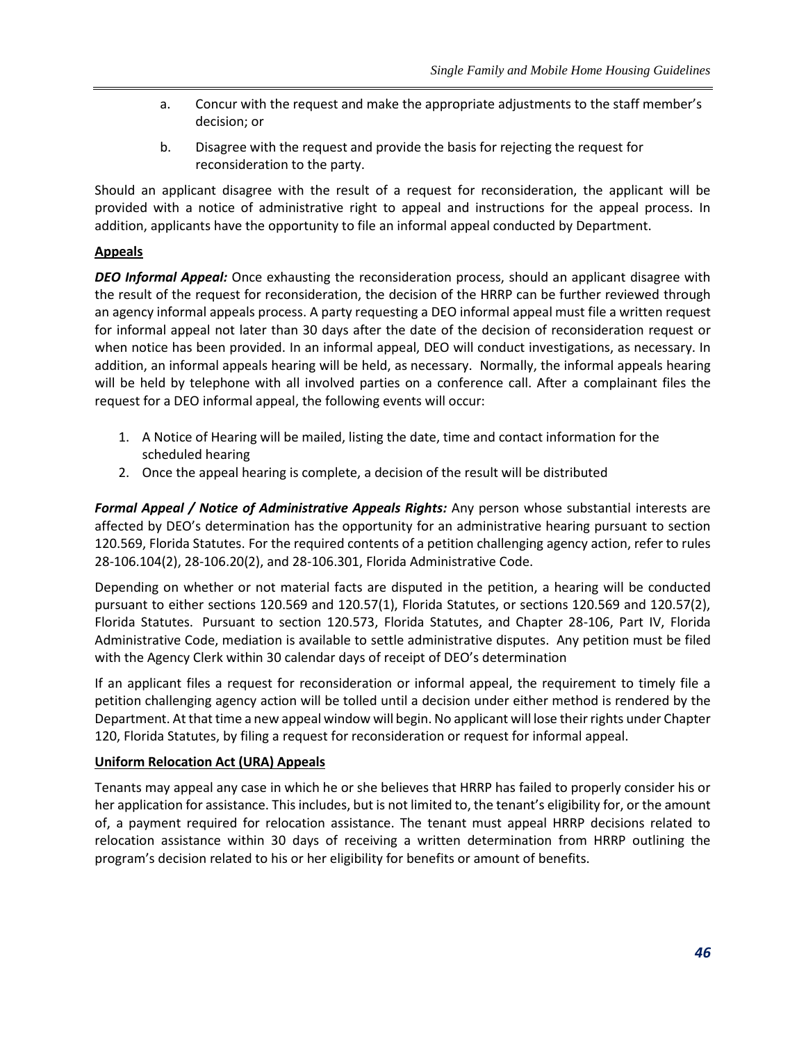a. Concur with the request and make the appropriate adjustments to the staff member's decision; or

b. Disagree with the request and provide the basis for rejecting the request for reconsideration to the party.

Should an applicant disagree with the result of a request for reconsideration, the applicant will be provided with a notice of administrative right to appeal and instructions for the appeal process. In addition, applicants have the opportunity to file an informal appeal conducted by Department.

**Appeals**

***DEO Informal Appeal:*** Once exhausting the reconsideration process, should an applicant disagree with the result of the request for reconsideration, the decision of the HRRP can be further reviewed through an agency informal appeals process. A party requesting a DEO informal appeal must file a written request for informal appeal not later than 30 days after the date of the decision of reconsideration request or when notice has been provided. In an informal appeal, DEO will conduct investigations, as necessary. In addition, an informal appeals hearing will be held, as necessary. Normally, the informal appeals hearing will be held by telephone with all involved parties on a conference call. After a complainant files the request for a DEO informal appeal, the following events will occur:

1. A Notice of Hearing will be mailed, listing the date, time and contact information for the scheduled hearing
2. Once the appeal hearing is complete, a decision of the result will be distributed

***Formal Appeal / Notice of Administrative Appeals Rights:*** Any person whose substantial interests are affected by DEO's determination has the opportunity for an administrative hearing pursuant to section 120.569, Florida Statutes. For the required contents of a petition challenging agency action, refer to rules 28-106.104(2), 28-106.20(2), and 28-106.301, Florida Administrative Code.

Depending on whether or not material facts are disputed in the petition, a hearing will be conducted pursuant to either sections 120.569 and 120.57(1), Florida Statutes, or sections 120.569 and 120.57(2), Florida Statutes. Pursuant to section 120.573, Florida Statutes, and Chapter 28-106, Part IV, Florida Administrative Code, mediation is available to settle administrative disputes. Any petition must be filed with the Agency Clerk within 30 calendar days of receipt of DEO's determination

If an applicant files a request for reconsideration or informal appeal, the requirement to timely file a petition challenging agency action will be tolled until a decision under either method is rendered by the Department. At that time a new appeal window will begin. No applicant will lose their rights under Chapter 120, Florida Statutes, by filing a request for reconsideration or request for informal appeal.

**Uniform Relocation Act (URA) Appeals**

Tenants may appeal any case in which he or she believes that HRRP has failed to properly consider his or her application for assistance. This includes, but is not limited to, the tenant's eligibility for, or the amount of, a payment required for relocation assistance. The tenant must appeal HRRP decisions related to relocation assistance within 30 days of receiving a written determination from HRRP outlining the program's decision related to his or her eligibility for benefits or amount of benefits.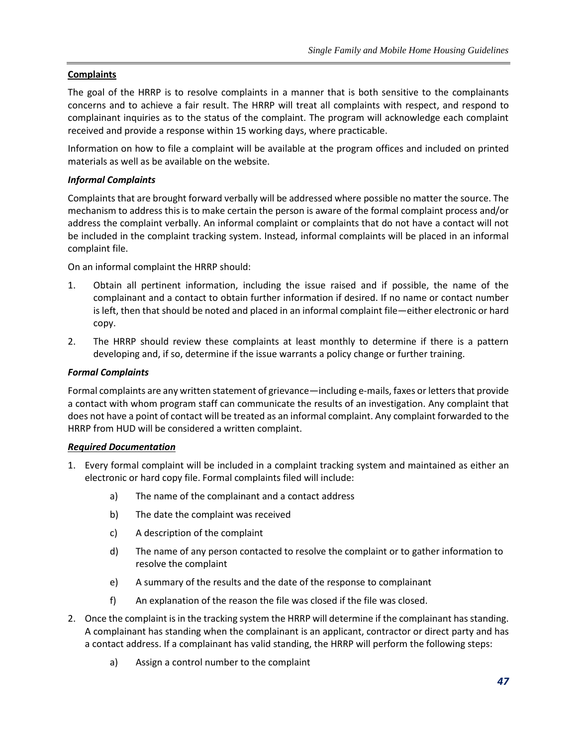**Complaints**

The goal of the HRRP is to resolve complaints in a manner that is both sensitive to the complainants concerns and to achieve a fair result. The HRRP will treat all complaints with respect, and respond to complainant inquiries as to the status of the complaint. The program will acknowledge each complaint received and provide a response within 15 working days, where practicable.

Information on how to file a complaint will be available at the program offices and included on printed materials as well as be available on the website.

***Informal Complaints***

Complaints that are brought forward verbally will be addressed where possible no matter the source. The mechanism to address this is to make certain the person is aware of the formal complaint process and/or address the complaint verbally. An informal complaint or complaints that do not have a contact will not be included in the complaint tracking system. Instead, informal complaints will be placed in an informal complaint file.

On an informal complaint the HRRP should:

1. Obtain all pertinent information, including the issue raised and if possible, the name of the complainant and a contact to obtain further information if desired. If no name or contact number is left, then that should be noted and placed in an informal complaint file—either electronic or hard copy.
2. The HRRP should review these complaints at least monthly to determine if there is a pattern developing and, if so, determine if the issue warrants a policy change or further training.

***Formal Complaints***

Formal complaints are any written statement of grievance—including e-mails, faxes or letters that provide a contact with whom program staff can communicate the results of an investigation. Any complaint that does not have a point of contact will be treated as an informal complaint. Any complaint forwarded to the HRRP from HUD will be considered a written complaint.

***Required Documentation***

1. Every formal complaint will be included in a complaint tracking system and maintained as either an electronic or hard copy file. Formal complaints filed will include:
   a) The name of the complainant and a contact address
   b) The date the complaint was received
   c) A description of the complaint
   d) The name of any person contacted to resolve the complaint or to gather information to resolve the complaint
   e) A summary of the results and the date of the response to complainant
   f) An explanation of the reason the file was closed if the file was closed.
2. Once the complaint is in the tracking system the HRRP will determine if the complainant has standing. A complainant has standing when the complainant is an applicant, contractor or direct party and has a contact address. If a complainant has valid standing, the HRRP will perform the following steps:
   a) Assign a control number to the complaint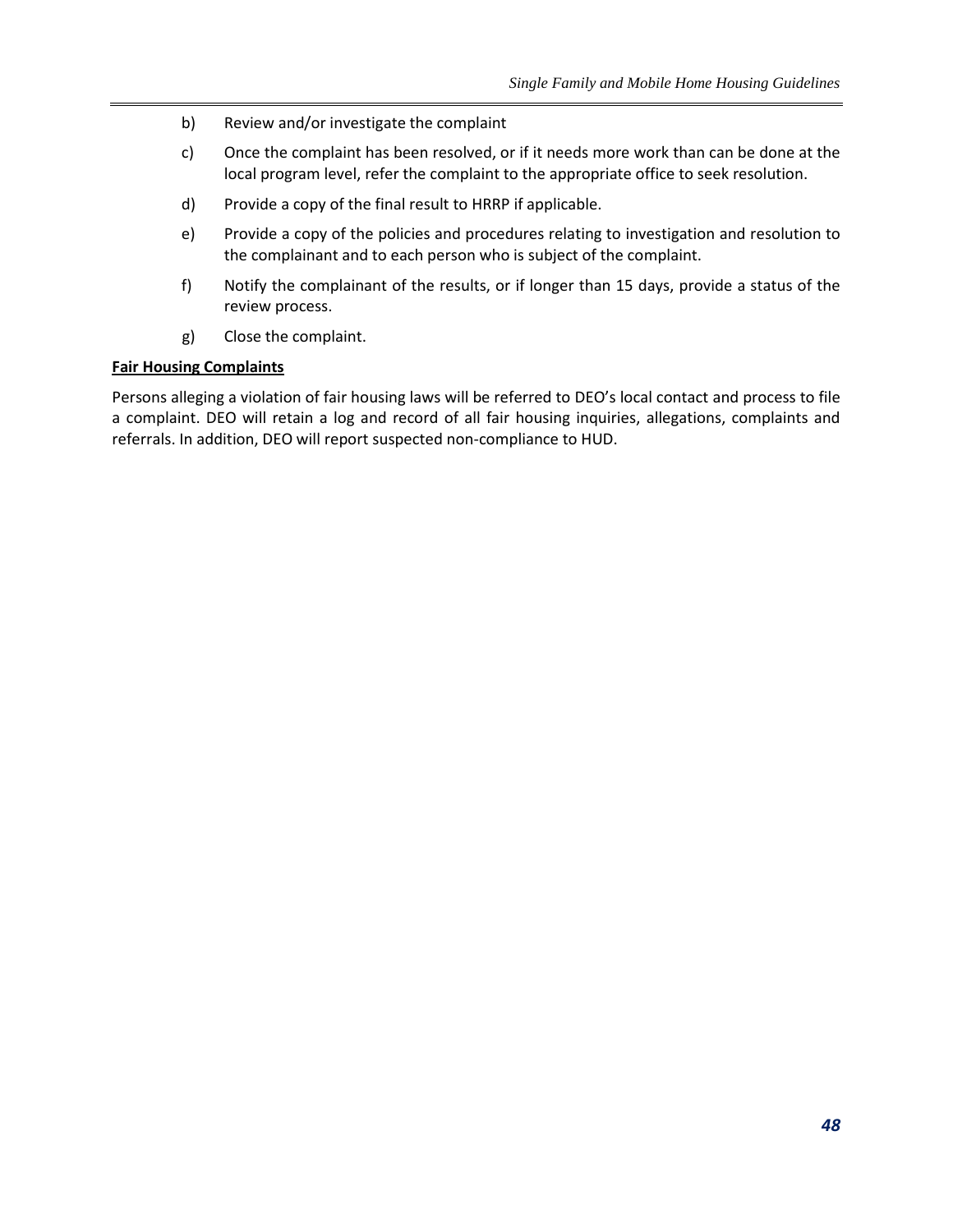b) Review and/or investigate the complaint

c) Once the complaint has been resolved, or if it needs more work than can be done at the local program level, refer the complaint to the appropriate office to seek resolution.

d) Provide a copy of the final result to HRRP if applicable.

e) Provide a copy of the policies and procedures relating to investigation and resolution to the complainant and to each person who is subject of the complaint.

f) Notify the complainant of the results, or if longer than 15 days, provide a status of the review process.

g) Close the complaint.

**Fair Housing Complaints**

Persons alleging a violation of fair housing laws will be referred to DEO's local contact and process to file a complaint. DEO will retain a log and record of all fair housing inquiries, allegations, complaints and referrals. In addition, DEO will report suspected non-compliance to HUD.